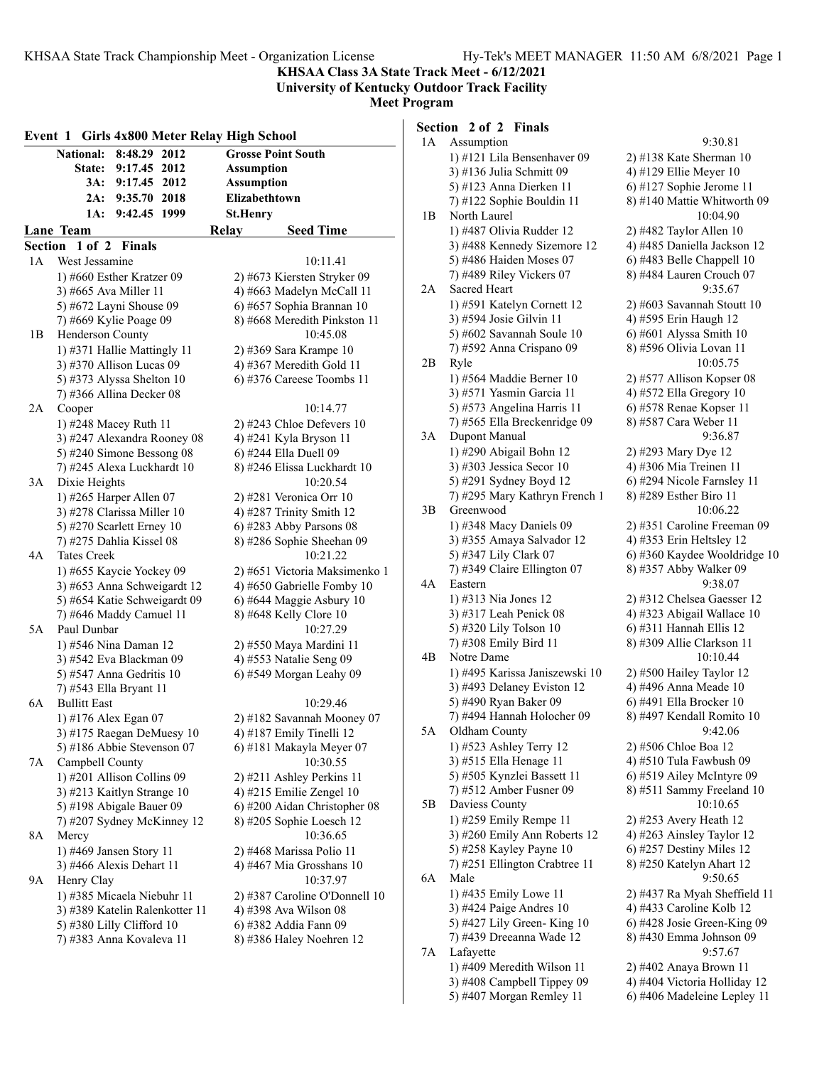# KHSAA Class 3A State Track Meet - 6/12/2021

**University of Kentucky Outdoor Track Facility**

**Meet Program**

## Event 1 Girls 4x800 Meter Relay High School

| | | | |
|---|---|---|---|
| **National:** | **8:48.29** | **2012** | **Grosse Point South** |
| **State:** | **9:17.45** | **2012** | **Assumption** |
| **3A:** | **9:17.45** | **2012** | **Assumption** |
| **2A:** | **9:35.70** | **2018** | **Elizabethtown** |
| **1A:** | **9:42.45** | **1999** | **St.Henry** |

| Lane | Team | Relay | Seed Time |
|---|---|---|---|

### Section 1 of 2 Finals

**1A West Jessamine** — 10:11.41
- 1) #660 Esther Kratzer 09
- 2) #673 Kiersten Stryker 09
- 3) #665 Ava Miller 11
- 4) #663 Madelyn McCall 11
- 5) #672 Layni Shouse 09
- 6) #657 Sophia Brannan 10
- 7) #669 Kylie Poage 09
- 8) #668 Meredith Pinkston 11

**1B Henderson County** — 10:45.08
- 1) #371 Hallie Mattingly 11
- 2) #369 Sara Krampe 10
- 3) #370 Allison Lucas 09
- 4) #367 Meredith Gold 11
- 5) #373 Alyssa Shelton 10
- 6) #376 Careese Toombs 11
- 7) #366 Allina Decker 08

**2A Cooper** — 10:14.77
- 1) #248 Macey Ruth 11
- 2) #243 Chloe Defevers 10
- 3) #247 Alexandra Rooney 08
- 4) #241 Kyla Bryson 11
- 5) #240 Simone Bessong 08
- 6) #244 Ella Duell 09
- 7) #245 Alexa Luckhardt 10
- 8) #246 Elissa Luckhardt 10

**3A Dixie Heights** — 10:20.54
- 1) #265 Harper Allen 07
- 2) #281 Veronica Orr 10
- 3) #278 Clarissa Miller 10
- 4) #287 Trinity Smith 12
- 5) #270 Scarlett Erney 10
- 6) #283 Abby Parsons 08
- 7) #275 Dahlia Kissel 08
- 8) #286 Sophie Sheehan 09

**4A Tates Creek** — 10:21.22
- 1) #655 Kaycie Yockey 09
- 2) #651 Victoria Maksimenko 1
- 3) #653 Anna Schweigardt 12
- 4) #650 Gabrielle Fomby 10
- 5) #654 Katie Schweigardt 09
- 6) #644 Maggie Asbury 10
- 7) #646 Maddy Camuel 11
- 8) #648 Kelly Clore 10

**5A Paul Dunbar** — 10:27.29
- 1) #546 Nina Daman 12
- 2) #550 Maya Mardini 11
- 3) #542 Eva Blackman 09
- 4) #553 Natalie Seng 09
- 5) #547 Anna Gedritis 10
- 6) #549 Morgan Leahy 09
- 7) #543 Ella Bryant 11

**6A Bullitt East** — 10:29.46
- 1) #176 Alex Egan 07
- 2) #182 Savannah Mooney 07
- 3) #175 Raegan DeMuesy 10
- 4) #187 Emily Tinelli 12
- 5) #186 Abbie Stevenson 07
- 6) #181 Makayla Meyer 07

**7A Campbell County** — 10:30.55
- 1) #201 Allison Collins 09
- 2) #211 Ashley Perkins 11
- 3) #213 Kaitlyn Strange 10
- 4) #215 Emilie Zengel 10
- 5) #198 Abigale Bauer 09
- 6) #200 Aidan Christopher 08
- 7) #207 Sydney McKinney 12
- 8) #205 Sophie Loesch 12

**8A Mercy** — 10:36.65
- 1) #469 Jansen Story 11
- 2) #468 Marissa Polio 11
- 3) #466 Alexis Dehart 11
- 4) #467 Mia Grosshans 10

**9A Henry Clay** — 10:37.97
- 1) #385 Micaela Niebuhr 11
- 2) #387 Caroline O'Donnell 10
- 3) #389 Katelin Ralenkotter 11
- 4) #398 Ava Wilson 08
- 5) #380 Lilly Clifford 10
- 6) #382 Addia Fann 09
- 7) #383 Anna Kovaleva 11
- 8) #386 Haley Noehren 12

### Section 2 of 2 Finals

**1A Assumption** — 9:30.81
- 1) #121 Lila Bensenhaver 09
- 2) #138 Kate Sherman 10
- 3) #136 Julia Schmitt 09
- 4) #129 Ellie Meyer 10
- 5) #123 Anna Dierken 11
- 6) #127 Sophie Jerome 11
- 7) #122 Sophie Bouldin 11
- 8) #140 Mattie Whitworth 09

**1B North Laurel** — 10:04.90
- 1) #487 Olivia Rudder 12
- 2) #482 Taylor Allen 10
- 3) #488 Kennedy Sizemore 12
- 4) #485 Daniella Jackson 12
- 5) #486 Haiden Moses 07
- 6) #483 Belle Chappell 10
- 7) #489 Riley Vickers 07
- 8) #484 Lauren Crouch 07

**2A Sacred Heart** — 9:35.67
- 1) #591 Katelyn Cornett 12
- 2) #603 Savannah Stoutt 10
- 3) #594 Josie Gilvin 11
- 4) #595 Erin Haugh 12
- 5) #602 Savannah Soule 10
- 6) #601 Alyssa Smith 10
- 7) #592 Anna Crispano 09
- 8) #596 Olivia Lovan 11

**2B Ryle** — 10:05.75
- 1) #564 Maddie Berner 10
- 2) #577 Allison Kopser 08
- 3) #571 Yasmin Garcia 11
- 4) #572 Ella Gregory 10
- 5) #573 Angelina Harris 11
- 6) #578 Renae Kopser 11
- 7) #565 Ella Breckenridge 09
- 8) #587 Cara Weber 11

**3A Dupont Manual** — 9:36.87
- 1) #290 Abigail Bohn 12
- 2) #293 Mary Dye 12
- 3) #303 Jessica Secor 10
- 4) #306 Mia Treinen 11
- 5) #291 Sydney Boyd 12
- 6) #294 Nicole Farnsley 11
- 7) #295 Mary Kathryn French 1
- 8) #289 Esther Biro 11

**3B Greenwood** — 10:06.22
- 1) #348 Macy Daniels 09
- 2) #351 Caroline Freeman 09
- 3) #355 Amaya Salvador 12
- 4) #353 Erin Heltsley 12
- 5) #347 Lily Clark 07
- 6) #360 Kaydee Wooldridge 10
- 7) #349 Claire Ellington 07
- 8) #357 Abby Walker 09

**4A Eastern** — 9:38.07
- 1) #313 Nia Jones 12
- 2) #312 Chelsea Gaesser 12
- 3) #317 Leah Penick 08
- 4) #323 Abigail Wallace 10
- 5) #320 Lily Tolson 10
- 6) #311 Hannah Ellis 12
- 7) #308 Emily Bird 11
- 8) #309 Allie Clarkson 11

**4B Notre Dame** — 10:10.44
- 1) #495 Karissa Janiszewski 10
- 2) #500 Hailey Taylor 12
- 3) #493 Delaney Eviston 12
- 4) #496 Anna Meade 10
- 5) #490 Ryan Baker 09
- 6) #491 Ella Brocker 10
- 7) #494 Hannah Holocher 09
- 8) #497 Kendall Romito 10

**5A Oldham County** — 9:42.06
- 1) #523 Ashley Terry 12
- 2) #506 Chloe Boa 12
- 3) #515 Ella Henage 11
- 4) #510 Tula Fawbush 09
- 5) #505 Kynzlei Bassett 11
- 6) #519 Ailey McIntyre 09
- 7) #512 Amber Fusner 09
- 8) #511 Sammy Freeland 10

**5B Daviess County** — 10:10.65
- 1) #259 Emily Rempe 11
- 2) #253 Avery Heath 12
- 3) #260 Emily Ann Roberts 12
- 4) #263 Ainsley Taylor 12
- 5) #258 Kayley Payne 10
- 6) #257 Destiny Miles 12
- 7) #251 Ellington Crabtree 11
- 8) #250 Katelyn Ahart 12

**6A Male** — 9:50.65
- 1) #435 Emily Lowe 11
- 2) #437 Ra Myah Sheffield 11
- 3) #424 Paige Andres 10
- 4) #433 Caroline Kolb 12
- 5) #427 Lily Green- King 10
- 6) #428 Josie Green-King 09
- 7) #439 Dreeanna Wade 12
- 8) #430 Emma Johnson 09

**7A Lafayette** — 9:57.67
- 1) #409 Meredith Wilson 11
- 2) #402 Anaya Brown 11
- 3) #408 Campbell Tippey 09
- 4) #404 Victoria Holliday 12
- 5) #407 Morgan Remley 11
- 6) #406 Madeleine Lepley 11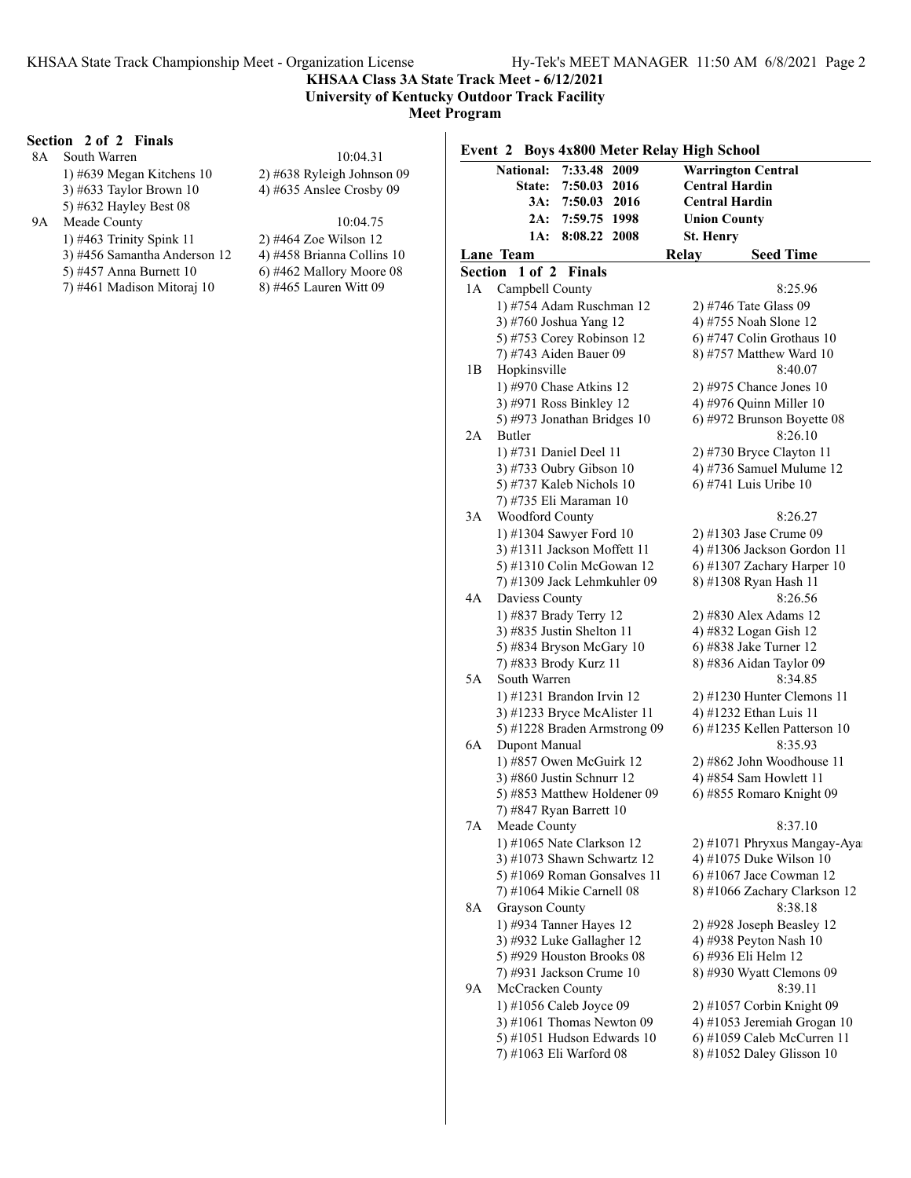**KHSAA Class 3A State Track Meet - 6/12/2021**
**University of Kentucky Outdoor Track Facility**
**Meet Program**

**Section 2 of 2 Finals**

8A South Warren — 10:04.31
1) #639 Megan Kitchens 10
2) #638 Ryleigh Johnson 09
3) #633 Taylor Brown 10
4) #635 Anslee Crosby 09
5) #632 Hayley Best 08

9A Meade County — 10:04.75
1) #463 Trinity Spink 11
2) #464 Zoe Wilson 12
3) #456 Samantha Anderson 12
4) #458 Brianna Collins 10
5) #457 Anna Burnett 10
6) #462 Mallory Moore 08
7) #461 Madison Mitoraj 10
8) #465 Lauren Witt 09

## Event 2 Boys 4x800 Meter Relay High School

| | | | |
|---|---|---|---|
| National: | 7:33.48 | 2009 | Warrington Central |
| State: | 7:50.03 | 2016 | Central Hardin |
| 3A: | 7:50.03 | 2016 | Central Hardin |
| 2A: | 7:59.75 | 1998 | Union County |
| 1A: | 8:08.22 | 2008 | St. Henry |

| Lane | Team | Relay | Seed Time |
|---|---|---|---|

**Section 1 of 2 Finals**

1A Campbell County — 8:25.96
1) #754 Adam Ruschman 12
2) #746 Tate Glass 09
3) #760 Joshua Yang 12
4) #755 Noah Slone 12
5) #753 Corey Robinson 12
6) #747 Colin Grothaus 10
7) #743 Aiden Bauer 09
8) #757 Matthew Ward 10

1B Hopkinsville — 8:40.07
1) #970 Chase Atkins 12
2) #975 Chance Jones 10
3) #971 Ross Binkley 12
4) #976 Quinn Miller 10
5) #973 Jonathan Bridges 10
6) #972 Brunson Boyette 08

2A Butler — 8:26.10
1) #731 Daniel Deel 11
2) #730 Bryce Clayton 11
3) #733 Oubry Gibson 10
4) #736 Samuel Mulume 12
5) #737 Kaleb Nichols 10
6) #741 Luis Uribe 10
7) #735 Eli Maraman 10

3A Woodford County — 8:26.27
1) #1304 Sawyer Ford 10
2) #1303 Jase Crume 09
3) #1311 Jackson Moffett 11
4) #1306 Jackson Gordon 11
5) #1310 Colin McGowan 12
6) #1307 Zachary Harper 10
7) #1309 Jack Lehmkuhler 09
8) #1308 Ryan Hash 11

4A Daviess County — 8:26.56
1) #837 Brady Terry 12
2) #830 Alex Adams 12
3) #835 Justin Shelton 11
4) #832 Logan Gish 12
5) #834 Bryson McGary 10
6) #838 Jake Turner 12
7) #833 Brody Kurz 11
8) #836 Aidan Taylor 09

5A South Warren — 8:34.85
1) #1231 Brandon Irvin 12
2) #1230 Hunter Clemons 11
3) #1233 Bryce McAlister 11
4) #1232 Ethan Luis 11
5) #1228 Braden Armstrong 09
6) #1235 Kellen Patterson 10

6A Dupont Manual — 8:35.93
1) #857 Owen McGuirk 12
2) #862 John Woodhouse 11
3) #860 Justin Schnurr 12
4) #854 Sam Howlett 11
5) #853 Matthew Holdener 09
6) #855 Romaro Knight 09
7) #847 Ryan Barrett 10

7A Meade County — 8:37.10
1) #1065 Nate Clarkson 12
2) #1071 Phryxus Mangay-Aya
3) #1073 Shawn Schwartz 12
4) #1075 Duke Wilson 10
5) #1069 Roman Gonsalves 11
6) #1067 Jace Cowman 12
7) #1064 Mikie Carnell 08
8) #1066 Zachary Clarkson 12

8A Grayson County — 8:38.18
1) #934 Tanner Hayes 12
2) #928 Joseph Beasley 12
3) #932 Luke Gallagher 12
4) #938 Peyton Nash 10
5) #929 Houston Brooks 08
6) #936 Eli Helm 12
7) #931 Jackson Crume 10
8) #930 Wyatt Clemons 09

9A McCracken County — 8:39.11
1) #1056 Caleb Joyce 09
2) #1057 Corbin Knight 09
3) #1061 Thomas Newton 09
4) #1053 Jeremiah Grogan 10
5) #1051 Hudson Edwards 10
6) #1059 Caleb McCurren 11
7) #1063 Eli Warford 08
8) #1052 Daley Glisson 10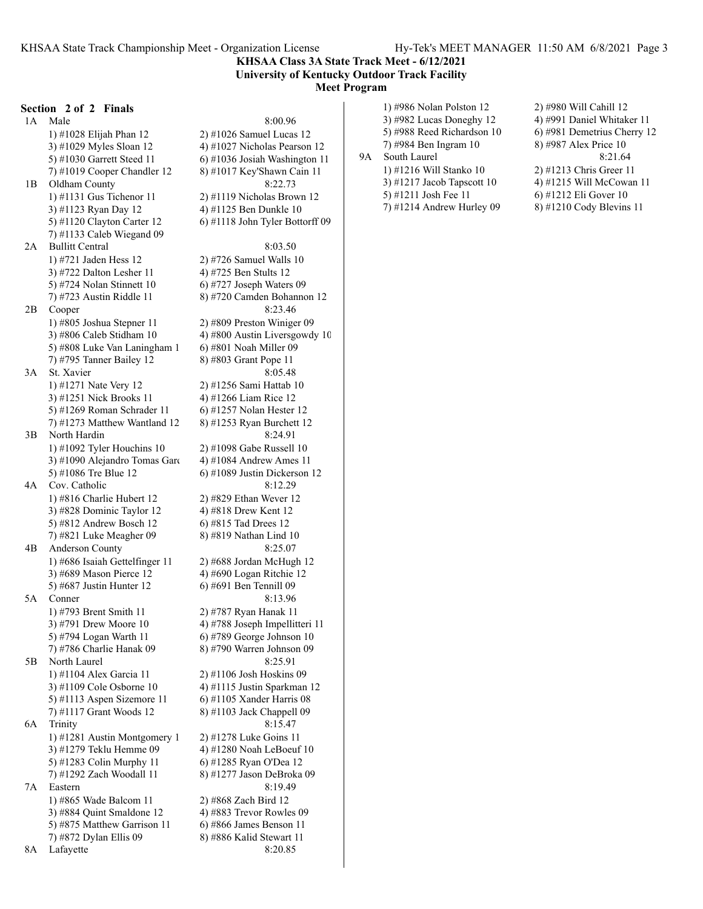## KHSAA Class 3A State Track Meet - 6/12/2021
### University of Kentucky Outdoor Track Facility
### Meet Program

**Section 2 of 2 Finals**

1A Male — 8:00.96
- 1) #1028 Elijah Phan 12
- 2) #1026 Samuel Lucas 12
- 3) #1029 Myles Sloan 12
- 4) #1027 Nicholas Pearson 12
- 5) #1030 Garrett Steed 11
- 6) #1036 Josiah Washington 11
- 7) #1019 Cooper Chandler 12
- 8) #1017 Key'Shawn Cain 11

1B Oldham County — 8:22.73
- 1) #1131 Gus Tichenor 11
- 2) #1119 Nicholas Brown 12
- 3) #1123 Ryan Day 12
- 4) #1125 Ben Dunkle 10
- 5) #1120 Clayton Carter 12
- 6) #1118 John Tyler Bottorff 09
- 7) #1133 Caleb Wiegand 09

2A Bullitt Central — 8:03.50
- 1) #721 Jaden Hess 12
- 2) #726 Samuel Walls 10
- 3) #722 Dalton Lesher 11
- 4) #725 Ben Stults 12
- 5) #724 Nolan Stinnett 10
- 6) #727 Joseph Waters 09
- 7) #723 Austin Riddle 11
- 8) #720 Camden Bohannon 12

2B Cooper — 8:23.46
- 1) #805 Joshua Stepner 11
- 2) #809 Preston Winiger 09
- 3) #806 Caleb Stidham 10
- 4) #800 Austin Liversgowdy 10
- 5) #808 Luke Van Laningham 1
- 6) #801 Noah Miller 09
- 7) #795 Tanner Bailey 12
- 8) #803 Grant Pope 11

3A St. Xavier — 8:05.48
- 1) #1271 Nate Very 12
- 2) #1256 Sami Hattab 10
- 3) #1251 Nick Brooks 11
- 4) #1266 Liam Rice 12
- 5) #1269 Roman Schrader 11
- 6) #1257 Nolan Hester 12
- 7) #1273 Matthew Wantland 12
- 8) #1253 Ryan Burchett 12

3B North Hardin — 8:24.91
- 1) #1092 Tyler Houchins 10
- 2) #1098 Gabe Russell 10
- 3) #1090 Alejandro Tomas Garc
- 4) #1084 Andrew Ames 11
- 5) #1086 Tre Blue 12
- 6) #1089 Justin Dickerson 12

4A Cov. Catholic — 8:12.29
- 1) #816 Charlie Hubert 12
- 2) #829 Ethan Wever 12
- 3) #828 Dominic Taylor 12
- 4) #818 Drew Kent 12
- 5) #812 Andrew Bosch 12
- 6) #815 Tad Drees 12
- 7) #821 Luke Meagher 09
- 8) #819 Nathan Lind 10

4B Anderson County — 8:25.07
- 1) #686 Isaiah Gettelfinger 11
- 2) #688 Jordan McHugh 12
- 3) #689 Mason Pierce 12
- 4) #690 Logan Ritchie 12
- 5) #687 Justin Hunter 12
- 6) #691 Ben Tennill 09

5A Conner — 8:13.96
- 1) #793 Brent Smith 11
- 2) #787 Ryan Hanak 11
- 3) #791 Drew Moore 10
- 4) #788 Joseph Impellitteri 11
- 5) #794 Logan Warth 11
- 6) #789 George Johnson 10
- 7) #786 Charlie Hanak 09
- 8) #790 Warren Johnson 09

5B North Laurel — 8:25.91
- 1) #1104 Alex Garcia 11
- 2) #1106 Josh Hoskins 09
- 3) #1109 Cole Osborne 10
- 4) #1115 Justin Sparkman 12
- 5) #1113 Aspen Sizemore 11
- 6) #1105 Xander Harris 08
- 7) #1117 Grant Woods 12
- 8) #1103 Jack Chappell 09

6A Trinity — 8:15.47
- 1) #1281 Austin Montgomery 1
- 2) #1278 Luke Goins 11
- 3) #1279 Teklu Hemme 09
- 4) #1280 Noah LeBoeuf 10
- 5) #1283 Colin Murphy 11
- 6) #1285 Ryan O'Dea 12
- 7) #1292 Zach Woodall 11
- 8) #1277 Jason DeBroka 09

7A Eastern — 8:19.49
- 1) #865 Wade Balcom 11
- 2) #868 Zach Bird 12
- 3) #884 Quint Smaldone 12
- 4) #883 Trevor Rowles 09
- 5) #875 Matthew Garrison 11
- 6) #866 James Benson 11
- 7) #872 Dylan Ellis 09
- 8) #886 Kalid Stewart 11

8A Lafayette — 8:20.85
- 1) #986 Nolan Polston 12
- 2) #980 Will Cahill 12
- 3) #982 Lucas Doneghy 12
- 4) #991 Daniel Whitaker 11
- 5) #988 Reed Richardson 10
- 6) #981 Demetrius Cherry 12
- 7) #984 Ben Ingram 10
- 8) #987 Alex Price 10

9A South Laurel — 8:21.64
- 1) #1216 Will Stanko 10
- 2) #1213 Chris Greer 11
- 3) #1217 Jacob Tapscott 10
- 4) #1215 Will McCowan 11
- 5) #1211 Josh Fee 11
- 6) #1212 Eli Gover 10
- 7) #1214 Andrew Hurley 09
- 8) #1210 Cody Blevins 11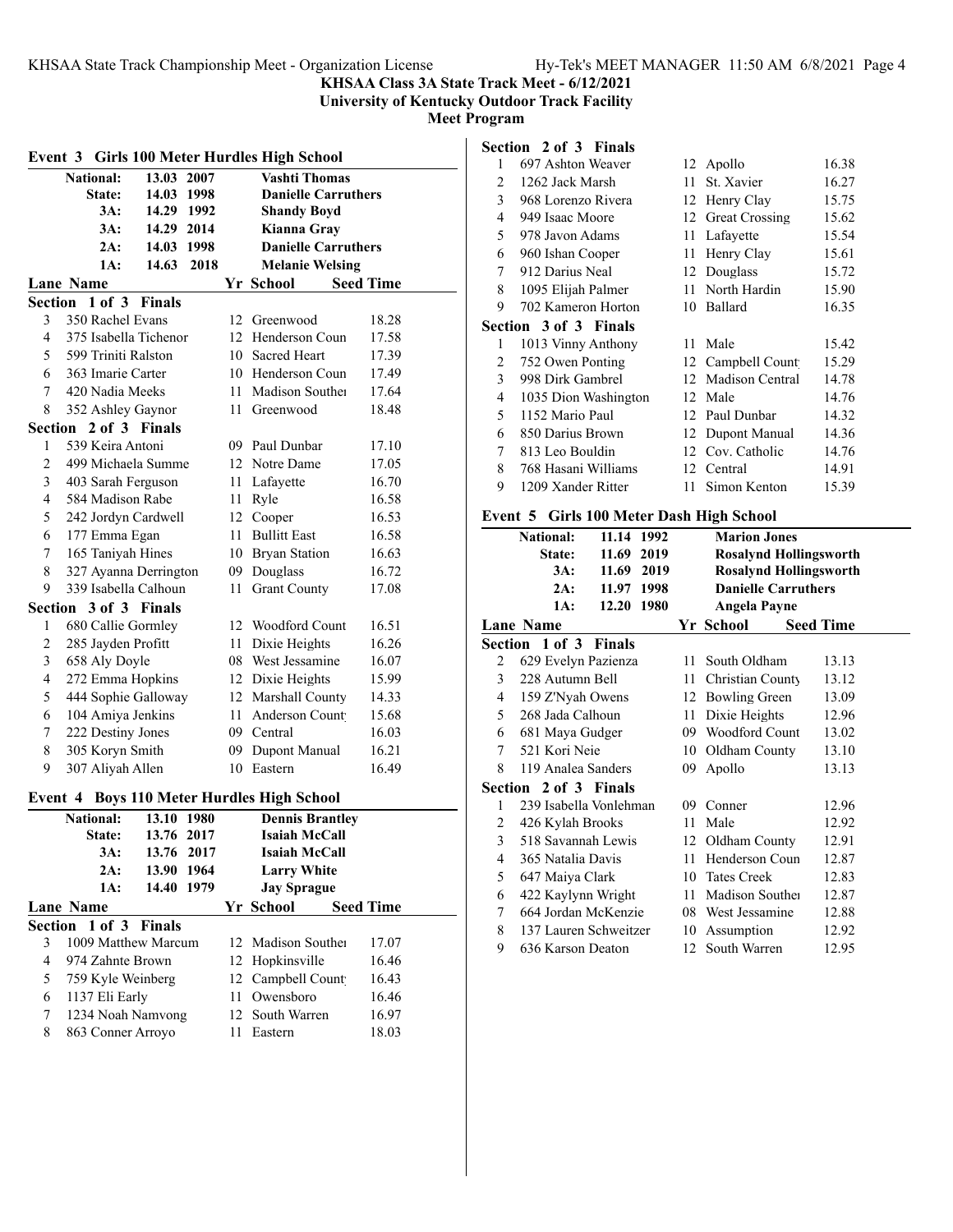**KHSAA Class 3A State Track Meet - 6/12/2021**
**University of Kentucky Outdoor Track Facility**
**Meet Program**

### Event 3 Girls 100 Meter Hurdles High School

| Record | Time | Year | Name |
|---|---|---|---|
| National: | 13.03 | 2007 | Vashti Thomas |
| State: | 14.03 | 1998 | Danielle Carruthers |
| 3A: | 14.29 | 1992 | Shandy Boyd |
| 3A: | 14.29 | 2014 | Kianna Gray |
| 2A: | 14.03 | 1998 | Danielle Carruthers |
| 1A: | 14.63 | 2018 | Melanie Welsing |

| Lane | Name | Yr | School | Seed Time |
|---|---|---|---|---|
| **Section 1 of 3 Finals** | | | | |
| 3 | 350 Rachel Evans | 12 | Greenwood | 18.28 |
| 4 | 375 Isabella Tichenor | 12 | Henderson Coun | 17.58 |
| 5 | 599 Triniti Ralston | 10 | Sacred Heart | 17.39 |
| 6 | 363 Imarie Carter | 10 | Henderson Coun | 17.49 |
| 7 | 420 Nadia Meeks | 11 | Madison Souther | 17.64 |
| 8 | 352 Ashley Gaynor | 11 | Greenwood | 18.48 |
| **Section 2 of 3 Finals** | | | | |
| 1 | 539 Keira Antoni | 09 | Paul Dunbar | 17.10 |
| 2 | 499 Michaela Summe | 12 | Notre Dame | 17.05 |
| 3 | 403 Sarah Ferguson | 11 | Lafayette | 16.70 |
| 4 | 584 Madison Rabe | 11 | Ryle | 16.58 |
| 5 | 242 Jordyn Cardwell | 12 | Cooper | 16.53 |
| 6 | 177 Emma Egan | 11 | Bullitt East | 16.58 |
| 7 | 165 Taniyah Hines | 10 | Bryan Station | 16.63 |
| 8 | 327 Ayanna Derrington | 09 | Douglass | 16.72 |
| 9 | 339 Isabella Calhoun | 11 | Grant County | 17.08 |
| **Section 3 of 3 Finals** | | | | |
| 1 | 680 Callie Gormley | 12 | Woodford Count | 16.51 |
| 2 | 285 Jayden Profitt | 11 | Dixie Heights | 16.26 |
| 3 | 658 Aly Doyle | 08 | West Jessamine | 16.07 |
| 4 | 272 Emma Hopkins | 12 | Dixie Heights | 15.99 |
| 5 | 444 Sophie Galloway | 12 | Marshall County | 14.33 |
| 6 | 104 Amiya Jenkins | 11 | Anderson Count | 15.68 |
| 7 | 222 Destiny Jones | 09 | Central | 16.03 |
| 8 | 305 Koryn Smith | 09 | Dupont Manual | 16.21 |
| 9 | 307 Aliyah Allen | 10 | Eastern | 16.49 |

### Event 4 Boys 110 Meter Hurdles High School

| Record | Time | Year | Name |
|---|---|---|---|
| National: | 13.10 | 1980 | Dennis Brantley |
| State: | 13.76 | 2017 | Isaiah McCall |
| 3A: | 13.76 | 2017 | Isaiah McCall |
| 2A: | 13.90 | 1964 | Larry White |
| 1A: | 14.40 | 1979 | Jay Sprague |

| Lane | Name | Yr | School | Seed Time |
|---|---|---|---|---|
| **Section 1 of 3 Finals** | | | | |
| 3 | 1009 Matthew Marcum | 12 | Madison Souther | 17.07 |
| 4 | 974 Zahnte Brown | 12 | Hopkinsville | 16.46 |
| 5 | 759 Kyle Weinberg | 12 | Campbell Count | 16.43 |
| 6 | 1137 Eli Early | 11 | Owensboro | 16.46 |
| 7 | 1234 Noah Namvong | 12 | South Warren | 16.97 |
| 8 | 863 Conner Arroyo | 11 | Eastern | 18.03 |
| **Section 2 of 3 Finals** | | | | |
| 1 | 697 Ashton Weaver | 12 | Apollo | 16.38 |
| 2 | 1262 Jack Marsh | 11 | St. Xavier | 16.27 |
| 3 | 968 Lorenzo Rivera | 12 | Henry Clay | 15.75 |
| 4 | 949 Isaac Moore | 12 | Great Crossing | 15.62 |
| 5 | 978 Javon Adams | 11 | Lafayette | 15.54 |
| 6 | 960 Ishan Cooper | 11 | Henry Clay | 15.61 |
| 7 | 912 Darius Neal | 12 | Douglass | 15.72 |
| 8 | 1095 Elijah Palmer | 11 | North Hardin | 15.90 |
| 9 | 702 Kameron Horton | 10 | Ballard | 16.35 |
| **Section 3 of 3 Finals** | | | | |
| 1 | 1013 Vinny Anthony | 11 | Male | 15.42 |
| 2 | 752 Owen Ponting | 12 | Campbell Count | 15.29 |
| 3 | 998 Dirk Gambrel | 12 | Madison Central | 14.78 |
| 4 | 1035 Dion Washington | 12 | Male | 14.76 |
| 5 | 1152 Mario Paul | 12 | Paul Dunbar | 14.32 |
| 6 | 850 Darius Brown | 12 | Dupont Manual | 14.36 |
| 7 | 813 Leo Bouldin | 12 | Cov. Catholic | 14.76 |
| 8 | 768 Hasani Williams | 12 | Central | 14.91 |
| 9 | 1209 Xander Ritter | 11 | Simon Kenton | 15.39 |

### Event 5 Girls 100 Meter Dash High School

| Record | Time | Year | Name |
|---|---|---|---|
| National: | 11.14 | 1992 | Marion Jones |
| State: | 11.69 | 2019 | Rosalynd Hollingsworth |
| 3A: | 11.69 | 2019 | Rosalynd Hollingsworth |
| 2A: | 11.97 | 1998 | Danielle Carruthers |
| 1A: | 12.20 | 1980 | Angela Payne |

| Lane | Name | Yr | School | Seed Time |
|---|---|---|---|---|
| **Section 1 of 3 Finals** | | | | |
| 2 | 629 Evelyn Pazienza | 11 | South Oldham | 13.13 |
| 3 | 228 Autumn Bell | 11 | Christian County | 13.12 |
| 4 | 159 Z'Nyah Owens | 12 | Bowling Green | 13.09 |
| 5 | 268 Jada Calhoun | 11 | Dixie Heights | 12.96 |
| 6 | 681 Maya Gudger | 09 | Woodford Count | 13.02 |
| 7 | 521 Kori Neie | 10 | Oldham County | 13.10 |
| 8 | 119 Analea Sanders | 09 | Apollo | 13.13 |
| **Section 2 of 3 Finals** | | | | |
| 1 | 239 Isabella Vonlehman | 09 | Conner | 12.96 |
| 2 | 426 Kylah Brooks | 11 | Male | 12.92 |
| 3 | 518 Savannah Lewis | 12 | Oldham County | 12.91 |
| 4 | 365 Natalia Davis | 11 | Henderson Coun | 12.87 |
| 5 | 647 Maiya Clark | 10 | Tates Creek | 12.83 |
| 6 | 422 Kaylynn Wright | 11 | Madison Souther | 12.87 |
| 7 | 664 Jordan McKenzie | 08 | West Jessamine | 12.88 |
| 8 | 137 Lauren Schweitzer | 10 | Assumption | 12.92 |
| 9 | 636 Karson Deaton | 12 | South Warren | 12.95 |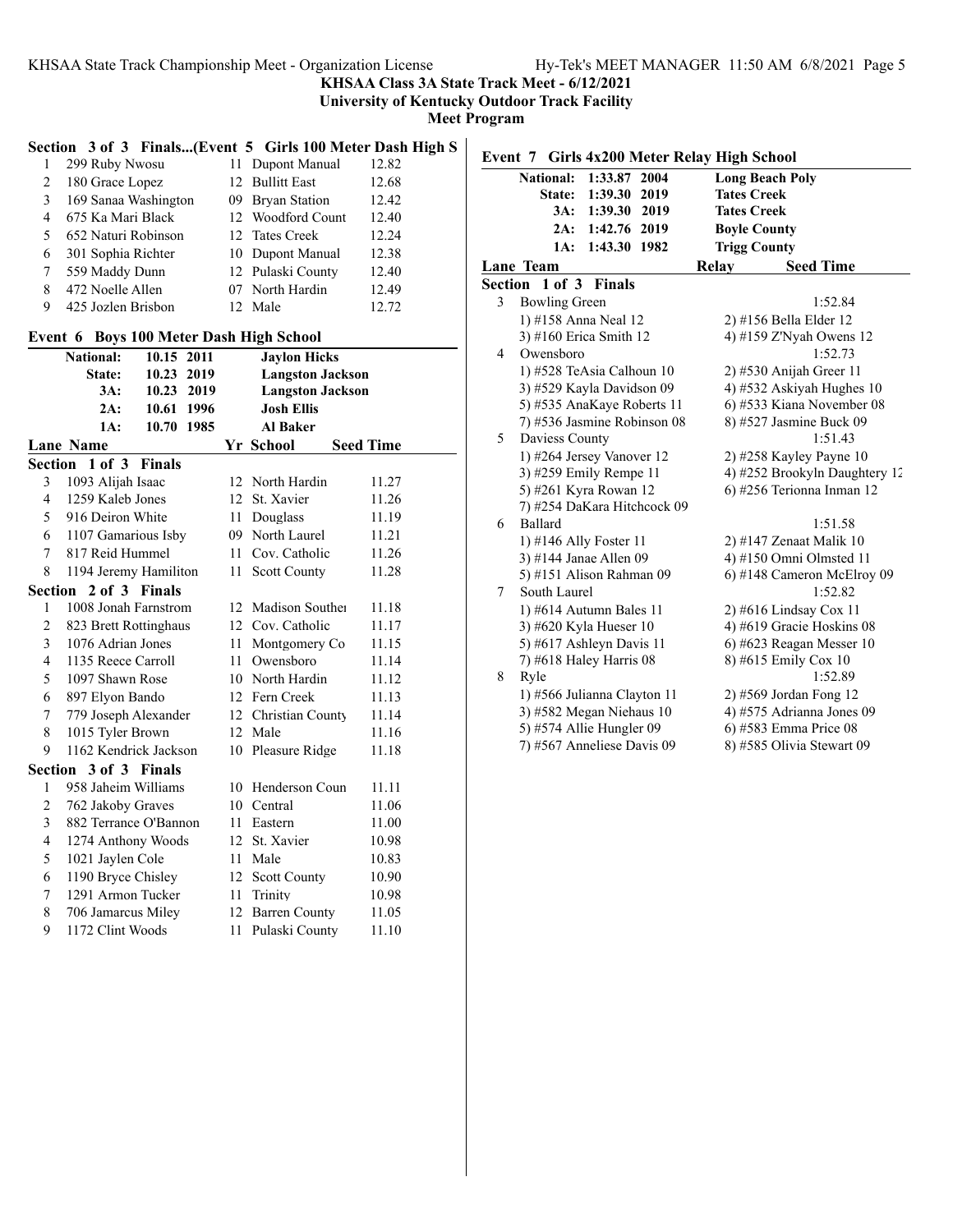### Section 3 of 3 Finals...(Event 5 Girls 100 Meter Dash High S

| Lane | Name | Yr | School | Seed Time |
|---|---|---|---|---|
| 1 | 299 Ruby Nwosu | 11 | Dupont Manual | 12.82 |
| 2 | 180 Grace Lopez | 12 | Bullitt East | 12.68 |
| 3 | 169 Sanaa Washington | 09 | Bryan Station | 12.42 |
| 4 | 675 Ka Mari Black | 12 | Woodford Count | 12.40 |
| 5 | 652 Naturi Robinson | 12 | Tates Creek | 12.24 |
| 6 | 301 Sophia Richter | 10 | Dupont Manual | 12.38 |
| 7 | 559 Maddy Dunn | 12 | Pulaski County | 12.40 |
| 8 | 472 Noelle Allen | 07 | North Hardin | 12.49 |
| 9 | 425 Jozlen Brisbon | 12 | Male | 12.72 |

## Event 6 Boys 100 Meter Dash High School

| | | | |
|---|---|---|---|
| National: | 10.15 | 2011 | Jaylon Hicks |
| State: | 10.23 | 2019 | Langston Jackson |
| 3A: | 10.23 | 2019 | Langston Jackson |
| 2A: | 10.61 | 1996 | Josh Ellis |
| 1A: | 10.70 | 1985 | Al Baker |

| Lane | Name | Yr | School | Seed Time |
|---|---|---|---|---|
| **Section 1 of 3 Finals** | | | | |
| 3 | 1093 Alijah Isaac | 12 | North Hardin | 11.27 |
| 4 | 1259 Kaleb Jones | 12 | St. Xavier | 11.26 |
| 5 | 916 Deiron White | 11 | Douglass | 11.19 |
| 6 | 1107 Gamarious Isby | 09 | North Laurel | 11.21 |
| 7 | 817 Reid Hummel | 11 | Cov. Catholic | 11.26 |
| 8 | 1194 Jeremy Hamiliton | 11 | Scott County | 11.28 |
| **Section 2 of 3 Finals** | | | | |
| 1 | 1008 Jonah Farnstrom | 12 | Madison Souther | 11.18 |
| 2 | 823 Brett Rottinghaus | 12 | Cov. Catholic | 11.17 |
| 3 | 1076 Adrian Jones | 11 | Montgomery Co | 11.15 |
| 4 | 1135 Reece Carroll | 11 | Owensboro | 11.14 |
| 5 | 1097 Shawn Rose | 10 | North Hardin | 11.12 |
| 6 | 897 Elyon Bando | 12 | Fern Creek | 11.13 |
| 7 | 779 Joseph Alexander | 12 | Christian County | 11.14 |
| 8 | 1015 Tyler Brown | 12 | Male | 11.16 |
| 9 | 1162 Kendrick Jackson | 10 | Pleasure Ridge | 11.18 |
| **Section 3 of 3 Finals** | | | | |
| 1 | 958 Jaheim Williams | 10 | Henderson Coun | 11.11 |
| 2 | 762 Jakoby Graves | 10 | Central | 11.06 |
| 3 | 882 Terrance O'Bannon | 11 | Eastern | 11.00 |
| 4 | 1274 Anthony Woods | 12 | St. Xavier | 10.98 |
| 5 | 1021 Jaylen Cole | 11 | Male | 10.83 |
| 6 | 1190 Bryce Chisley | 12 | Scott County | 10.90 |
| 7 | 1291 Armon Tucker | 11 | Trinity | 10.98 |
| 8 | 706 Jamarcus Miley | 12 | Barren County | 11.05 |
| 9 | 1172 Clint Woods | 11 | Pulaski County | 11.10 |

## Event 7 Girls 4x200 Meter Relay High School

| | | | |
|---|---|---|---|
| National: | 1:33.87 | 2004 | Long Beach Poly |
| State: | 1:39.30 | 2019 | Tates Creek |
| 3A: | 1:39.30 | 2019 | Tates Creek |
| 2A: | 1:42.76 | 2019 | Boyle County |
| 1A: | 1:43.30 | 1982 | Trigg County |

| Lane | Team | Relay | Seed Time |
|---|---|---|---|
| **Section 1 of 3 Finals** | | | |
| 3 | Bowling Green | | 1:52.84 |
| | 1) #158 Anna Neal 12 | 2) #156 Bella Elder 12 | |
| | 3) #160 Erica Smith 12 | 4) #159 Z'Nyah Owens 12 | |
| 4 | Owensboro | | 1:52.73 |
| | 1) #528 TeAsia Calhoun 10 | 2) #530 Anijah Greer 11 | |
| | 3) #529 Kayla Davidson 09 | 4) #532 Askiyah Hughes 10 | |
| | 5) #535 AnaKaye Roberts 11 | 6) #533 Kiana November 08 | |
| | 7) #536 Jasmine Robinson 08 | 8) #527 Jasmine Buck 09 | |
| 5 | Daviess County | | 1:51.43 |
| | 1) #264 Jersey Vanover 12 | 2) #258 Kayley Payne 10 | |
| | 3) #259 Emily Rempe 11 | 4) #252 Brookyln Daughtery 12 | |
| | 5) #261 Kyra Rowan 12 | 6) #256 Terionna Inman 12 | |
| | 7) #254 DaKara Hitchcock 09 | | |
| 6 | Ballard | | 1:51.58 |
| | 1) #146 Ally Foster 11 | 2) #147 Zenaat Malik 10 | |
| | 3) #144 Janae Allen 09 | 4) #150 Omni Olmsted 11 | |
| | 5) #151 Alison Rahman 09 | 6) #148 Cameron McElroy 09 | |
| 7 | South Laurel | | 1:52.82 |
| | 1) #614 Autumn Bales 11 | 2) #616 Lindsay Cox 11 | |
| | 3) #620 Kyla Hueser 10 | 4) #619 Gracie Hoskins 08 | |
| | 5) #617 Ashleyn Davis 11 | 6) #623 Reagan Messer 10 | |
| | 7) #618 Haley Harris 08 | 8) #615 Emily Cox 10 | |
| 8 | Ryle | | 1:52.89 |
| | 1) #566 Julianna Clayton 11 | 2) #569 Jordan Fong 12 | |
| | 3) #582 Megan Niehaus 10 | 4) #575 Adrianna Jones 09 | |
| | 5) #574 Allie Hungler 09 | 6) #583 Emma Price 08 | |
| | 7) #567 Anneliese Davis 09 | 8) #585 Olivia Stewart 09 | |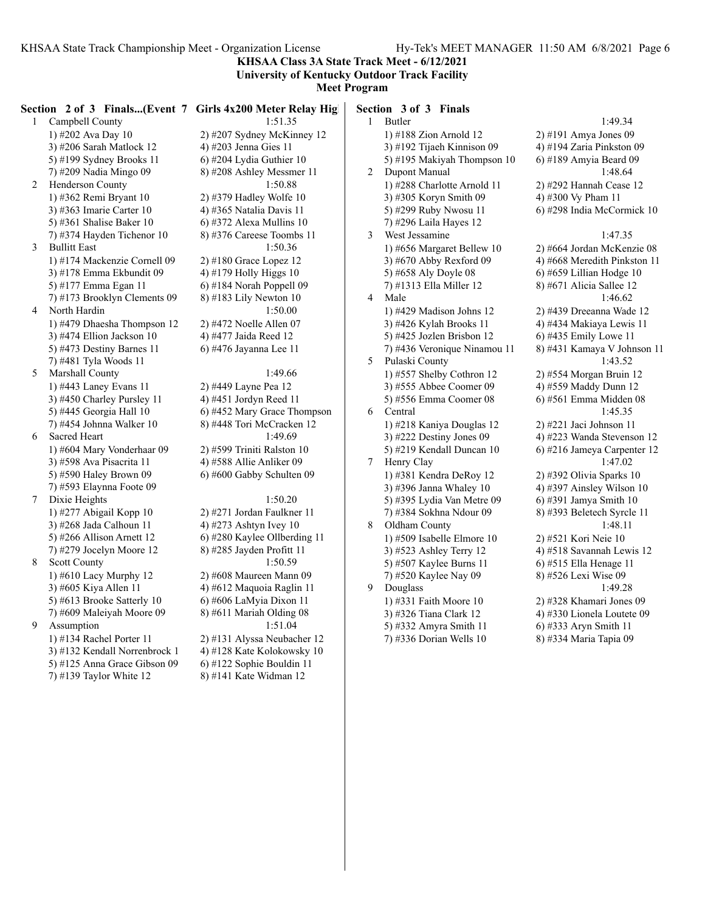**KHSAA Class 3A State Track Meet - 6/12/2021**
**University of Kentucky Outdoor Track Facility**
**Meet Program**

### Section 2 of 3 Finals...(Event 7 Girls 4x200 Meter Relay Hig

1 Campbell County 1:51.35
1) #202 Ava Day 10 2) #207 Sydney McKinney 12
3) #206 Sarah Matlock 12 4) #203 Jenna Gies 11
5) #199 Sydney Brooks 11 6) #204 Lydia Guthier 10
7) #209 Nadia Mingo 09 8) #208 Ashley Messmer 11

2 Henderson County 1:50.88
1) #362 Remi Bryant 10 2) #379 Hadley Wolfe 10
3) #363 Imarie Carter 10 4) #365 Natalia Davis 11
5) #361 Shalise Baker 10 6) #372 Alexa Mullins 10
7) #374 Hayden Tichenor 10 8) #376 Careese Toombs 11

3 Bullitt East 1:50.36
1) #174 Mackenzie Cornell 09 2) #180 Grace Lopez 12
3) #178 Emma Ekbundit 09 4) #179 Holly Higgs 10
5) #177 Emma Egan 11 6) #184 Norah Poppell 09
7) #173 Brooklyn Clements 09 8) #183 Lily Newton 10

4 North Hardin 1:50.00
1) #479 Dhaesha Thompson 12 2) #472 Noelle Allen 07
3) #474 Ellion Jackson 10 4) #477 Jaida Reed 12
5) #473 Destiny Barnes 11 6) #476 Jayanna Lee 11
7) #481 Tyla Woods 11

5 Marshall County 1:49.66
1) #443 Laney Evans 11 2) #449 Layne Pea 12
3) #450 Charley Pursley 11 4) #451 Jordyn Reed 11
5) #445 Georgia Hall 10 6) #452 Mary Grace Thompson
7) #454 Johnna Walker 10 8) #448 Tori McCracken 12

6 Sacred Heart 1:49.69
1) #604 Mary Vonderhaar 09 2) #599 Triniti Ralston 10
3) #598 Ava Pisacrita 11 4) #588 Allie Anliker 09
5) #590 Haley Brown 09 6) #600 Gabby Schulten 09
7) #593 Elaynna Foote 09

7 Dixie Heights 1:50.20
1) #277 Abigail Kopp 10 2) #271 Jordan Faulkner 11
3) #268 Jada Calhoun 11 4) #273 Ashtyn Ivey 10
5) #266 Allison Arnett 12 6) #280 Kaylee Ollberding 11
7) #279 Jocelyn Moore 12 8) #285 Jayden Profitt 11

8 Scott County 1:50.59
1) #610 Lacy Murphy 12 2) #608 Maureen Mann 09
3) #605 Kiya Allen 11 4) #612 Maquoia Raglin 11
5) #613 Brooke Satterly 10 6) #606 LaMyia Dixon 11
7) #609 Maleiyah Moore 09 8) #611 Mariah Olding 08

9 Assumption 1:51.04
1) #134 Rachel Porter 11 2) #131 Alyssa Neubacher 12
3) #132 Kendall Norrenbrock 1 4) #128 Kate Kolokowsky 10
5) #125 Anna Grace Gibson 09 6) #122 Sophie Bouldin 11
7) #139 Taylor White 12 8) #141 Kate Widman 12

### Section 3 of 3 Finals

1 Butler 1:49.34
1) #188 Zion Arnold 12 2) #191 Amya Jones 09
3) #192 Tijaeh Kinnison 09 4) #194 Zaria Pinkston 09
5) #195 Makiyah Thompson 10 6) #189 Amyia Beard 09

2 Dupont Manual 1:48.64
1) #288 Charlotte Arnold 11 2) #292 Hannah Cease 12
3) #305 Koryn Smith 09 4) #300 Vy Pham 11
5) #299 Ruby Nwosu 11 6) #298 India McCormick 10
7) #296 Laila Hayes 12

3 West Jessamine 1:47.35
1) #656 Margaret Bellew 10 2) #664 Jordan McKenzie 08
3) #670 Abby Rexford 09 4) #668 Meredith Pinkston 11
5) #658 Aly Doyle 08 6) #659 Lillian Hodge 10
7) #1313 Ella Miller 12 8) #671 Alicia Sallee 12

4 Male 1:46.62
1) #429 Madison Johns 12 2) #439 Dreeanna Wade 12
3) #426 Kylah Brooks 11 4) #434 Makiaya Lewis 11
5) #425 Jozlen Brisbon 12 6) #435 Emily Lowe 11
7) #436 Veronique Ninamou 11 8) #431 Kamaya V Johnson 11

5 Pulaski County 1:43.52
1) #557 Shelby Cothron 12 2) #554 Morgan Bruin 12
3) #555 Abbee Coomer 09 4) #559 Maddy Dunn 12
5) #556 Emma Coomer 08 6) #561 Emma Midden 08

6 Central 1:45.35
1) #218 Kaniya Douglas 12 2) #221 Jaci Johnson 11
3) #222 Destiny Jones 09 4) #223 Wanda Stevenson 12
5) #219 Kendall Duncan 10 6) #216 Jameya Carpenter 12

7 Henry Clay 1:47.02
1) #381 Kendra DeRoy 12 2) #392 Olivia Sparks 10
3) #396 Janna Whaley 10 4) #397 Ainsley Wilson 10
5) #395 Lydia Van Metre 09 6) #391 Jamya Smith 10
7) #384 Sokhna Ndour 09 8) #393 Beletech Syrcle 11

8 Oldham County 1:48.11
1) #509 Isabelle Elmore 10 2) #521 Kori Neie 10
3) #523 Ashley Terry 12 4) #518 Savannah Lewis 12
5) #507 Kaylee Burns 11 6) #515 Ella Henage 11
7) #520 Kaylee Nay 09 8) #526 Lexi Wise 09

9 Douglass 1:49.28
1) #331 Faith Moore 10 2) #328 Khamari Jones 09
3) #326 Tiana Clark 12 4) #330 Lionela Loutete 09
5) #332 Amyra Smith 11 6) #333 Aryn Smith 11
7) #336 Dorian Wells 10 8) #334 Maria Tapia 09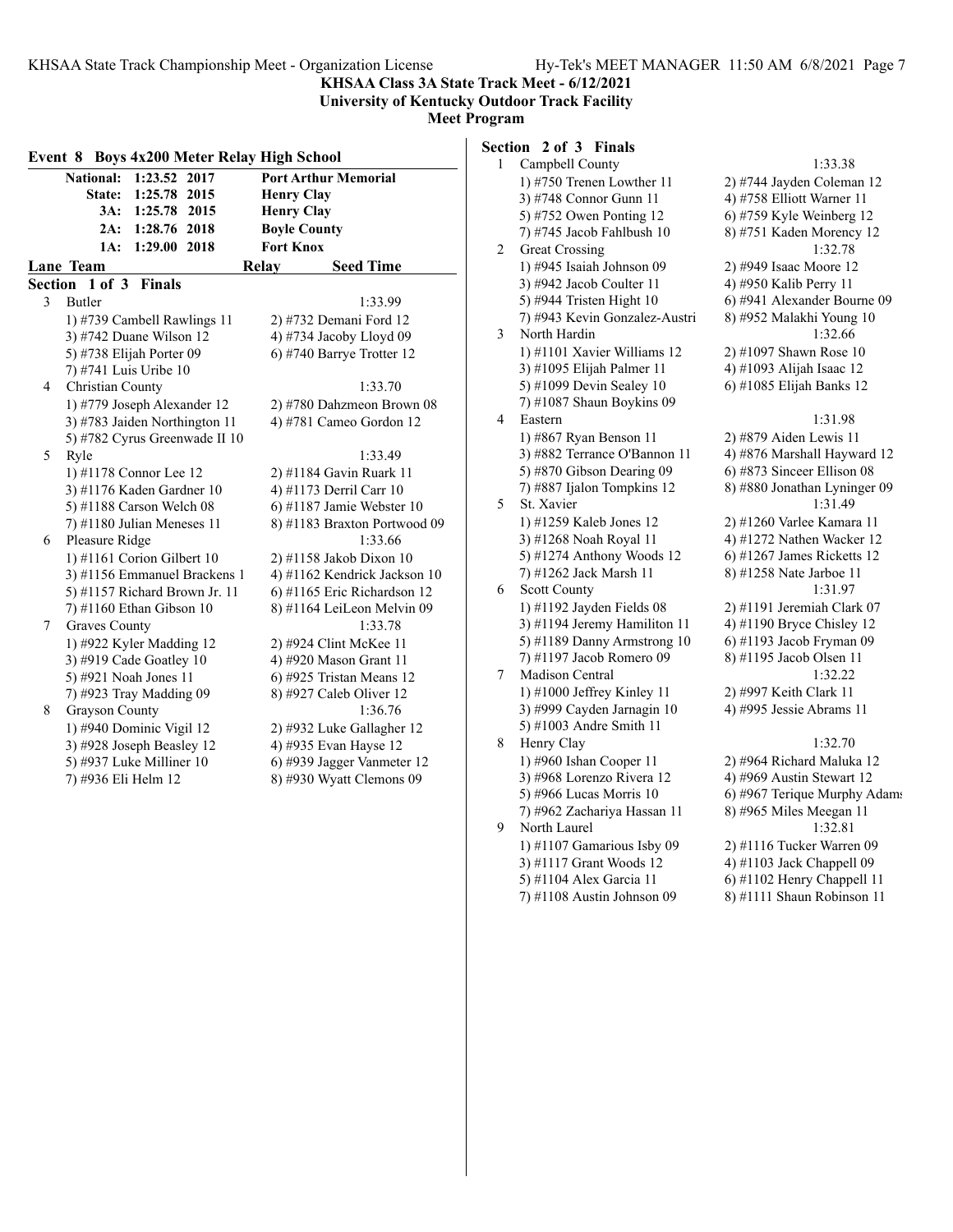**KHSAA Class 3A State Track Meet - 6/12/2021**
**University of Kentucky Outdoor Track Facility**
**Meet Program**

## Event 8 Boys 4x200 Meter Relay High School

| | | | |
|---|---|---|---|
| National: | 1:23.52 | 2017 | Port Arthur Memorial |
| State: | 1:25.78 | 2015 | Henry Clay |
| 3A: | 1:25.78 | 2015 | Henry Clay |
| 2A: | 1:28.76 | 2018 | Boyle County |
| 1A: | 1:29.00 | 2018 | Fort Knox |

| Lane | Team | Relay | Seed Time |
|---|---|---|---|

### Section 1 of 3 Finals

| Lane | Team | Seed Time |
|---|---|---|
| 3 | Butler | 1:33.99 |

1) #739 Cambell Rawlings 11, 2) #732 Demani Ford 12, 3) #742 Duane Wilson 12, 4) #734 Jacoby Lloyd 09, 5) #738 Elijah Porter 09, 6) #740 Barrye Trotter 12, 7) #741 Luis Uribe 10

| Lane | Team | Seed Time |
|---|---|---|
| 4 | Christian County | 1:33.70 |

1) #779 Joseph Alexander 12, 2) #780 Dahzmeon Brown 08, 3) #783 Jaiden Northington 11, 4) #781 Cameo Gordon 12, 5) #782 Cyrus Greenwade II 10

| Lane | Team | Seed Time |
|---|---|---|
| 5 | Ryle | 1:33.49 |

1) #1178 Connor Lee 12, 2) #1184 Gavin Ruark 11, 3) #1176 Kaden Gardner 10, 4) #1173 Derril Carr 10, 5) #1188 Carson Welch 08, 6) #1187 Jamie Webster 10, 7) #1180 Julian Meneses 11, 8) #1183 Braxton Portwood 09

| Lane | Team | Seed Time |
|---|---|---|
| 6 | Pleasure Ridge | 1:33.66 |

1) #1161 Corion Gilbert 10, 2) #1158 Jakob Dixon 10, 3) #1156 Emmanuel Brackens 1, 4) #1162 Kendrick Jackson 10, 5) #1157 Richard Brown Jr. 11, 6) #1165 Eric Richardson 12, 7) #1160 Ethan Gibson 10, 8) #1164 LeiLeon Melvin 09

| Lane | Team | Seed Time |
|---|---|---|
| 7 | Graves County | 1:33.78 |

1) #922 Kyler Madding 12, 2) #924 Clint McKee 11, 3) #919 Cade Goatley 10, 4) #920 Mason Grant 11, 5) #921 Noah Jones 11, 6) #925 Tristan Means 12, 7) #923 Tray Madding 09, 8) #927 Caleb Oliver 12

| Lane | Team | Seed Time |
|---|---|---|
| 8 | Grayson County | 1:36.76 |

1) #940 Dominic Vigil 12, 2) #932 Luke Gallagher 12, 3) #928 Joseph Beasley 12, 4) #935 Evan Hayse 12, 5) #937 Luke Milliner 10, 6) #939 Jagger Vanmeter 12, 7) #936 Eli Helm 12, 8) #930 Wyatt Clemons 09

### Section 2 of 3 Finals

| Lane | Team | Seed Time |
|---|---|---|
| 1 | Campbell County | 1:33.38 |

1) #750 Trenen Lowther 11, 2) #744 Jayden Coleman 12, 3) #748 Connor Gunn 11, 4) #758 Elliott Warner 11, 5) #752 Owen Ponting 12, 6) #759 Kyle Weinberg 12, 7) #745 Jacob Fahlbush 10, 8) #751 Kaden Morency 12

| Lane | Team | Seed Time |
|---|---|---|
| 2 | Great Crossing | 1:32.78 |

1) #945 Isaiah Johnson 09, 2) #949 Isaac Moore 12, 3) #942 Jacob Coulter 11, 4) #950 Kalib Perry 11, 5) #944 Tristen Hight 10, 6) #941 Alexander Bourne 09, 7) #943 Kevin Gonzalez-Austri, 8) #952 Malakhi Young 10

| Lane | Team | Seed Time |
|---|---|---|
| 3 | North Hardin | 1:32.66 |

1) #1101 Xavier Williams 12, 2) #1097 Shawn Rose 10, 3) #1095 Elijah Palmer 11, 4) #1093 Alijah Isaac 12, 5) #1099 Devin Sealey 10, 6) #1085 Elijah Banks 12, 7) #1087 Shaun Boykins 09

| Lane | Team | Seed Time |
|---|---|---|
| 4 | Eastern | 1:31.98 |

1) #867 Ryan Benson 11, 2) #879 Aiden Lewis 11, 3) #882 Terrance O'Bannon 11, 4) #876 Marshall Hayward 12, 5) #870 Gibson Dearing 09, 6) #873 Sinceer Ellison 08, 7) #887 Ijalon Tompkins 12, 8) #880 Jonathan Lyninger 09

| Lane | Team | Seed Time |
|---|---|---|
| 5 | St. Xavier | 1:31.49 |

1) #1259 Kaleb Jones 12, 2) #1260 Varlee Kamara 11, 3) #1268 Noah Royal 11, 4) #1272 Nathen Wacker 12, 5) #1274 Anthony Woods 12, 6) #1267 James Ricketts 12, 7) #1262 Jack Marsh 11, 8) #1258 Nate Jarboe 11

| Lane | Team | Seed Time |
|---|---|---|
| 6 | Scott County | 1:31.97 |

1) #1192 Jayden Fields 08, 2) #1191 Jeremiah Clark 07, 3) #1194 Jeremy Hamiliton 11, 4) #1190 Bryce Chisley 12, 5) #1189 Danny Armstrong 10, 6) #1193 Jacob Fryman 09, 7) #1197 Jacob Romero 09, 8) #1195 Jacob Olsen 11

| Lane | Team | Seed Time |
|---|---|---|
| 7 | Madison Central | 1:32.22 |

1) #1000 Jeffrey Kinley 11, 2) #997 Keith Clark 11, 3) #999 Cayden Jarnagin 10, 4) #995 Jessie Abrams 11, 5) #1003 Andre Smith 11

| Lane | Team | Seed Time |
|---|---|---|
| 8 | Henry Clay | 1:32.70 |

1) #960 Ishan Cooper 11, 2) #964 Richard Maluka 12, 3) #968 Lorenzo Rivera 12, 4) #969 Austin Stewart 12, 5) #966 Lucas Morris 10, 6) #967 Terique Murphy Adams, 7) #962 Zachariya Hassan 11, 8) #965 Miles Meegan 11

| Lane | Team | Seed Time |
|---|---|---|
| 9 | North Laurel | 1:32.81 |

1) #1107 Gamarious Isby 09, 2) #1116 Tucker Warren 09, 3) #1117 Grant Woods 12, 4) #1103 Jack Chappell 09, 5) #1104 Alex Garcia 11, 6) #1102 Henry Chappell 11, 7) #1108 Austin Johnson 09, 8) #1111 Shaun Robinson 11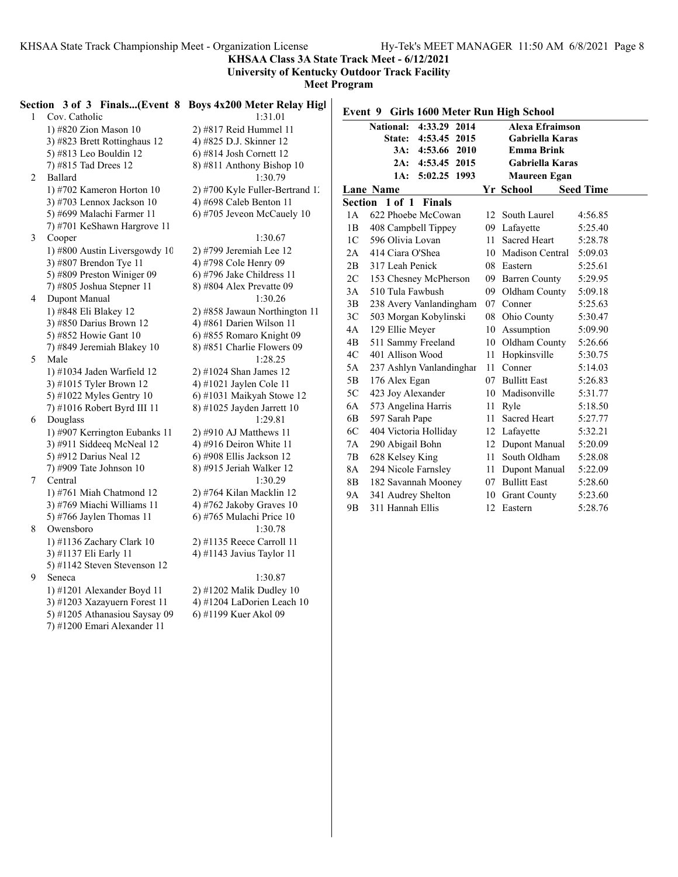**KHSAA Class 3A State Track Meet - 6/12/2021**
**University of Kentucky Outdoor Track Facility**
**Meet Program**

### Section 3 of 3 Finals...(Event 8 Boys 4x200 Meter Relay High

| | Team | | Seed |
|---|---|---|---|
| 1 | Cov. Catholic | | 1:31.01 |
| | 1) #820 Zion Mason 10 | 2) #817 Reid Hummel 11 | |
| | 3) #823 Brett Rottinghaus 12 | 4) #825 D.J. Skinner 12 | |
| | 5) #813 Leo Bouldin 12 | 6) #814 Josh Cornett 12 | |
| | 7) #815 Tad Drees 12 | 8) #811 Anthony Bishop 10 | |
| 2 | Ballard | | 1:30.79 |
| | 1) #702 Kameron Horton 10 | 2) #700 Kyle Fuller-Bertrand 1 | |
| | 3) #703 Lennox Jackson 10 | 4) #698 Caleb Benton 11 | |
| | 5) #699 Malachi Farmer 11 | 6) #705 Jeveon McCauely 10 | |
| | 7) #701 KeShawn Hargrove 11 | | |
| 3 | Cooper | | 1:30.67 |
| | 1) #800 Austin Liversgowdy 10 | 2) #799 Jeremiah Lee 12 | |
| | 3) #807 Brendon Tye 11 | 4) #798 Cole Henry 09 | |
| | 5) #809 Preston Winiger 09 | 6) #796 Jake Childress 11 | |
| | 7) #805 Joshua Stepner 11 | 8) #804 Alex Prevatte 09 | |
| 4 | Dupont Manual | | 1:30.26 |
| | 1) #848 Eli Blakey 12 | 2) #858 Jawaun Northington 11 | |
| | 3) #850 Darius Brown 12 | 4) #861 Darien Wilson 11 | |
| | 5) #852 Howie Gant 10 | 6) #855 Romaro Knight 09 | |
| | 7) #849 Jeremiah Blakey 10 | 8) #851 Charlie Flowers 09 | |
| 5 | Male | | 1:28.25 |
| | 1) #1034 Jaden Warfield 12 | 2) #1024 Shan James 12 | |
| | 3) #1015 Tyler Brown 12 | 4) #1021 Jaylen Cole 11 | |
| | 5) #1022 Myles Gentry 10 | 6) #1031 Maikyah Stowe 12 | |
| | 7) #1016 Robert Byrd III 11 | 8) #1025 Jayden Jarrett 10 | |
| 6 | Douglass | | 1:29.81 |
| | 1) #907 Kerrington Eubanks 11 | 2) #910 AJ Matthews 11 | |
| | 3) #911 Siddeeq McNeal 12 | 4) #916 Deiron White 11 | |
| | 5) #912 Darius Neal 12 | 6) #908 Ellis Jackson 12 | |
| | 7) #909 Tate Johnson 10 | 8) #915 Jeriah Walker 12 | |
| 7 | Central | | 1:30.29 |
| | 1) #761 Miah Chatmond 12 | 2) #764 Kilan Macklin 12 | |
| | 3) #769 Miachi Williams 11 | 4) #762 Jakoby Graves 10 | |
| | 5) #766 Jaylen Thomas 11 | 6) #765 Mulachi Price 10 | |
| 8 | Owensboro | | 1:30.78 |
| | 1) #1136 Zachary Clark 10 | 2) #1135 Reece Carroll 11 | |
| | 3) #1137 Eli Early 11 | 4) #1143 Javius Taylor 11 | |
| | 5) #1142 Steven Stevenson 12 | | |
| 9 | Seneca | | 1:30.87 |
| | 1) #1201 Alexander Boyd 11 | 2) #1202 Malik Dudley 10 | |
| | 3) #1203 Xazayuern Forest 11 | 4) #1204 LaDorien Leach 10 | |
| | 5) #1205 Athanasiou Saysay 09 | 6) #1199 Kuer Akol 09 | |
| | 7) #1200 Emari Alexander 11 | | |

### Event 9 Girls 1600 Meter Run High School

| | | | |
|---|---|---|---|
| National: | 4:33.29 | 2014 | Alexa Efraimson |
| State: | 4:53.45 | 2015 | Gabriella Karas |
| 3A: | 4:53.66 | 2010 | Emma Brink |
| 2A: | 4:53.45 | 2015 | Gabriella Karas |
| 1A: | 5:02.25 | 1993 | Maureen Egan |

**Section 1 of 1 Finals**

| Lane | Name | Yr | School | Seed Time |
|---|---|---|---|---|
| 1A | 622 Phoebe McCowan | 12 | South Laurel | 4:56.85 |
| 1B | 408 Campbell Tippey | 09 | Lafayette | 5:25.40 |
| 1C | 596 Olivia Lovan | 11 | Sacred Heart | 5:28.78 |
| 2A | 414 Ciara O'Shea | 10 | Madison Central | 5:09.03 |
| 2B | 317 Leah Penick | 08 | Eastern | 5:25.61 |
| 2C | 153 Chesney McPherson | 09 | Barren County | 5:29.95 |
| 3A | 510 Tula Fawbush | 09 | Oldham County | 5:09.18 |
| 3B | 238 Avery Vanlandingham | 07 | Conner | 5:25.63 |
| 3C | 503 Morgan Kobylinski | 08 | Ohio County | 5:30.47 |
| 4A | 129 Ellie Meyer | 10 | Assumption | 5:09.90 |
| 4B | 511 Sammy Freeland | 10 | Oldham County | 5:26.66 |
| 4C | 401 Allison Wood | 11 | Hopkinsville | 5:30.75 |
| 5A | 237 Ashlyn Vanlandinghar | 11 | Conner | 5:14.03 |
| 5B | 176 Alex Egan | 07 | Bullitt East | 5:26.83 |
| 5C | 423 Joy Alexander | 10 | Madisonville | 5:31.77 |
| 6A | 573 Angelina Harris | 11 | Ryle | 5:18.50 |
| 6B | 597 Sarah Pape | 11 | Sacred Heart | 5:27.77 |
| 6C | 404 Victoria Holliday | 12 | Lafayette | 5:32.21 |
| 7A | 290 Abigail Bohn | 12 | Dupont Manual | 5:20.09 |
| 7B | 628 Kelsey King | 11 | South Oldham | 5:28.08 |
| 8A | 294 Nicole Farnsley | 11 | Dupont Manual | 5:22.09 |
| 8B | 182 Savannah Mooney | 07 | Bullitt East | 5:28.60 |
| 9A | 341 Audrey Shelton | 10 | Grant County | 5:23.60 |
| 9B | 311 Hannah Ellis | 12 | Eastern | 5:28.76 |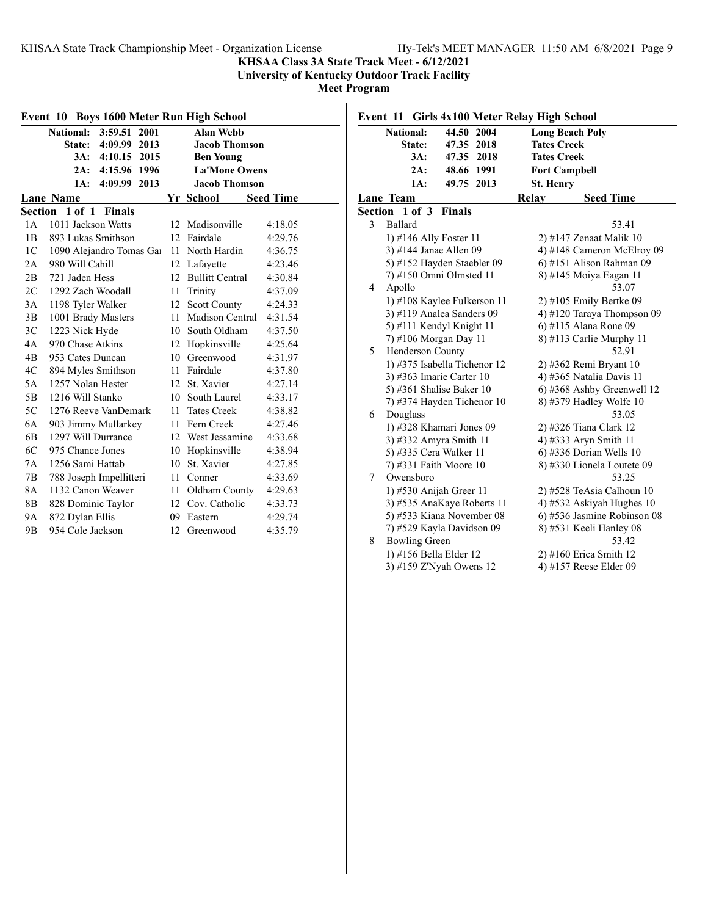KHSAA Class 3A State Track Meet - 6/12/2021
University of Kentucky Outdoor Track Facility
Meet Program

## Event 10 Boys 1600 Meter Run High School

| | | | |
|---|---|---|---|
| National: | 3:59.51 | 2001 | Alan Webb |
| State: | 4:09.99 | 2013 | Jacob Thomson |
| 3A: | 4:10.15 | 2015 | Ben Young |
| 2A: | 4:15.96 | 1996 | La'Mone Owens |
| 1A: | 4:09.99 | 2013 | Jacob Thomson |

**Section 1 of 1 Finals**

| Lane | Name | Yr | School | Seed Time |
|---|---|---|---|---|
| 1A | 1011 Jackson Watts | 12 | Madisonville | 4:18.05 |
| 1B | 893 Lukas Smithson | 12 | Fairdale | 4:29.76 |
| 1C | 1090 Alejandro Tomas Gai | 11 | North Hardin | 4:36.75 |
| 2A | 980 Will Cahill | 12 | Lafayette | 4:23.46 |
| 2B | 721 Jaden Hess | 12 | Bullitt Central | 4:30.84 |
| 2C | 1292 Zach Woodall | 11 | Trinity | 4:37.09 |
| 3A | 1198 Tyler Walker | 12 | Scott County | 4:24.33 |
| 3B | 1001 Brady Masters | 11 | Madison Central | 4:31.54 |
| 3C | 1223 Nick Hyde | 10 | South Oldham | 4:37.50 |
| 4A | 970 Chase Atkins | 12 | Hopkinsville | 4:25.64 |
| 4B | 953 Cates Duncan | 10 | Greenwood | 4:31.97 |
| 4C | 894 Myles Smithson | 11 | Fairdale | 4:37.80 |
| 5A | 1257 Nolan Hester | 12 | St. Xavier | 4:27.14 |
| 5B | 1216 Will Stanko | 10 | South Laurel | 4:33.17 |
| 5C | 1276 Reeve VanDemark | 11 | Tates Creek | 4:38.82 |
| 6A | 903 Jimmy Mullarkey | 11 | Fern Creek | 4:27.46 |
| 6B | 1297 Will Durrance | 12 | West Jessamine | 4:33.68 |
| 6C | 975 Chance Jones | 10 | Hopkinsville | 4:38.94 |
| 7A | 1256 Sami Hattab | 10 | St. Xavier | 4:27.85 |
| 7B | 788 Joseph Impellitteri | 11 | Conner | 4:33.69 |
| 8A | 1132 Canon Weaver | 11 | Oldham County | 4:29.63 |
| 8B | 828 Dominic Taylor | 12 | Cov. Catholic | 4:33.73 |
| 9A | 872 Dylan Ellis | 09 | Eastern | 4:29.74 |
| 9B | 954 Cole Jackson | 12 | Greenwood | 4:35.79 |

## Event 11 Girls 4x100 Meter Relay High School

| | | | |
|---|---|---|---|
| National: | 44.50 | 2004 | Long Beach Poly |
| State: | 47.35 | 2018 | Tates Creek |
| 3A: | 47.35 | 2018 | Tates Creek |
| 2A: | 48.66 | 1991 | Fort Campbell |
| 1A: | 49.75 | 2013 | St. Henry |

**Section 1 of 3 Finals**

| Lane | Team | Relay | Seed Time |
|---|---|---|---|
| 3 | Ballard | | 53.41 |
| | 1) #146 Ally Foster 11 | 2) #147 Zenaat Malik 10 | |
| | 3) #144 Janae Allen 09 | 4) #148 Cameron McElroy 09 | |
| | 5) #152 Hayden Staebler 09 | 6) #151 Alison Rahman 09 | |
| | 7) #150 Omni Olmsted 11 | 8) #145 Moiya Eagan 11 | |
| 4 | Apollo | | 53.07 |
| | 1) #108 Kaylee Fulkerson 11 | 2) #105 Emily Bertke 09 | |
| | 3) #119 Analea Sanders 09 | 4) #120 Taraya Thompson 09 | |
| | 5) #111 Kendyl Knight 11 | 6) #115 Alana Rone 09 | |
| | 7) #106 Morgan Day 11 | 8) #113 Carlie Murphy 11 | |
| 5 | Henderson County | | 52.91 |
| | 1) #375 Isabella Tichenor 12 | 2) #362 Remi Bryant 10 | |
| | 3) #363 Imarie Carter 10 | 4) #365 Natalia Davis 11 | |
| | 5) #361 Shalise Baker 10 | 6) #368 Ashby Greenwell 12 | |
| | 7) #374 Hayden Tichenor 10 | 8) #379 Hadley Wolfe 10 | |
| 6 | Douglass | | 53.05 |
| | 1) #328 Khamari Jones 09 | 2) #326 Tiana Clark 12 | |
| | 3) #332 Amyra Smith 11 | 4) #333 Aryn Smith 11 | |
| | 5) #335 Cera Walker 11 | 6) #336 Dorian Wells 10 | |
| | 7) #331 Faith Moore 10 | 8) #330 Lionela Loutete 09 | |
| 7 | Owensboro | | 53.25 |
| | 1) #530 Anijah Greer 11 | 2) #528 TeAsia Calhoun 10 | |
| | 3) #535 AnaKaye Roberts 11 | 4) #532 Askiyah Hughes 10 | |
| | 5) #533 Kiana November 08 | 6) #536 Jasmine Robinson 08 | |
| | 7) #529 Kayla Davidson 09 | 8) #531 Keeli Hanley 08 | |
| 8 | Bowling Green | | 53.42 |
| | 1) #156 Bella Elder 12 | 2) #160 Erica Smith 12 | |
| | 3) #159 Z'Nyah Owens 12 | 4) #157 Reese Elder 09 | |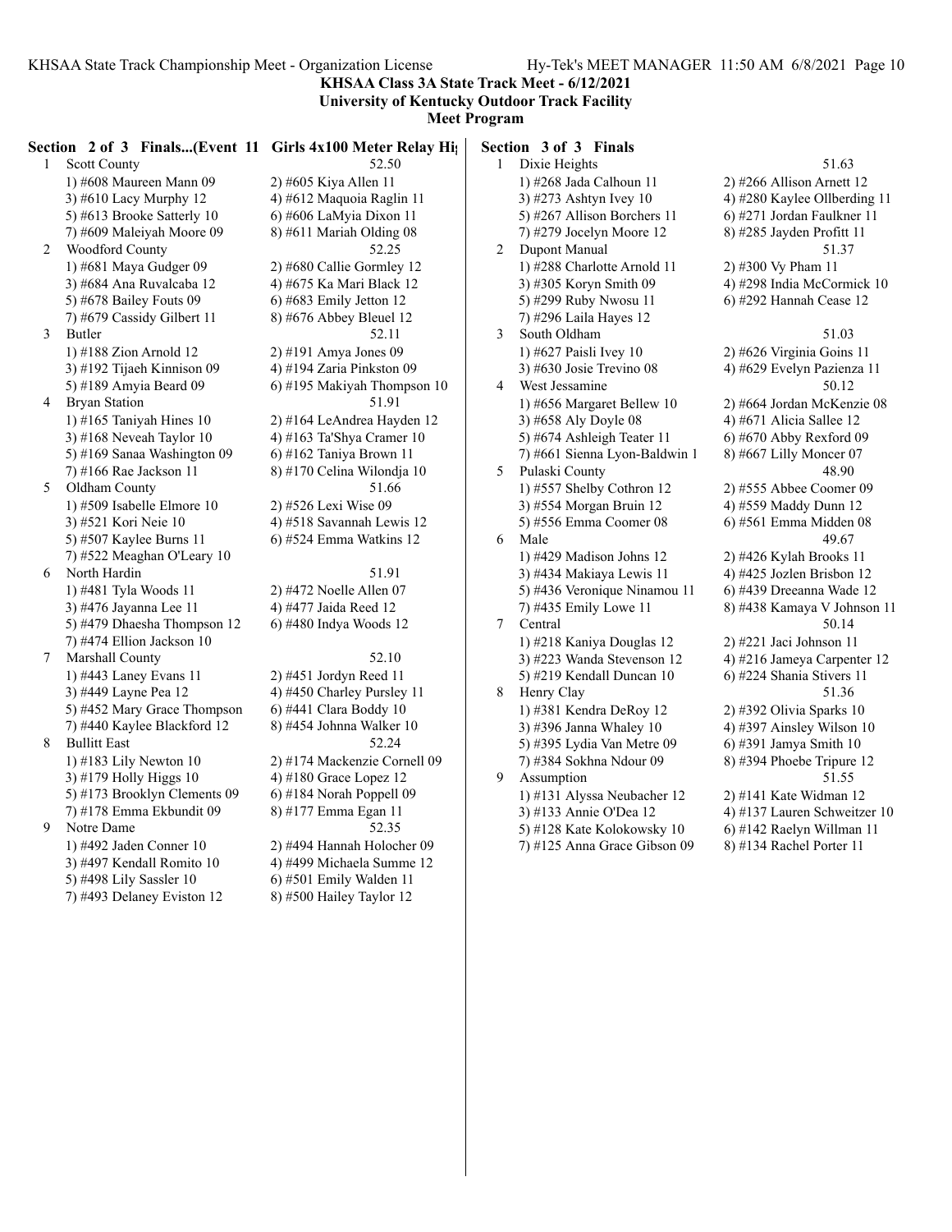**KHSAA Class 3A State Track Meet - 6/12/2021**
**University of Kentucky Outdoor Track Facility**
**Meet Program**

**Section 2 of 3 Finals...(Event 11 Girls 4x100 Meter Relay Hi**

1 Scott County 52.50
- 1) #608 Maureen Mann 09 2) #605 Kiya Allen 11
- 3) #610 Lacy Murphy 12 4) #612 Maquoia Raglin 11
- 5) #613 Brooke Satterly 10 6) #606 LaMyia Dixon 11
- 7) #609 Maleiyah Moore 09 8) #611 Mariah Olding 08

2 Woodford County 52.25
- 1) #681 Maya Gudger 09 2) #680 Callie Gormley 12
- 3) #684 Ana Ruvalcaba 12 4) #675 Ka Mari Black 12
- 5) #678 Bailey Fouts 09 6) #683 Emily Jetton 12
- 7) #679 Cassidy Gilbert 11 8) #676 Abbey Bleuel 12

3 Butler 52.11
- 1) #188 Zion Arnold 12 2) #191 Amya Jones 09
- 3) #192 Tijaeh Kinnison 09 4) #194 Zaria Pinkston 09
- 5) #189 Amyia Beard 09 6) #195 Makiyah Thompson 10

4 Bryan Station 51.91
- 1) #165 Taniyah Hines 10 2) #164 LeAndrea Hayden 12
- 3) #168 Neveah Taylor 10 4) #163 Ta'Shya Cramer 10
- 5) #169 Sanaa Washington 09 6) #162 Taniya Brown 11
- 7) #166 Rae Jackson 11 8) #170 Celina Wilondja 10

5 Oldham County 51.66
- 1) #509 Isabelle Elmore 10 2) #526 Lexi Wise 09
- 3) #521 Kori Neie 10 4) #518 Savannah Lewis 12
- 5) #507 Kaylee Burns 11 6) #524 Emma Watkins 12
- 7) #522 Meaghan O'Leary 10

6 North Hardin 51.91
- 1) #481 Tyla Woods 11 2) #472 Noelle Allen 07
- 3) #476 Jayanna Lee 11 4) #477 Jaida Reed 12
- 5) #479 Dhaesha Thompson 12 6) #480 Indya Woods 12
- 7) #474 Ellion Jackson 10

7 Marshall County 52.10
- 1) #443 Laney Evans 11 2) #451 Jordyn Reed 11
- 3) #449 Layne Pea 12 4) #450 Charley Pursley 11
- 5) #452 Mary Grace Thompson 6) #441 Clara Boddy 10
- 7) #440 Kaylee Blackford 12 8) #454 Johnna Walker 10

8 Bullitt East 52.24
- 1) #183 Lily Newton 10 2) #174 Mackenzie Cornell 09
- 3) #179 Holly Higgs 10 4) #180 Grace Lopez 12
- 5) #173 Brooklyn Clements 09 6) #184 Norah Poppell 09
- 7) #178 Emma Ekbundit 09 8) #177 Emma Egan 11

9 Notre Dame 52.35
- 1) #492 Jaden Conner 10 2) #494 Hannah Holocher 09
- 3) #497 Kendall Romito 10 4) #499 Michaela Summe 12
- 5) #498 Lily Sassler 10 6) #501 Emily Walden 11
- 7) #493 Delaney Eviston 12 8) #500 Hailey Taylor 12

**Section 3 of 3 Finals**

1 Dixie Heights 51.63
- 1) #268 Jada Calhoun 11 2) #266 Allison Arnett 12
- 3) #273 Ashtyn Ivey 10 4) #280 Kaylee Ollberding 11
- 5) #267 Allison Borchers 11 6) #271 Jordan Faulkner 11
- 7) #279 Jocelyn Moore 12 8) #285 Jayden Profitt 11

2 Dupont Manual 51.37
- 1) #288 Charlotte Arnold 11 2) #300 Vy Pham 11
- 3) #305 Koryn Smith 09 4) #298 India McCormick 10
- 5) #299 Ruby Nwosu 11 6) #292 Hannah Cease 12
- 7) #296 Laila Hayes 12

3 South Oldham 51.03
- 1) #627 Paisli Ivey 10 2) #626 Virginia Goins 11
- 3) #630 Josie Trevino 08 4) #629 Evelyn Pazienza 11

4 West Jessamine 50.12
- 1) #656 Margaret Bellew 10 2) #664 Jordan McKenzie 08
- 3) #658 Aly Doyle 08 4) #671 Alicia Sallee 12
- 5) #674 Ashleigh Teater 11 6) #670 Abby Rexford 09
- 7) #661 Sienna Lyon-Baldwin 1 8) #667 Lilly Moncer 07

5 Pulaski County 48.90
- 1) #557 Shelby Cothron 12 2) #555 Abbee Coomer 09
- 3) #554 Morgan Bruin 12 4) #559 Maddy Dunn 12
- 5) #556 Emma Coomer 08 6) #561 Emma Midden 08

6 Male 49.67
- 1) #429 Madison Johns 12 2) #426 Kylah Brooks 11
- 3) #434 Makiaya Lewis 11 4) #425 Jozlen Brisbon 12
- 5) #436 Veronique Ninamou 11 6) #439 Dreeanna Wade 12
- 7) #435 Emily Lowe 11 8) #438 Kamaya V Johnson 11

7 Central 50.14
- 1) #218 Kaniya Douglas 12 2) #221 Jaci Johnson 11
- 3) #223 Wanda Stevenson 12 4) #216 Jameya Carpenter 12
- 5) #219 Kendall Duncan 10 6) #224 Shania Stivers 11

8 Henry Clay 51.36
- 1) #381 Kendra DeRoy 12 2) #392 Olivia Sparks 10
- 3) #396 Janna Whaley 10 4) #397 Ainsley Wilson 10
- 5) #395 Lydia Van Metre 09 6) #391 Jamya Smith 10
- 7) #384 Sokhna Ndour 09 8) #394 Phoebe Tripure 12

9 Assumption 51.55
- 1) #131 Alyssa Neubacher 12 2) #141 Kate Widman 12
- 3) #133 Annie O'Dea 12 4) #137 Lauren Schweitzer 10
- 5) #128 Kate Kolokowsky 10 6) #142 Raelyn Willman 11
- 7) #125 Anna Grace Gibson 09 8) #134 Rachel Porter 11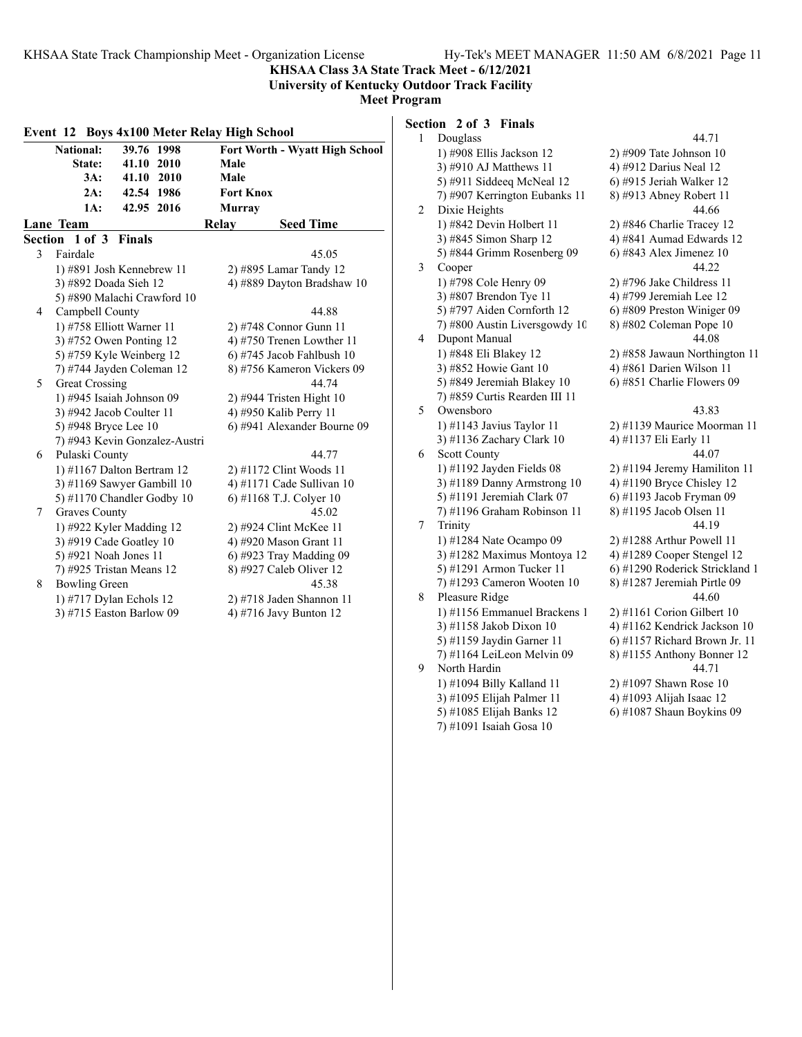## KHSAA Class 3A State Track Meet - 6/12/2021
### University of Kentucky Outdoor Track Facility
### Meet Program

**Event 12 Boys 4x100 Meter Relay High School**

| | | | |
|---|---|---|---|
| National: | 39.76 | 1998 | Fort Worth - Wyatt High School |
| State: | 41.10 | 2010 | Male |
| 3A: | 41.10 | 2010 | Male |
| 2A: | 42.54 | 1986 | Fort Knox |
| 1A: | 42.95 | 2016 | Murray |

**Lane Team — Relay — Seed Time**

**Section 1 of 3 Finals**

3 Fairdale — 45.05
1) #891 Josh Kennebrew 11 2) #895 Lamar Tandy 12
3) #892 Doada Sieh 12 4) #889 Dayton Bradshaw 10
5) #890 Malachi Crawford 10

4 Campbell County — 44.88
1) #758 Elliott Warner 11 2) #748 Connor Gunn 11
3) #752 Owen Ponting 12 4) #750 Trenen Lowther 11
5) #759 Kyle Weinberg 12 6) #745 Jacob Fahlbush 10
7) #744 Jayden Coleman 12 8) #756 Kameron Vickers 09

5 Great Crossing — 44.74
1) #945 Isaiah Johnson 09 2) #944 Tristen Hight 10
3) #942 Jacob Coulter 11 4) #950 Kalib Perry 11
5) #948 Bryce Lee 10 6) #941 Alexander Bourne 09
7) #943 Kevin Gonzalez-Austri

6 Pulaski County — 44.77
1) #1167 Dalton Bertram 12 2) #1172 Clint Woods 11
3) #1169 Sawyer Gambill 10 4) #1171 Cade Sullivan 10
5) #1170 Chandler Godby 10 6) #1168 T.J. Colyer 10

7 Graves County — 45.02
1) #922 Kyler Madding 12 2) #924 Clint McKee 11
3) #919 Cade Goatley 10 4) #920 Mason Grant 11
5) #921 Noah Jones 11 6) #923 Tray Madding 09
7) #925 Tristan Means 12 8) #927 Caleb Oliver 12

8 Bowling Green — 45.38
1) #717 Dylan Echols 12 2) #718 Jaden Shannon 11
3) #715 Easton Barlow 09 4) #716 Javy Bunton 12

**Section 2 of 3 Finals**

1 Douglass — 44.71
1) #908 Ellis Jackson 12 2) #909 Tate Johnson 10
3) #910 AJ Matthews 11 4) #912 Darius Neal 12
5) #911 Siddeeq McNeal 12 6) #915 Jeriah Walker 12
7) #907 Kerrington Eubanks 11 8) #913 Abney Robert 11

2 Dixie Heights — 44.66
1) #842 Devin Holbert 11 2) #846 Charlie Tracey 12
3) #845 Simon Sharp 12 4) #841 Aumad Edwards 12
5) #844 Grimm Rosenberg 09 6) #843 Alex Jimenez 10

3 Cooper — 44.22
1) #798 Cole Henry 09 2) #796 Jake Childress 11
3) #807 Brendon Tye 11 4) #799 Jeremiah Lee 12
5) #797 Aiden Cornforth 12 6) #809 Preston Winiger 09
7) #800 Austin Liversgowdy 10 8) #802 Coleman Pope 10

4 Dupont Manual — 44.08
1) #848 Eli Blakey 12 2) #858 Jawaun Northington 11
3) #852 Howie Gant 10 4) #861 Darien Wilson 11
5) #849 Jeremiah Blakey 10 6) #851 Charlie Flowers 09
7) #859 Curtis Rearden III 11

5 Owensboro — 43.83
1) #1143 Javius Taylor 11 2) #1139 Maurice Moorman 11
3) #1136 Zachary Clark 10 4) #1137 Eli Early 11

6 Scott County — 44.07
1) #1192 Jayden Fields 08 2) #1194 Jeremy Hamiliton 11
3) #1189 Danny Armstrong 10 4) #1190 Bryce Chisley 12
5) #1191 Jeremiah Clark 07 6) #1193 Jacob Fryman 09
7) #1196 Graham Robinson 11 8) #1195 Jacob Olsen 11

7 Trinity — 44.19
1) #1284 Nate Ocampo 09 2) #1288 Arthur Powell 11
3) #1282 Maximus Montoya 12 4) #1289 Cooper Stengel 12
5) #1291 Armon Tucker 11 6) #1290 Roderick Strickland 1
7) #1293 Cameron Wooten 10 8) #1287 Jeremiah Pirtle 09

8 Pleasure Ridge — 44.60
1) #1156 Emmanuel Brackens 1 2) #1161 Corion Gilbert 10
3) #1158 Jakob Dixon 10 4) #1162 Kendrick Jackson 10
5) #1159 Jaydin Garner 11 6) #1157 Richard Brown Jr. 11
7) #1164 LeiLeon Melvin 09 8) #1155 Anthony Bonner 12

9 North Hardin — 44.71
1) #1094 Billy Kalland 11 2) #1097 Shawn Rose 10
3) #1095 Elijah Palmer 11 4) #1093 Alijah Isaac 12
5) #1085 Elijah Banks 12 6) #1087 Shaun Boykins 09
7) #1091 Isaiah Gosa 10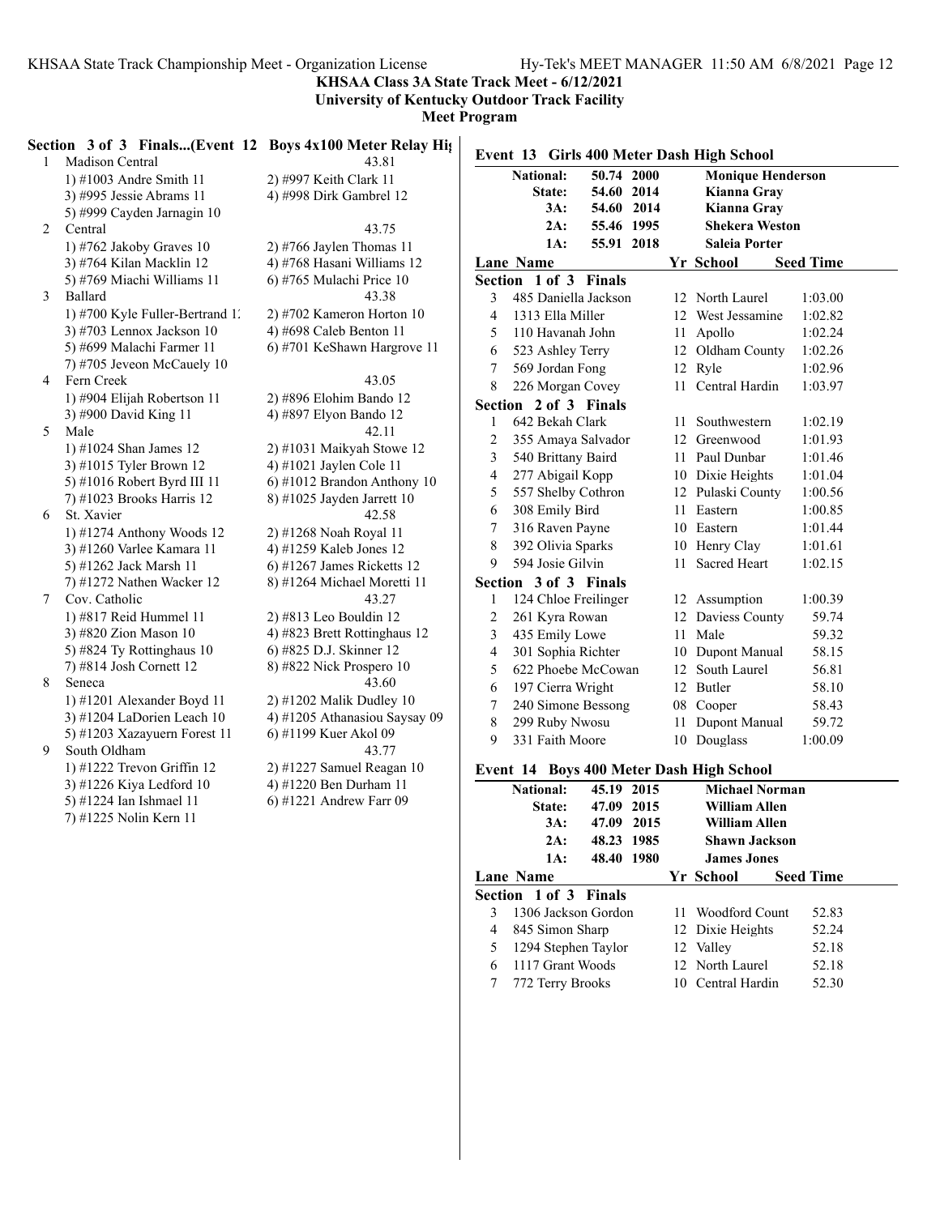**KHSAA Class 3A State Track Meet - 6/12/2021**
**University of Kentucky Outdoor Track Facility**
**Meet Program**

### Section 3 of 3 Finals...(Event 12 Boys 4x100 Meter Relay High School)

| Lane | Team | Seed Time |
|---|---|---|
| 1 | Madison Central | 43.81 |
| | 1) #1003 Andre Smith 11; 2) #997 Keith Clark 11; 3) #995 Jessie Abrams 11; 4) #998 Dirk Gambrel 12; 5) #999 Cayden Jarnagin 10 | |
| 2 | Central | 43.75 |
| | 1) #762 Jakoby Graves 10; 2) #766 Jaylen Thomas 11; 3) #764 Kilan Macklin 12; 4) #768 Hasani Williams 12; 5) #769 Miachi Williams 11; 6) #765 Mulachi Price 10 | |
| 3 | Ballard | 43.38 |
| | 1) #700 Kyle Fuller-Bertrand 1?; 2) #702 Kameron Horton 10; 3) #703 Lennox Jackson 10; 4) #698 Caleb Benton 11; 5) #699 Malachi Farmer 11; 6) #701 KeShawn Hargrove 11; 7) #705 Jeveon McCauely 10 | |
| 4 | Fern Creek | 43.05 |
| | 1) #904 Elijah Robertson 11; 2) #896 Elohim Bando 12; 3) #900 David King 11; 4) #897 Elyon Bando 12 | |
| 5 | Male | 42.11 |
| | 1) #1024 Shan James 12; 2) #1031 Maikyah Stowe 12; 3) #1015 Tyler Brown 12; 4) #1021 Jaylen Cole 11; 5) #1016 Robert Byrd III 11; 6) #1012 Brandon Anthony 10; 7) #1023 Brooks Harris 12; 8) #1025 Jayden Jarrett 10 | |
| 6 | St. Xavier | 42.58 |
| | 1) #1274 Anthony Woods 12; 2) #1268 Noah Royal 11; 3) #1260 Varlee Kamara 11; 4) #1259 Kaleb Jones 12; 5) #1262 Jack Marsh 11; 6) #1267 James Ricketts 12; 7) #1272 Nathen Wacker 12; 8) #1264 Michael Moretti 11 | |
| 7 | Cov. Catholic | 43.27 |
| | 1) #817 Reid Hummel 11; 2) #813 Leo Bouldin 12; 3) #820 Zion Mason 10; 4) #823 Brett Rottinghaus 12; 5) #824 Ty Rottinghaus 10; 6) #825 D.J. Skinner 12; 7) #814 Josh Cornett 12; 8) #822 Nick Prospero 10 | |
| 8 | Seneca | 43.60 |
| | 1) #1201 Alexander Boyd 11; 2) #1202 Malik Dudley 10; 3) #1204 LaDorien Leach 10; 4) #1205 Athanasiou Saysay 09; 5) #1203 Xazayuern Forest 11; 6) #1199 Kuer Akol 09 | |
| 9 | South Oldham | 43.77 |
| | 1) #1222 Trevon Griffin 12; 2) #1227 Samuel Reagan 10; 3) #1226 Kiya Ledford 10; 4) #1220 Ben Durham 11; 5) #1224 Ian Ishmael 11; 6) #1221 Andrew Farr 09; 7) #1225 Nolin Kern 11 | |

## Event 13 Girls 400 Meter Dash High School

| Record | Time | Year | Name |
|---|---|---|---|
| National: | 50.74 | 2000 | Monique Henderson |
| State: | 54.60 | 2014 | Kianna Gray |
| 3A: | 54.60 | 2014 | Kianna Gray |
| 2A: | 55.46 | 1995 | Shekera Weston |
| 1A: | 55.91 | 2018 | Saleia Porter |

| Lane | Name | Yr | School | Seed Time |
|---|---|---|---|---|
| **Section 1 of 3 Finals** | | | | |
| 3 | 485 Daniella Jackson | 12 | North Laurel | 1:03.00 |
| 4 | 1313 Ella Miller | 12 | West Jessamine | 1:02.82 |
| 5 | 110 Havanah John | 11 | Apollo | 1:02.24 |
| 6 | 523 Ashley Terry | 12 | Oldham County | 1:02.26 |
| 7 | 569 Jordan Fong | 12 | Ryle | 1:02.96 |
| 8 | 226 Morgan Covey | 11 | Central Hardin | 1:03.97 |
| **Section 2 of 3 Finals** | | | | |
| 1 | 642 Bekah Clark | 11 | Southwestern | 1:02.19 |
| 2 | 355 Amaya Salvador | 12 | Greenwood | 1:01.93 |
| 3 | 540 Brittany Baird | 11 | Paul Dunbar | 1:01.46 |
| 4 | 277 Abigail Kopp | 10 | Dixie Heights | 1:01.04 |
| 5 | 557 Shelby Cothron | 12 | Pulaski County | 1:00.56 |
| 6 | 308 Emily Bird | 11 | Eastern | 1:00.85 |
| 7 | 316 Raven Payne | 10 | Eastern | 1:01.44 |
| 8 | 392 Olivia Sparks | 10 | Henry Clay | 1:01.61 |
| 9 | 594 Josie Gilvin | 11 | Sacred Heart | 1:02.15 |
| **Section 3 of 3 Finals** | | | | |
| 1 | 124 Chloe Freilinger | 12 | Assumption | 1:00.39 |
| 2 | 261 Kyra Rowan | 12 | Daviess County | 59.74 |
| 3 | 435 Emily Lowe | 11 | Male | 59.32 |
| 4 | 301 Sophia Richter | 10 | Dupont Manual | 58.15 |
| 5 | 622 Phoebe McCowan | 12 | South Laurel | 56.81 |
| 6 | 197 Cierra Wright | 12 | Butler | 58.10 |
| 7 | 240 Simone Bessong | 08 | Cooper | 58.43 |
| 8 | 299 Ruby Nwosu | 11 | Dupont Manual | 59.72 |
| 9 | 331 Faith Moore | 10 | Douglass | 1:00.09 |

## Event 14 Boys 400 Meter Dash High School

| Record | Time | Year | Name |
|---|---|---|---|
| National: | 45.19 | 2015 | Michael Norman |
| State: | 47.09 | 2015 | William Allen |
| 3A: | 47.09 | 2015 | William Allen |
| 2A: | 48.23 | 1985 | Shawn Jackson |
| 1A: | 48.40 | 1980 | James Jones |

| Lane | Name | Yr | School | Seed Time |
|---|---|---|---|---|
| **Section 1 of 3 Finals** | | | | |
| 3 | 1306 Jackson Gordon | 11 | Woodford Count | 52.83 |
| 4 | 845 Simon Sharp | 12 | Dixie Heights | 52.24 |
| 5 | 1294 Stephen Taylor | 12 | Valley | 52.18 |
| 6 | 1117 Grant Woods | 12 | North Laurel | 52.18 |
| 7 | 772 Terry Brooks | 10 | Central Hardin | 52.30 |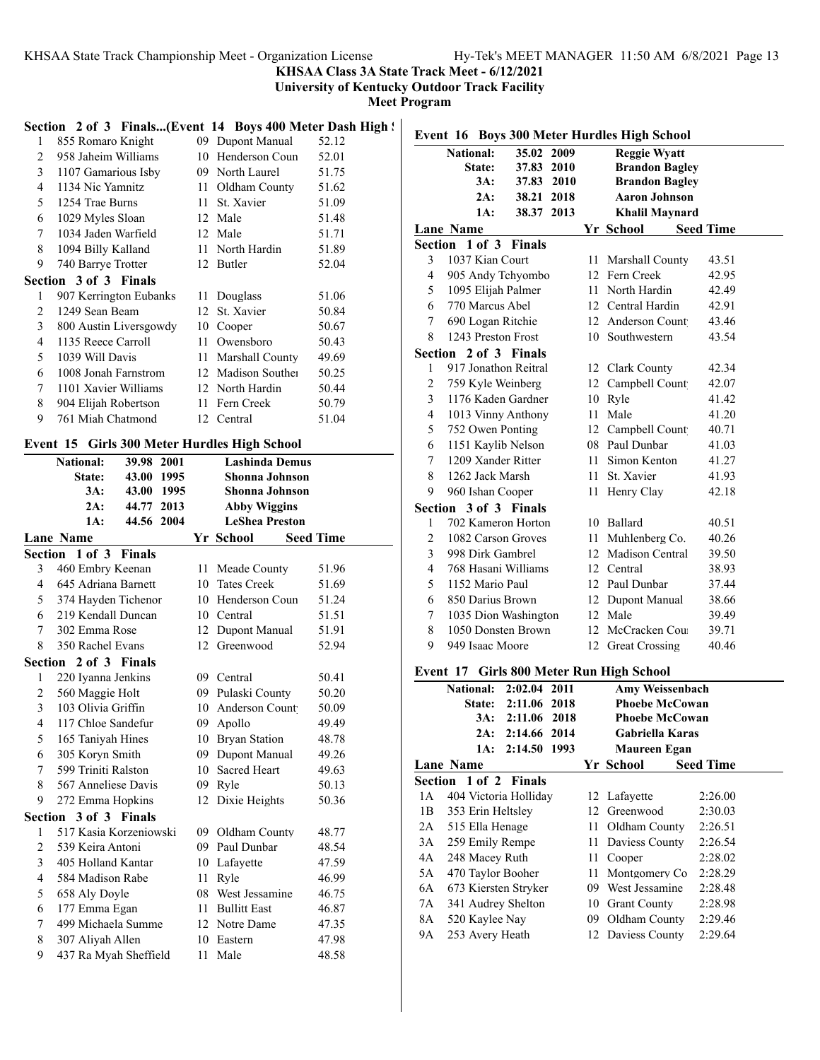## KHSAA Class 3A State Track Meet - 6/12/2021

### University of Kentucky Outdoor Track Facility

### Meet Program

**Section 2 of 3 Finals...(Event 14 Boys 400 Meter Dash High School)**

| Lane | Name | Yr | School | Seed Time |
|---|---|---|---|---|
| 1 | 855 Romaro Knight | 09 | Dupont Manual | 52.12 |
| 2 | 958 Jaheim Williams | 10 | Henderson Coun | 52.01 |
| 3 | 1107 Gamarious Isby | 09 | North Laurel | 51.75 |
| 4 | 1134 Nic Yamnitz | 11 | Oldham County | 51.62 |
| 5 | 1254 Trae Burns | 11 | St. Xavier | 51.09 |
| 6 | 1029 Myles Sloan | 12 | Male | 51.48 |
| 7 | 1034 Jaden Warfield | 12 | Male | 51.71 |
| 8 | 1094 Billy Kalland | 11 | North Hardin | 51.89 |
| 9 | 740 Barrye Trotter | 12 | Butler | 52.04 |

**Section 3 of 3 Finals**

| Lane | Name | Yr | School | Seed Time |
|---|---|---|---|---|
| 1 | 907 Kerrington Eubanks | 11 | Douglass | 51.06 |
| 2 | 1249 Sean Beam | 12 | St. Xavier | 50.84 |
| 3 | 800 Austin Liversgowdy | 10 | Cooper | 50.67 |
| 4 | 1135 Reece Carroll | 11 | Owensboro | 50.43 |
| 5 | 1039 Will Davis | 11 | Marshall County | 49.69 |
| 6 | 1008 Jonah Farnstrom | 12 | Madison Souther | 50.25 |
| 7 | 1101 Xavier Williams | 12 | North Hardin | 50.44 |
| 8 | 904 Elijah Robertson | 11 | Fern Creek | 50.79 |
| 9 | 761 Miah Chatmond | 12 | Central | 51.04 |

### Event 15 Girls 300 Meter Hurdles High School

| | Time | Year | Name |
|---|---|---|---|
| National: | 39.98 | 2001 | Lashinda Demus |
| State: | 43.00 | 1995 | Shonna Johnson |
| 3A: | 43.00 | 1995 | Shonna Johnson |
| 2A: | 44.77 | 2013 | Abby Wiggins |
| 1A: | 44.56 | 2004 | LeShea Preston |

**Section 1 of 3 Finals**

| Lane | Name | Yr | School | Seed Time |
|---|---|---|---|---|
| 3 | 460 Embry Keenan | 11 | Meade County | 51.96 |
| 4 | 645 Adriana Barnett | 10 | Tates Creek | 51.69 |
| 5 | 374 Hayden Tichenor | 10 | Henderson Coun | 51.24 |
| 6 | 219 Kendall Duncan | 10 | Central | 51.51 |
| 7 | 302 Emma Rose | 12 | Dupont Manual | 51.91 |
| 8 | 350 Rachel Evans | 12 | Greenwood | 52.94 |

**Section 2 of 3 Finals**

| Lane | Name | Yr | School | Seed Time |
|---|---|---|---|---|
| 1 | 220 Iyanna Jenkins | 09 | Central | 50.41 |
| 2 | 560 Maggie Holt | 09 | Pulaski County | 50.20 |
| 3 | 103 Olivia Griffin | 10 | Anderson Count | 50.09 |
| 4 | 117 Chloe Sandefur | 09 | Apollo | 49.49 |
| 5 | 165 Taniyah Hines | 10 | Bryan Station | 48.78 |
| 6 | 305 Koryn Smith | 09 | Dupont Manual | 49.26 |
| 7 | 599 Triniti Ralston | 10 | Sacred Heart | 49.63 |
| 8 | 567 Anneliese Davis | 09 | Ryle | 50.13 |
| 9 | 272 Emma Hopkins | 12 | Dixie Heights | 50.36 |

**Section 3 of 3 Finals**

| Lane | Name | Yr | School | Seed Time |
|---|---|---|---|---|
| 1 | 517 Kasia Korzeniowski | 09 | Oldham County | 48.77 |
| 2 | 539 Keira Antoni | 09 | Paul Dunbar | 48.54 |
| 3 | 405 Holland Kantar | 10 | Lafayette | 47.59 |
| 4 | 584 Madison Rabe | 11 | Ryle | 46.99 |
| 5 | 658 Aly Doyle | 08 | West Jessamine | 46.75 |
| 6 | 177 Emma Egan | 11 | Bullitt East | 46.87 |
| 7 | 499 Michaela Summe | 12 | Notre Dame | 47.35 |
| 8 | 307 Aliyah Allen | 10 | Eastern | 47.98 |
| 9 | 437 Ra Myah Sheffield | 11 | Male | 48.58 |

### Event 16 Boys 300 Meter Hurdles High School

| | Time | Year | Name |
|---|---|---|---|
| National: | 35.02 | 2009 | Reggie Wyatt |
| State: | 37.83 | 2010 | Brandon Bagley |
| 3A: | 37.83 | 2010 | Brandon Bagley |
| 2A: | 38.21 | 2018 | Aaron Johnson |
| 1A: | 38.37 | 2013 | Khalil Maynard |

**Section 1 of 3 Finals**

| Lane | Name | Yr | School | Seed Time |
|---|---|---|---|---|
| 3 | 1037 Kian Court | 11 | Marshall County | 43.51 |
| 4 | 905 Andy Tchyombo | 12 | Fern Creek | 42.95 |
| 5 | 1095 Elijah Palmer | 11 | North Hardin | 42.49 |
| 6 | 770 Marcus Abel | 12 | Central Hardin | 42.91 |
| 7 | 690 Logan Ritchie | 12 | Anderson Count | 43.46 |
| 8 | 1243 Preston Frost | 10 | Southwestern | 43.54 |

**Section 2 of 3 Finals**

| Lane | Name | Yr | School | Seed Time |
|---|---|---|---|---|
| 1 | 917 Jonathon Reitral | 12 | Clark County | 42.34 |
| 2 | 759 Kyle Weinberg | 12 | Campbell Count | 42.07 |
| 3 | 1176 Kaden Gardner | 10 | Ryle | 41.42 |
| 4 | 1013 Vinny Anthony | 11 | Male | 41.20 |
| 5 | 752 Owen Ponting | 12 | Campbell Count | 40.71 |
| 6 | 1151 Kaylib Nelson | 08 | Paul Dunbar | 41.03 |
| 7 | 1209 Xander Ritter | 11 | Simon Kenton | 41.27 |
| 8 | 1262 Jack Marsh | 11 | St. Xavier | 41.93 |
| 9 | 960 Ishan Cooper | 11 | Henry Clay | 42.18 |

**Section 3 of 3 Finals**

| Lane | Name | Yr | School | Seed Time |
|---|---|---|---|---|
| 1 | 702 Kameron Horton | 10 | Ballard | 40.51 |
| 2 | 1082 Carson Groves | 11 | Muhlenberg Co. | 40.26 |
| 3 | 998 Dirk Gambrel | 12 | Madison Central | 39.50 |
| 4 | 768 Hasani Williams | 12 | Central | 38.93 |
| 5 | 1152 Mario Paul | 12 | Paul Dunbar | 37.44 |
| 6 | 850 Darius Brown | 12 | Dupont Manual | 38.66 |
| 7 | 1035 Dion Washington | 12 | Male | 39.49 |
| 8 | 1050 Donsten Brown | 12 | McCracken Cou | 39.71 |
| 9 | 949 Isaac Moore | 12 | Great Crossing | 40.46 |

### Event 17 Girls 800 Meter Run High School

| | Time | Year | Name |
|---|---|---|---|
| National: | 2:02.04 | 2011 | Amy Weissenbach |
| State: | 2:11.06 | 2018 | Phoebe McCowan |
| 3A: | 2:11.06 | 2018 | Phoebe McCowan |
| 2A: | 2:14.66 | 2014 | Gabriella Karas |
| 1A: | 2:14.50 | 1993 | Maureen Egan |

**Section 1 of 2 Finals**

| Lane | Name | Yr | School | Seed Time |
|---|---|---|---|---|
| 1A | 404 Victoria Holliday | 12 | Lafayette | 2:26.00 |
| 1B | 353 Erin Heltsley | 12 | Greenwood | 2:30.03 |
| 2A | 515 Ella Henage | 11 | Oldham County | 2:26.51 |
| 3A | 259 Emily Rempe | 11 | Daviess County | 2:26.54 |
| 4A | 248 Macey Ruth | 11 | Cooper | 2:28.02 |
| 5A | 470 Taylor Booher | 11 | Montgomery Co | 2:28.29 |
| 6A | 673 Kiersten Stryker | 09 | West Jessamine | 2:28.48 |
| 7A | 341 Audrey Shelton | 10 | Grant County | 2:28.98 |
| 8A | 520 Kaylee Nay | 09 | Oldham County | 2:29.46 |
| 9A | 253 Avery Heath | 12 | Daviess County | 2:29.64 |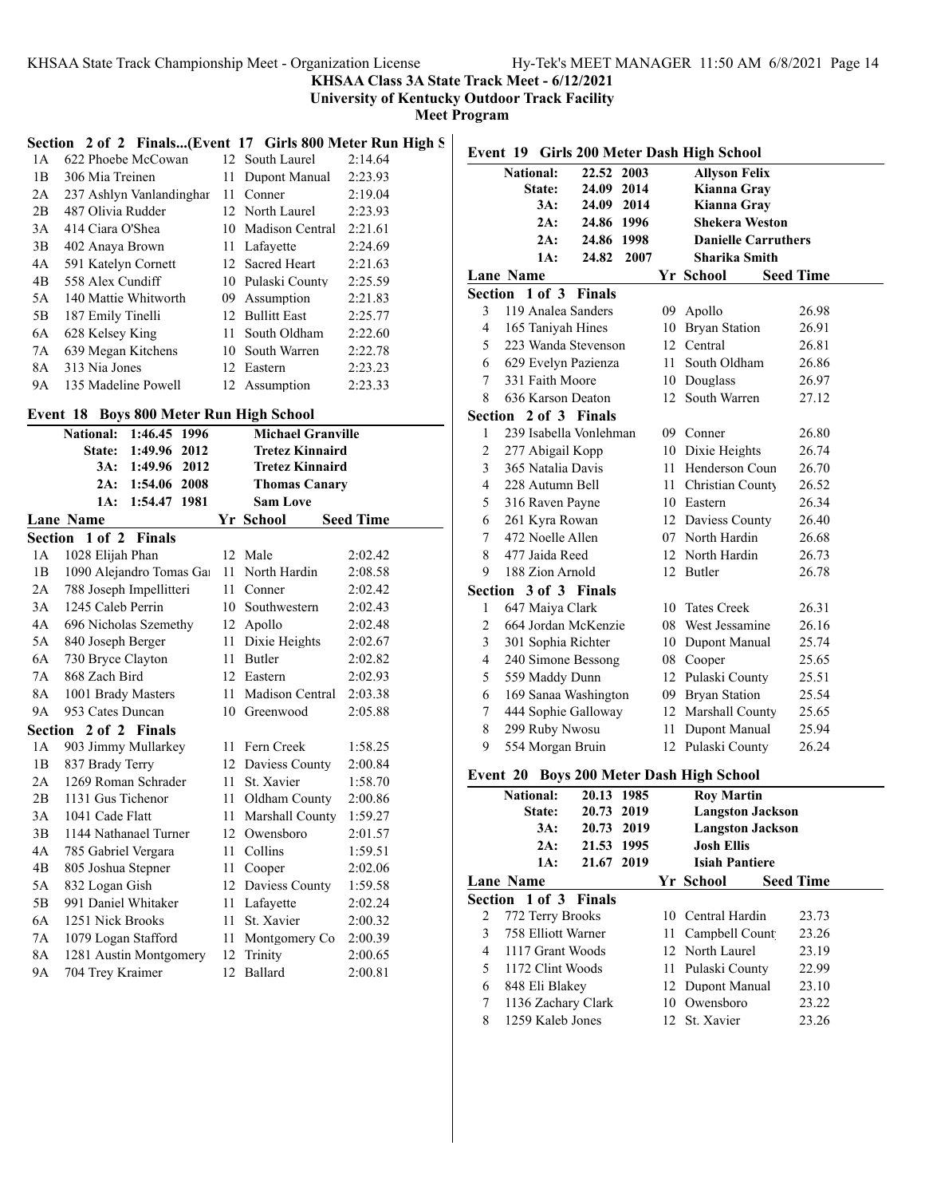**KHSAA Class 3A State Track Meet - 6/12/2021**
**University of Kentucky Outdoor Track Facility**
**Meet Program**

### Section 2 of 2 Finals...(Event 17 Girls 800 Meter Run High S

| Lane | Name | Yr | School | Seed Time |
|---|---|---|---|---|
| 1A | 622 Phoebe McCowan | 12 | South Laurel | 2:14.64 |
| 1B | 306 Mia Treinen | 11 | Dupont Manual | 2:23.93 |
| 2A | 237 Ashlyn Vanlandinghar | 11 | Conner | 2:19.04 |
| 2B | 487 Olivia Rudder | 12 | North Laurel | 2:23.93 |
| 3A | 414 Ciara O'Shea | 10 | Madison Central | 2:21.61 |
| 3B | 402 Anaya Brown | 11 | Lafayette | 2:24.69 |
| 4A | 591 Katelyn Cornett | 12 | Sacred Heart | 2:21.63 |
| 4B | 558 Alex Cundiff | 10 | Pulaski County | 2:25.59 |
| 5A | 140 Mattie Whitworth | 09 | Assumption | 2:21.83 |
| 5B | 187 Emily Tinelli | 12 | Bullitt East | 2:25.77 |
| 6A | 628 Kelsey King | 11 | South Oldham | 2:22.60 |
| 7A | 639 Megan Kitchens | 10 | South Warren | 2:22.78 |
| 8A | 313 Nia Jones | 12 | Eastern | 2:23.23 |
| 9A | 135 Madeline Powell | 12 | Assumption | 2:23.33 |

### Event 18 Boys 800 Meter Run High School

| | | | |
|---|---|---|---|
| National: | 1:46.45 | 1996 | Michael Granville |
| State: | 1:49.96 | 2012 | Tretez Kinnaird |
| 3A: | 1:49.96 | 2012 | Tretez Kinnaird |
| 2A: | 1:54.06 | 2008 | Thomas Canary |
| 1A: | 1:54.47 | 1981 | Sam Love |

| Lane | Name | Yr | School | Seed Time |
|---|---|---|---|---|
| **Section 1 of 2 Finals** | | | | |
| 1A | 1028 Elijah Phan | 12 | Male | 2:02.42 |
| 1B | 1090 Alejandro Tomas Gai | 11 | North Hardin | 2:08.58 |
| 2A | 788 Joseph Impellitteri | 11 | Conner | 2:02.42 |
| 3A | 1245 Caleb Perrin | 10 | Southwestern | 2:02.43 |
| 4A | 696 Nicholas Szemethy | 12 | Apollo | 2:02.48 |
| 5A | 840 Joseph Berger | 11 | Dixie Heights | 2:02.67 |
| 6A | 730 Bryce Clayton | 11 | Butler | 2:02.82 |
| 7A | 868 Zach Bird | 12 | Eastern | 2:02.93 |
| 8A | 1001 Brady Masters | 11 | Madison Central | 2:03.38 |
| 9A | 953 Cates Duncan | 10 | Greenwood | 2:05.88 |
| **Section 2 of 2 Finals** | | | | |
| 1A | 903 Jimmy Mullarkey | 11 | Fern Creek | 1:58.25 |
| 1B | 837 Brady Terry | 12 | Daviess County | 2:00.84 |
| 2A | 1269 Roman Schrader | 11 | St. Xavier | 1:58.70 |
| 2B | 1131 Gus Tichenor | 11 | Oldham County | 2:00.86 |
| 3A | 1041 Cade Flatt | 11 | Marshall County | 1:59.27 |
| 3B | 1144 Nathanael Turner | 12 | Owensboro | 2:01.57 |
| 4A | 785 Gabriel Vergara | 11 | Collins | 1:59.51 |
| 4B | 805 Joshua Stepner | 11 | Cooper | 2:02.06 |
| 5A | 832 Logan Gish | 12 | Daviess County | 1:59.58 |
| 5B | 991 Daniel Whitaker | 11 | Lafayette | 2:02.24 |
| 6A | 1251 Nick Brooks | 11 | St. Xavier | 2:00.32 |
| 7A | 1079 Logan Stafford | 11 | Montgomery Co | 2:00.39 |
| 8A | 1281 Austin Montgomery | 12 | Trinity | 2:00.65 |
| 9A | 704 Trey Kraimer | 12 | Ballard | 2:00.81 |

### Event 19 Girls 200 Meter Dash High School

| | | | |
|---|---|---|---|
| National: | 22.52 | 2003 | Allyson Felix |
| State: | 24.09 | 2014 | Kianna Gray |
| 3A: | 24.09 | 2014 | Kianna Gray |
| 2A: | 24.86 | 1996 | Shekera Weston |
| 2A: | 24.86 | 1998 | Danielle Carruthers |
| 1A: | 24.82 | 2007 | Sharika Smith |

| Lane | Name | Yr | School | Seed Time |
|---|---|---|---|---|
| **Section 1 of 3 Finals** | | | | |
| 3 | 119 Analea Sanders | 09 | Apollo | 26.98 |
| 4 | 165 Taniyah Hines | 10 | Bryan Station | 26.91 |
| 5 | 223 Wanda Stevenson | 12 | Central | 26.81 |
| 6 | 629 Evelyn Pazienza | 11 | South Oldham | 26.86 |
| 7 | 331 Faith Moore | 10 | Douglass | 26.97 |
| 8 | 636 Karson Deaton | 12 | South Warren | 27.12 |
| **Section 2 of 3 Finals** | | | | |
| 1 | 239 Isabella Vonlehman | 09 | Conner | 26.80 |
| 2 | 277 Abigail Kopp | 10 | Dixie Heights | 26.74 |
| 3 | 365 Natalia Davis | 11 | Henderson Coun | 26.70 |
| 4 | 228 Autumn Bell | 11 | Christian County | 26.52 |
| 5 | 316 Raven Payne | 10 | Eastern | 26.34 |
| 6 | 261 Kyra Rowan | 12 | Daviess County | 26.40 |
| 7 | 472 Noelle Allen | 07 | North Hardin | 26.68 |
| 8 | 477 Jaida Reed | 12 | North Hardin | 26.73 |
| 9 | 188 Zion Arnold | 12 | Butler | 26.78 |
| **Section 3 of 3 Finals** | | | | |
| 1 | 647 Maiya Clark | 10 | Tates Creek | 26.31 |
| 2 | 664 Jordan McKenzie | 08 | West Jessamine | 26.16 |
| 3 | 301 Sophia Richter | 10 | Dupont Manual | 25.74 |
| 4 | 240 Simone Bessong | 08 | Cooper | 25.65 |
| 5 | 559 Maddy Dunn | 12 | Pulaski County | 25.51 |
| 6 | 169 Sanaa Washington | 09 | Bryan Station | 25.54 |
| 7 | 444 Sophie Galloway | 12 | Marshall County | 25.65 |
| 8 | 299 Ruby Nwosu | 11 | Dupont Manual | 25.94 |
| 9 | 554 Morgan Bruin | 12 | Pulaski County | 26.24 |

### Event 20 Boys 200 Meter Dash High School

| | | | |
|---|---|---|---|
| National: | 20.13 | 1985 | Roy Martin |
| State: | 20.73 | 2019 | Langston Jackson |
| 3A: | 20.73 | 2019 | Langston Jackson |
| 2A: | 21.53 | 1995 | Josh Ellis |
| 1A: | 21.67 | 2019 | Isiah Pantiere |

| Lane | Name | Yr | School | Seed Time |
|---|---|---|---|---|
| **Section 1 of 3 Finals** | | | | |
| 2 | 772 Terry Brooks | 10 | Central Hardin | 23.73 |
| 3 | 758 Elliott Warner | 11 | Campbell Count | 23.26 |
| 4 | 1117 Grant Woods | 12 | North Laurel | 23.19 |
| 5 | 1172 Clint Woods | 11 | Pulaski County | 22.99 |
| 6 | 848 Eli Blakey | 12 | Dupont Manual | 23.10 |
| 7 | 1136 Zachary Clark | 10 | Owensboro | 23.22 |
| 8 | 1259 Kaleb Jones | 12 | St. Xavier | 23.26 |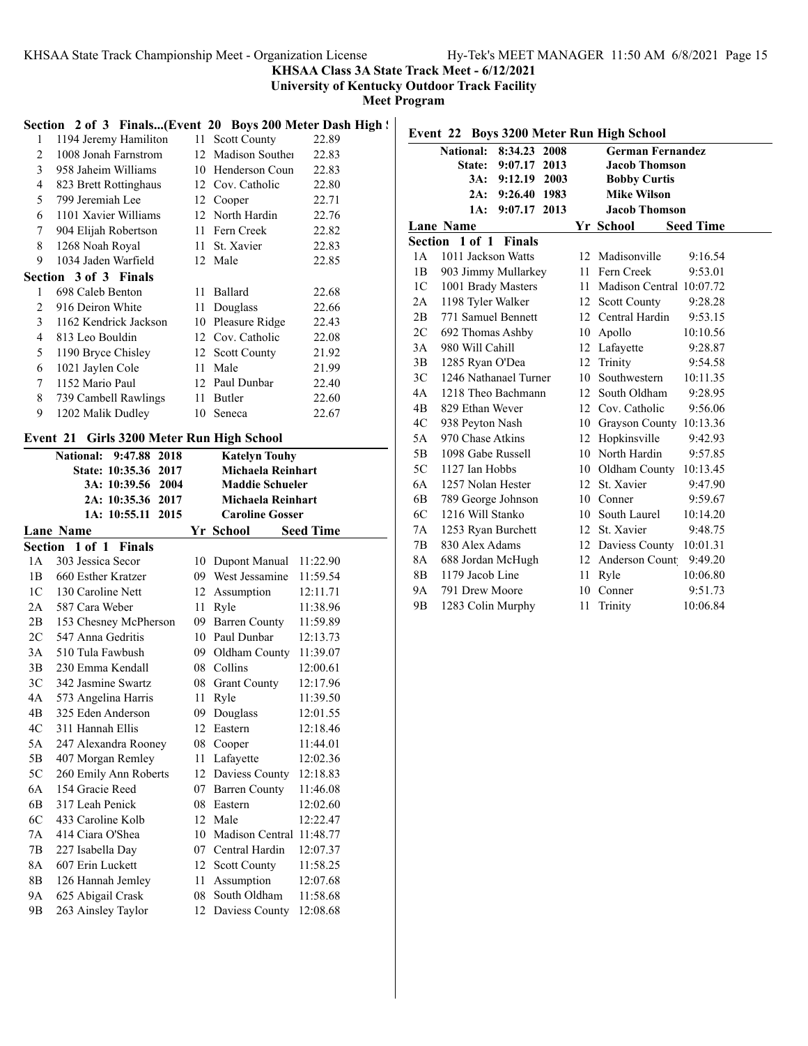**KHSAA Class 3A State Track Meet - 6/12/2021**
**University of Kentucky Outdoor Track Facility**
**Meet Program**

### Section 2 of 3 Finals...(Event 20 Boys 200 Meter Dash High School)

| | Name | Yr | School | Seed Time |
|---|---|---|---|---|
| 1 | 1194 Jeremy Hamiliton | 11 | Scott County | 22.89 |
| 2 | 1008 Jonah Farnstrom | 12 | Madison Souther | 22.83 |
| 3 | 958 Jaheim Williams | 10 | Henderson Coun | 22.83 |
| 4 | 823 Brett Rottinghaus | 12 | Cov. Catholic | 22.80 |
| 5 | 799 Jeremiah Lee | 12 | Cooper | 22.71 |
| 6 | 1101 Xavier Williams | 12 | North Hardin | 22.76 |
| 7 | 904 Elijah Robertson | 11 | Fern Creek | 22.82 |
| 8 | 1268 Noah Royal | 11 | St. Xavier | 22.83 |
| 9 | 1034 Jaden Warfield | 12 | Male | 22.85 |

**Section 3 of 3 Finals**

| | Name | Yr | School | Seed Time |
|---|---|---|---|---|
| 1 | 698 Caleb Benton | 11 | Ballard | 22.68 |
| 2 | 916 Deiron White | 11 | Douglass | 22.66 |
| 3 | 1162 Kendrick Jackson | 10 | Pleasure Ridge | 22.43 |
| 4 | 813 Leo Bouldin | 12 | Cov. Catholic | 22.08 |
| 5 | 1190 Bryce Chisley | 12 | Scott County | 21.92 |
| 6 | 1021 Jaylen Cole | 11 | Male | 21.99 |
| 7 | 1152 Mario Paul | 12 | Paul Dunbar | 22.40 |
| 8 | 739 Cambell Rawlings | 11 | Butler | 22.60 |
| 9 | 1202 Malik Dudley | 10 | Seneca | 22.67 |

### Event 21 Girls 3200 Meter Run High School

| | | | |
|---|---|---|---|
| National: | 9:47.88 | 2018 | Katelyn Touhy |
| State: | 10:35.36 | 2017 | Michaela Reinhart |
| 3A: | 10:39.56 | 2004 | Maddie Schueler |
| 2A: | 10:35.36 | 2017 | Michaela Reinhart |
| 1A: | 10:55.11 | 2015 | Caroline Gosser |

**Section 1 of 1 Finals**

| Lane | Name | Yr | School | Seed Time |
|---|---|---|---|---|
| 1A | 303 Jessica Secor | 10 | Dupont Manual | 11:22.90 |
| 1B | 660 Esther Kratzer | 09 | West Jessamine | 11:59.54 |
| 1C | 130 Caroline Nett | 12 | Assumption | 12:11.71 |
| 2A | 587 Cara Weber | 11 | Ryle | 11:38.96 |
| 2B | 153 Chesney McPherson | 09 | Barren County | 11:59.89 |
| 2C | 547 Anna Gedritis | 10 | Paul Dunbar | 12:13.73 |
| 3A | 510 Tula Fawbush | 09 | Oldham County | 11:39.07 |
| 3B | 230 Emma Kendall | 08 | Collins | 12:00.61 |
| 3C | 342 Jasmine Swartz | 08 | Grant County | 12:17.96 |
| 4A | 573 Angelina Harris | 11 | Ryle | 11:39.50 |
| 4B | 325 Eden Anderson | 09 | Douglass | 12:01.55 |
| 4C | 311 Hannah Ellis | 12 | Eastern | 12:18.46 |
| 5A | 247 Alexandra Rooney | 08 | Cooper | 11:44.01 |
| 5B | 407 Morgan Remley | 11 | Lafayette | 12:02.36 |
| 5C | 260 Emily Ann Roberts | 12 | Daviess County | 12:18.83 |
| 6A | 154 Gracie Reed | 07 | Barren County | 11:46.08 |
| 6B | 317 Leah Penick | 08 | Eastern | 12:02.60 |
| 6C | 433 Caroline Kolb | 12 | Male | 12:22.47 |
| 7A | 414 Ciara O'Shea | 10 | Madison Central | 11:48.77 |
| 7B | 227 Isabella Day | 07 | Central Hardin | 12:07.37 |
| 8A | 607 Erin Luckett | 12 | Scott County | 11:58.25 |
| 8B | 126 Hannah Jemley | 11 | Assumption | 12:07.68 |
| 9A | 625 Abigail Crask | 08 | South Oldham | 11:58.68 |
| 9B | 263 Ainsley Taylor | 12 | Daviess County | 12:08.68 |

### Event 22 Boys 3200 Meter Run High School

| | | | |
|---|---|---|---|
| National: | 8:34.23 | 2008 | German Fernandez |
| State: | 9:07.17 | 2013 | Jacob Thomson |
| 3A: | 9:12.19 | 2003 | Bobby Curtis |
| 2A: | 9:26.40 | 1983 | Mike Wilson |
| 1A: | 9:07.17 | 2013 | Jacob Thomson |

**Section 1 of 1 Finals**

| Lane | Name | Yr | School | Seed Time |
|---|---|---|---|---|
| 1A | 1011 Jackson Watts | 12 | Madisonville | 9:16.54 |
| 1B | 903 Jimmy Mullarkey | 11 | Fern Creek | 9:53.01 |
| 1C | 1001 Brady Masters | 11 | Madison Central | 10:07.72 |
| 2A | 1198 Tyler Walker | 12 | Scott County | 9:28.28 |
| 2B | 771 Samuel Bennett | 12 | Central Hardin | 9:53.15 |
| 2C | 692 Thomas Ashby | 10 | Apollo | 10:10.56 |
| 3A | 980 Will Cahill | 12 | Lafayette | 9:28.87 |
| 3B | 1285 Ryan O'Dea | 12 | Trinity | 9:54.58 |
| 3C | 1246 Nathanael Turner | 10 | Southwestern | 10:11.35 |
| 4A | 1218 Theo Bachmann | 12 | South Oldham | 9:28.95 |
| 4B | 829 Ethan Wever | 12 | Cov. Catholic | 9:56.06 |
| 4C | 938 Peyton Nash | 10 | Grayson County | 10:13.36 |
| 5A | 970 Chase Atkins | 12 | Hopkinsville | 9:42.93 |
| 5B | 1098 Gabe Russell | 10 | North Hardin | 9:57.85 |
| 5C | 1127 Ian Hobbs | 10 | Oldham County | 10:13.45 |
| 6A | 1257 Nolan Hester | 12 | St. Xavier | 9:47.90 |
| 6B | 789 George Johnson | 10 | Conner | 9:59.67 |
| 6C | 1216 Will Stanko | 10 | South Laurel | 10:14.20 |
| 7A | 1253 Ryan Burchett | 12 | St. Xavier | 9:48.75 |
| 7B | 830 Alex Adams | 12 | Daviess County | 10:01.31 |
| 8A | 688 Jordan McHugh | 12 | Anderson Count | 9:49.20 |
| 8B | 1179 Jacob Line | 11 | Ryle | 10:06.80 |
| 9A | 791 Drew Moore | 10 | Conner | 9:51.73 |
| 9B | 1283 Colin Murphy | 11 | Trinity | 10:06.84 |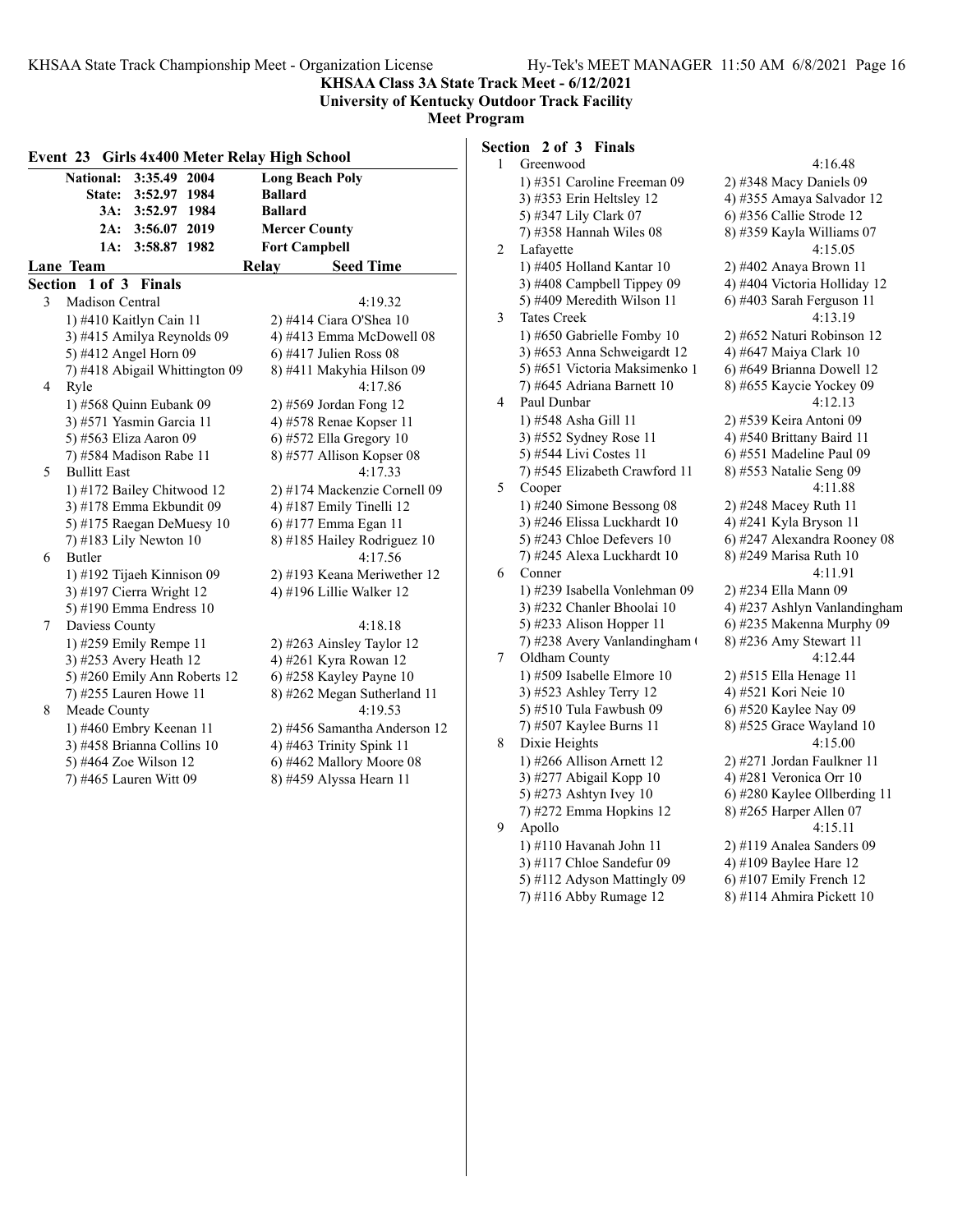**KHSAA Class 3A State Track Meet - 6/12/2021**
**University of Kentucky Outdoor Track Facility**
**Meet Program**

## Event 23 Girls 4x400 Meter Relay High School

| | | | |
|---|---|---|---|
| National: | 3:35.49 | 2004 | Long Beach Poly |
| State: | 3:52.97 | 1984 | Ballard |
| 3A: | 3:52.97 | 1984 | Ballard |
| 2A: | 3:56.07 | 2019 | Mercer County |
| 1A: | 3:58.87 | 1982 | Fort Campbell |

**Lane Team — Relay — Seed Time**

### Section 1 of 3 Finals

3 Madison Central — 4:19.32
1) #410 Kaitlyn Cain 11, 2) #414 Ciara O'Shea 10
3) #415 Amilya Reynolds 09, 4) #413 Emma McDowell 08
5) #412 Angel Horn 09, 6) #417 Julien Ross 08
7) #418 Abigail Whittington 09, 8) #411 Makyhia Hilson 09

4 Ryle — 4:17.86
1) #568 Quinn Eubank 09, 2) #569 Jordan Fong 12
3) #571 Yasmin Garcia 11, 4) #578 Renae Kopser 11
5) #563 Eliza Aaron 09, 6) #572 Ella Gregory 10
7) #584 Madison Rabe 11, 8) #577 Allison Kopser 08

5 Bullitt East — 4:17.33
1) #172 Bailey Chitwood 12, 2) #174 Mackenzie Cornell 09
3) #178 Emma Ekbundit 09, 4) #187 Emily Tinelli 12
5) #175 Raegan DeMuesy 10, 6) #177 Emma Egan 11
7) #183 Lily Newton 10, 8) #185 Hailey Rodriguez 10

6 Butler — 4:17.56
1) #192 Tijaeh Kinnison 09, 2) #193 Keana Meriwether 12
3) #197 Cierra Wright 12, 4) #196 Lillie Walker 12
5) #190 Emma Endress 10

7 Daviess County — 4:18.18
1) #259 Emily Rempe 11, 2) #263 Ainsley Taylor 12
3) #253 Avery Heath 12, 4) #261 Kyra Rowan 12
5) #260 Emily Ann Roberts 12, 6) #258 Kayley Payne 10
7) #255 Lauren Howe 11, 8) #262 Megan Sutherland 11

8 Meade County — 4:19.53
1) #460 Embry Keenan 11, 2) #456 Samantha Anderson 12
3) #458 Brianna Collins 10, 4) #463 Trinity Spink 11
5) #464 Zoe Wilson 12, 6) #462 Mallory Moore 08
7) #465 Lauren Witt 09, 8) #459 Alyssa Hearn 11

### Section 2 of 3 Finals

1 Greenwood — 4:16.48
1) #351 Caroline Freeman 09, 2) #348 Macy Daniels 09
3) #353 Erin Heltsley 12, 4) #355 Amaya Salvador 12
5) #347 Lily Clark 07, 6) #356 Callie Strode 12
7) #358 Hannah Wiles 08, 8) #359 Kayla Williams 07

2 Lafayette — 4:15.05
1) #405 Holland Kantar 10, 2) #402 Anaya Brown 11
3) #408 Campbell Tippey 09, 4) #404 Victoria Holliday 12
5) #409 Meredith Wilson 11, 6) #403 Sarah Ferguson 11

3 Tates Creek — 4:13.19
1) #650 Gabrielle Fomby 10, 2) #652 Naturi Robinson 12
3) #653 Anna Schweigardt 12, 4) #647 Maiya Clark 10
5) #651 Victoria Maksimenko 1, 6) #649 Brianna Dowell 12
7) #645 Adriana Barnett 10, 8) #655 Kaycie Yockey 09

4 Paul Dunbar — 4:12.13
1) #548 Asha Gill 11, 2) #539 Keira Antoni 09
3) #552 Sydney Rose 11, 4) #540 Brittany Baird 11
5) #544 Livi Costes 11, 6) #551 Madeline Paul 09
7) #545 Elizabeth Crawford 11, 8) #553 Natalie Seng 09

5 Cooper — 4:11.88
1) #240 Simone Bessong 08, 2) #248 Macey Ruth 11
3) #246 Elissa Luckhardt 10, 4) #241 Kyla Bryson 11
5) #243 Chloe Defevers 10, 6) #247 Alexandra Rooney 08
7) #245 Alexa Luckhardt 10, 8) #249 Marisa Ruth 10

6 Conner — 4:11.91
1) #239 Isabella Vonlehman 09, 2) #234 Ella Mann 09
3) #232 Chanler Bhoolai 10, 4) #237 Ashlyn Vanlandingham
5) #233 Alison Hopper 11, 6) #235 Makenna Murphy 09
7) #238 Avery Vanlandingham (, 8) #236 Amy Stewart 11

7 Oldham County — 4:12.44
1) #509 Isabelle Elmore 10, 2) #515 Ella Henage 11
3) #523 Ashley Terry 12, 4) #521 Kori Neie 10
5) #510 Tula Fawbush 09, 6) #520 Kaylee Nay 09
7) #507 Kaylee Burns 11, 8) #525 Grace Wayland 10

8 Dixie Heights — 4:15.00
1) #266 Allison Arnett 12, 2) #271 Jordan Faulkner 11
3) #277 Abigail Kopp 10, 4) #281 Veronica Orr 10
5) #273 Ashtyn Ivey 10, 6) #280 Kaylee Ollberding 11
7) #272 Emma Hopkins 12, 8) #265 Harper Allen 07

9 Apollo — 4:15.11
1) #110 Havanah John 11, 2) #119 Analea Sanders 09
3) #117 Chloe Sandefur 09, 4) #109 Baylee Hare 12
5) #112 Adyson Mattingly 09, 6) #107 Emily French 12
7) #116 Abby Rumage 12, 8) #114 Ahmira Pickett 10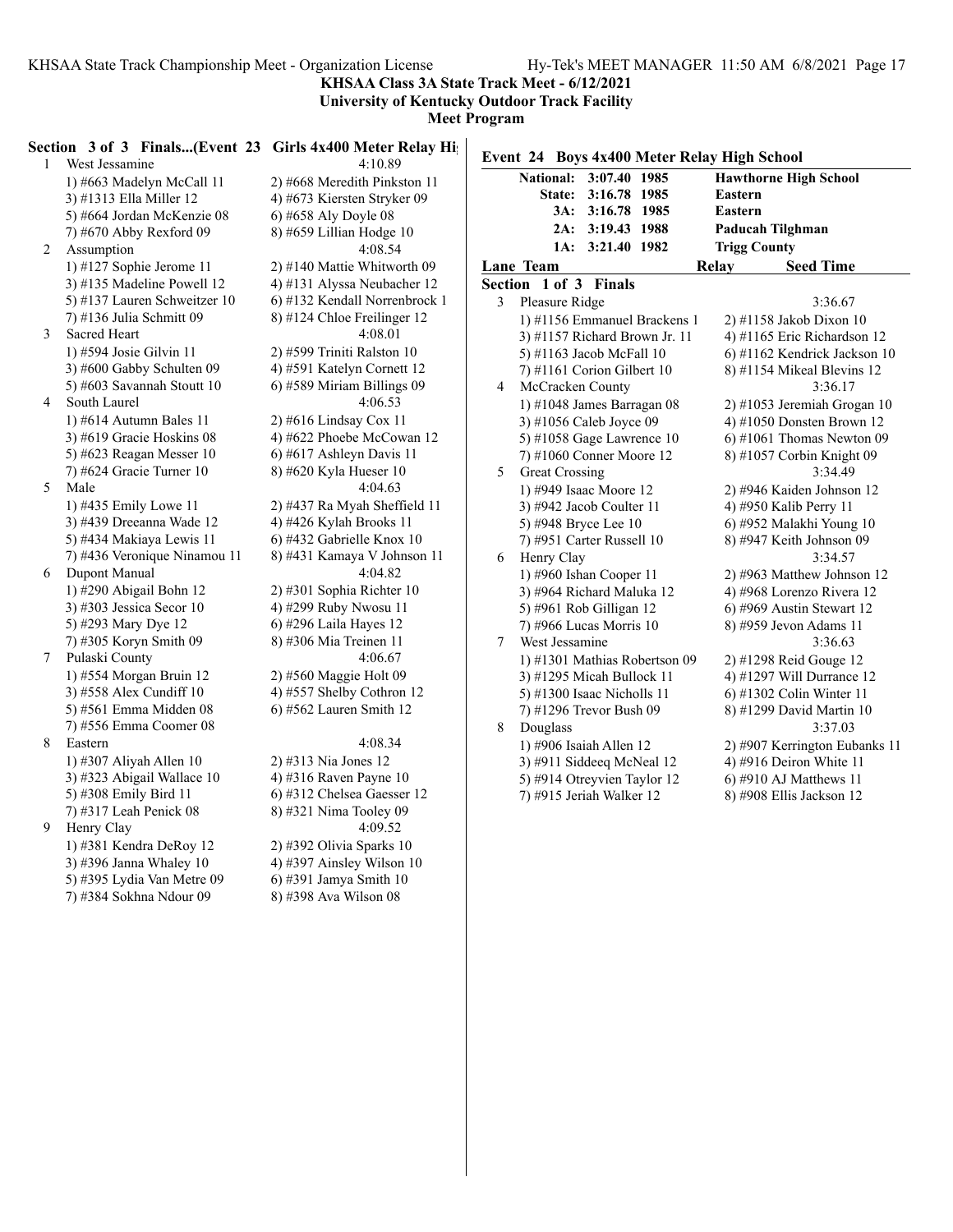**KHSAA Class 3A State Track Meet - 6/12/2021**
**University of Kentucky Outdoor Track Facility**
**Meet Program**

**Section 3 of 3 Finals...(Event 23 Girls 4x400 Meter Relay Hi**

| Lane | Team | Relay | Seed Time |
|---|---|---|---|
| 1 | West Jessamine | | 4:10.89 |
| | 1) #663 Madelyn McCall 11 | 2) #668 Meredith Pinkston 11 | |
| | 3) #1313 Ella Miller 12 | 4) #673 Kiersten Stryker 09 | |
| | 5) #664 Jordan McKenzie 08 | 6) #658 Aly Doyle 08 | |
| | 7) #670 Abby Rexford 09 | 8) #659 Lillian Hodge 10 | |
| 2 | Assumption | | 4:08.54 |
| | 1) #127 Sophie Jerome 11 | 2) #140 Mattie Whitworth 09 | |
| | 3) #135 Madeline Powell 12 | 4) #131 Alyssa Neubacher 12 | |
| | 5) #137 Lauren Schweitzer 10 | 6) #132 Kendall Norrenbrock 1 | |
| | 7) #136 Julia Schmitt 09 | 8) #124 Chloe Freilinger 12 | |
| 3 | Sacred Heart | | 4:08.01 |
| | 1) #594 Josie Gilvin 11 | 2) #599 Triniti Ralston 10 | |
| | 3) #600 Gabby Schulten 09 | 4) #591 Katelyn Cornett 12 | |
| | 5) #603 Savannah Stoutt 10 | 6) #589 Miriam Billings 09 | |
| 4 | South Laurel | | 4:06.53 |
| | 1) #614 Autumn Bales 11 | 2) #616 Lindsay Cox 11 | |
| | 3) #619 Gracie Hoskins 08 | 4) #622 Phoebe McCowan 12 | |
| | 5) #623 Reagan Messer 10 | 6) #617 Ashleyn Davis 11 | |
| | 7) #624 Gracie Turner 10 | 8) #620 Kyla Hueser 10 | |
| 5 | Male | | 4:04.63 |
| | 1) #435 Emily Lowe 11 | 2) #437 Ra Myah Sheffield 11 | |
| | 3) #439 Dreeanna Wade 12 | 4) #426 Kylah Brooks 11 | |
| | 5) #434 Makiaya Lewis 11 | 6) #432 Gabrielle Knox 10 | |
| | 7) #436 Veronique Ninamou 11 | 8) #431 Kamaya V Johnson 11 | |
| 6 | Dupont Manual | | 4:04.82 |
| | 1) #290 Abigail Bohn 12 | 2) #301 Sophia Richter 10 | |
| | 3) #303 Jessica Secor 10 | 4) #299 Ruby Nwosu 11 | |
| | 5) #293 Mary Dye 12 | 6) #296 Laila Hayes 12 | |
| | 7) #305 Koryn Smith 09 | 8) #306 Mia Treinen 11 | |
| 7 | Pulaski County | | 4:06.67 |
| | 1) #554 Morgan Bruin 12 | 2) #560 Maggie Holt 09 | |
| | 3) #558 Alex Cundiff 10 | 4) #557 Shelby Cothron 12 | |
| | 5) #561 Emma Midden 08 | 6) #562 Lauren Smith 12 | |
| | 7) #556 Emma Coomer 08 | | |
| 8 | Eastern | | 4:08.34 |
| | 1) #307 Aliyah Allen 10 | 2) #313 Nia Jones 12 | |
| | 3) #323 Abigail Wallace 10 | 4) #316 Raven Payne 10 | |
| | 5) #308 Emily Bird 11 | 6) #312 Chelsea Gaesser 12 | |
| | 7) #317 Leah Penick 08 | 8) #321 Nima Tooley 09 | |
| 9 | Henry Clay | | 4:09.52 |
| | 1) #381 Kendra DeRoy 12 | 2) #392 Olivia Sparks 10 | |
| | 3) #396 Janna Whaley 10 | 4) #397 Ainsley Wilson 10 | |
| | 5) #395 Lydia Van Metre 09 | 6) #391 Jamya Smith 10 | |
| | 7) #384 Sokhna Ndour 09 | 8) #398 Ava Wilson 08 | |

## Event 24 Boys 4x400 Meter Relay High School

| Record | Time | Year | Holder |
|---|---|---|---|
| National: | 3:07.40 | 1985 | Hawthorne High School |
| State: | 3:16.78 | 1985 | Eastern |
| 3A: | 3:16.78 | 1985 | Eastern |
| 2A: | 3:19.43 | 1988 | Paducah Tilghman |
| 1A: | 3:21.40 | 1982 | Trigg County |

**Section 1 of 3 Finals**

| Lane | Team | Relay | Seed Time |
|---|---|---|---|
| 3 | Pleasure Ridge | | 3:36.67 |
| | 1) #1156 Emmanuel Brackens 1 | 2) #1158 Jakob Dixon 10 | |
| | 3) #1157 Richard Brown Jr. 11 | 4) #1165 Eric Richardson 12 | |
| | 5) #1163 Jacob McFall 10 | 6) #1162 Kendrick Jackson 10 | |
| | 7) #1161 Corion Gilbert 10 | 8) #1154 Mikeal Blevins 12 | |
| 4 | McCracken County | | 3:36.17 |
| | 1) #1048 James Barragan 08 | 2) #1053 Jeremiah Grogan 10 | |
| | 3) #1056 Caleb Joyce 09 | 4) #1050 Donsten Brown 12 | |
| | 5) #1058 Gage Lawrence 10 | 6) #1061 Thomas Newton 09 | |
| | 7) #1060 Conner Moore 12 | 8) #1057 Corbin Knight 09 | |
| 5 | Great Crossing | | 3:34.49 |
| | 1) #949 Isaac Moore 12 | 2) #946 Kaiden Johnson 12 | |
| | 3) #942 Jacob Coulter 11 | 4) #950 Kalib Perry 11 | |
| | 5) #948 Bryce Lee 10 | 6) #952 Malakhi Young 10 | |
| | 7) #951 Carter Russell 10 | 8) #947 Keith Johnson 09 | |
| 6 | Henry Clay | | 3:34.57 |
| | 1) #960 Ishan Cooper 11 | 2) #963 Matthew Johnson 12 | |
| | 3) #964 Richard Maluka 12 | 4) #968 Lorenzo Rivera 12 | |
| | 5) #961 Rob Gilligan 12 | 6) #969 Austin Stewart 12 | |
| | 7) #966 Lucas Morris 10 | 8) #959 Jevon Adams 11 | |
| 7 | West Jessamine | | 3:36.63 |
| | 1) #1301 Mathias Robertson 09 | 2) #1298 Reid Gouge 12 | |
| | 3) #1295 Micah Bullock 11 | 4) #1297 Will Durrance 12 | |
| | 5) #1300 Isaac Nicholls 11 | 6) #1302 Colin Winter 11 | |
| | 7) #1296 Trevor Bush 09 | 8) #1299 David Martin 10 | |
| 8 | Douglass | | 3:37.03 |
| | 1) #906 Isaiah Allen 12 | 2) #907 Kerrington Eubanks 11 | |
| | 3) #911 Siddeeq McNeal 12 | 4) #916 Deiron White 11 | |
| | 5) #914 Otreyvien Taylor 12 | 6) #910 AJ Matthews 11 | |
| | 7) #915 Jeriah Walker 12 | 8) #908 Ellis Jackson 12 | |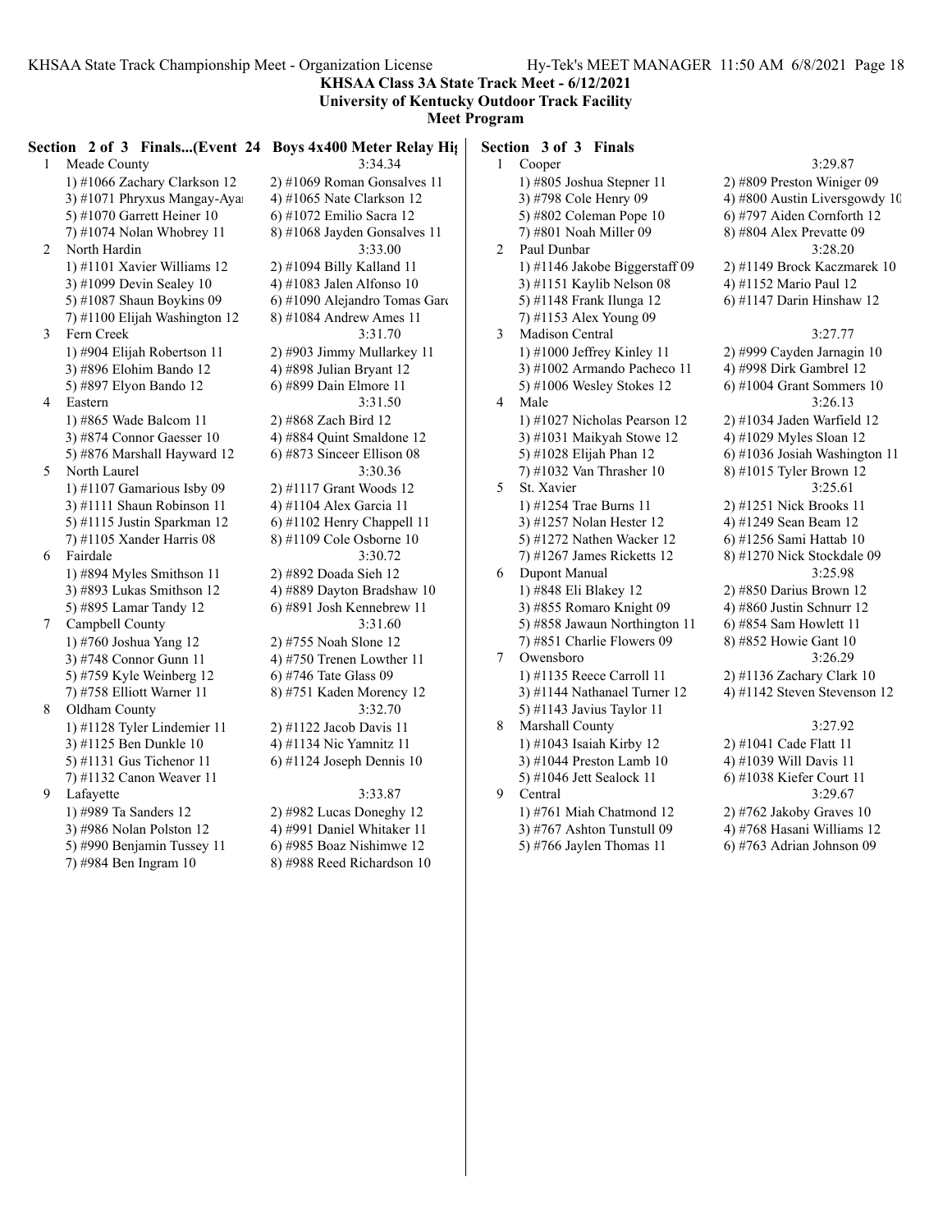**KHSAA Class 3A State Track Meet - 6/12/2021**
**University of Kentucky Outdoor Track Facility**
**Meet Program**

**Section 2 of 3 Finals...(Event 24 Boys 4x400 Meter Relay Hig**

1 Meade County 3:34.34
- 1) #1066 Zachary Clarkson 12
- 2) #1069 Roman Gonsalves 11
- 3) #1071 Phryxus Mangay-Ayar
- 4) #1065 Nate Clarkson 12
- 5) #1070 Garrett Heiner 10
- 6) #1072 Emilio Sacra 12
- 7) #1074 Nolan Whobrey 11
- 8) #1068 Jayden Gonsalves 11

2 North Hardin 3:33.00
- 1) #1101 Xavier Williams 12
- 2) #1094 Billy Kalland 11
- 3) #1099 Devin Sealey 10
- 4) #1083 Jalen Alfonso 10
- 5) #1087 Shaun Boykins 09
- 6) #1090 Alejandro Tomas Garc
- 7) #1100 Elijah Washington 12
- 8) #1084 Andrew Ames 11

3 Fern Creek 3:31.70
- 1) #904 Elijah Robertson 11
- 2) #903 Jimmy Mullarkey 11
- 3) #896 Elohim Bando 12
- 4) #898 Julian Bryant 12
- 5) #897 Elyon Bando 12
- 6) #899 Dain Elmore 11

4 Eastern 3:31.50
- 1) #865 Wade Balcom 11
- 2) #868 Zach Bird 12
- 3) #874 Connor Gaesser 10
- 4) #884 Quint Smaldone 12
- 5) #876 Marshall Hayward 12
- 6) #873 Sinceer Ellison 08

5 North Laurel 3:30.36
- 1) #1107 Gamarious Isby 09
- 2) #1117 Grant Woods 12
- 3) #1111 Shaun Robinson 11
- 4) #1104 Alex Garcia 11
- 5) #1115 Justin Sparkman 12
- 6) #1102 Henry Chappell 11
- 7) #1105 Xander Harris 08
- 8) #1109 Cole Osborne 10

6 Fairdale 3:30.72
- 1) #894 Myles Smithson 11
- 2) #892 Doada Sieh 12
- 3) #893 Lukas Smithson 12
- 4) #889 Dayton Bradshaw 10
- 5) #895 Lamar Tandy 12
- 6) #891 Josh Kennebrew 11

7 Campbell County 3:31.60
- 1) #760 Joshua Yang 12
- 2) #755 Noah Slone 12
- 3) #748 Connor Gunn 11
- 4) #750 Trenen Lowther 11
- 5) #759 Kyle Weinberg 12
- 6) #746 Tate Glass 09
- 7) #758 Elliott Warner 11
- 8) #751 Kaden Morency 12

8 Oldham County 3:32.70
- 1) #1128 Tyler Lindemier 11
- 2) #1122 Jacob Davis 11
- 3) #1125 Ben Dunkle 10
- 4) #1134 Nic Yamnitz 11
- 5) #1131 Gus Tichenor 11
- 6) #1124 Joseph Dennis 10
- 7) #1132 Canon Weaver 11

9 Lafayette 3:33.87
- 1) #989 Ta Sanders 12
- 2) #982 Lucas Doneghy 12
- 3) #986 Nolan Polston 12
- 4) #991 Daniel Whitaker 11
- 5) #990 Benjamin Tussey 11
- 6) #985 Boaz Nishimwe 12
- 7) #984 Ben Ingram 10
- 8) #988 Reed Richardson 10

**Section 3 of 3 Finals**

1 Cooper 3:29.87
- 1) #805 Joshua Stepner 11
- 2) #809 Preston Winiger 09
- 3) #798 Cole Henry 09
- 4) #800 Austin Liversgowdy 10
- 5) #802 Coleman Pope 10
- 6) #797 Aiden Cornforth 12
- 7) #801 Noah Miller 09
- 8) #804 Alex Prevatte 09

2 Paul Dunbar 3:28.20
- 1) #1146 Jakobe Biggerstaff 09
- 2) #1149 Brock Kaczmarek 10
- 3) #1151 Kaylib Nelson 08
- 4) #1152 Mario Paul 12
- 5) #1148 Frank Ilunga 12
- 6) #1147 Darin Hinshaw 12
- 7) #1153 Alex Young 09

3 Madison Central 3:27.77
- 1) #1000 Jeffrey Kinley 11
- 2) #999 Cayden Jarnagin 10
- 3) #1002 Armando Pacheco 11
- 4) #998 Dirk Gambrel 12
- 5) #1006 Wesley Stokes 12
- 6) #1004 Grant Sommers 10

4 Male 3:26.13
- 1) #1027 Nicholas Pearson 12
- 2) #1034 Jaden Warfield 12
- 3) #1031 Maikyah Stowe 12
- 4) #1029 Myles Sloan 12
- 5) #1028 Elijah Phan 12
- 6) #1036 Josiah Washington 11
- 7) #1032 Van Thrasher 10
- 8) #1015 Tyler Brown 12

5 St. Xavier 3:25.61
- 1) #1254 Trae Burns 11
- 2) #1251 Nick Brooks 11
- 3) #1257 Nolan Hester 12
- 4) #1249 Sean Beam 12
- 5) #1272 Nathen Wacker 12
- 6) #1256 Sami Hattab 10
- 7) #1267 James Ricketts 12
- 8) #1270 Nick Stockdale 09

6 Dupont Manual 3:25.98
- 1) #848 Eli Blakey 12
- 2) #850 Darius Brown 12
- 3) #855 Romaro Knight 09
- 4) #860 Justin Schnurr 12
- 5) #858 Jawaun Northington 11
- 6) #854 Sam Howlett 11
- 7) #851 Charlie Flowers 09
- 8) #852 Howie Gant 10

7 Owensboro 3:26.29
- 1) #1135 Reece Carroll 11
- 2) #1136 Zachary Clark 10
- 3) #1144 Nathanael Turner 12
- 4) #1142 Steven Stevenson 12
- 5) #1143 Javius Taylor 11

8 Marshall County 3:27.92
- 1) #1043 Isaiah Kirby 12
- 2) #1041 Cade Flatt 11
- 3) #1044 Preston Lamb 10
- 4) #1039 Will Davis 11
- 5) #1046 Jett Sealock 11
- 6) #1038 Kiefer Court 11

9 Central 3:29.67
- 1) #761 Miah Chatmond 12
- 2) #762 Jakoby Graves 10
- 3) #767 Ashton Tunstull 09
- 4) #768 Hasani Williams 12
- 5) #766 Jaylen Thomas 11
- 6) #763 Adrian Johnson 09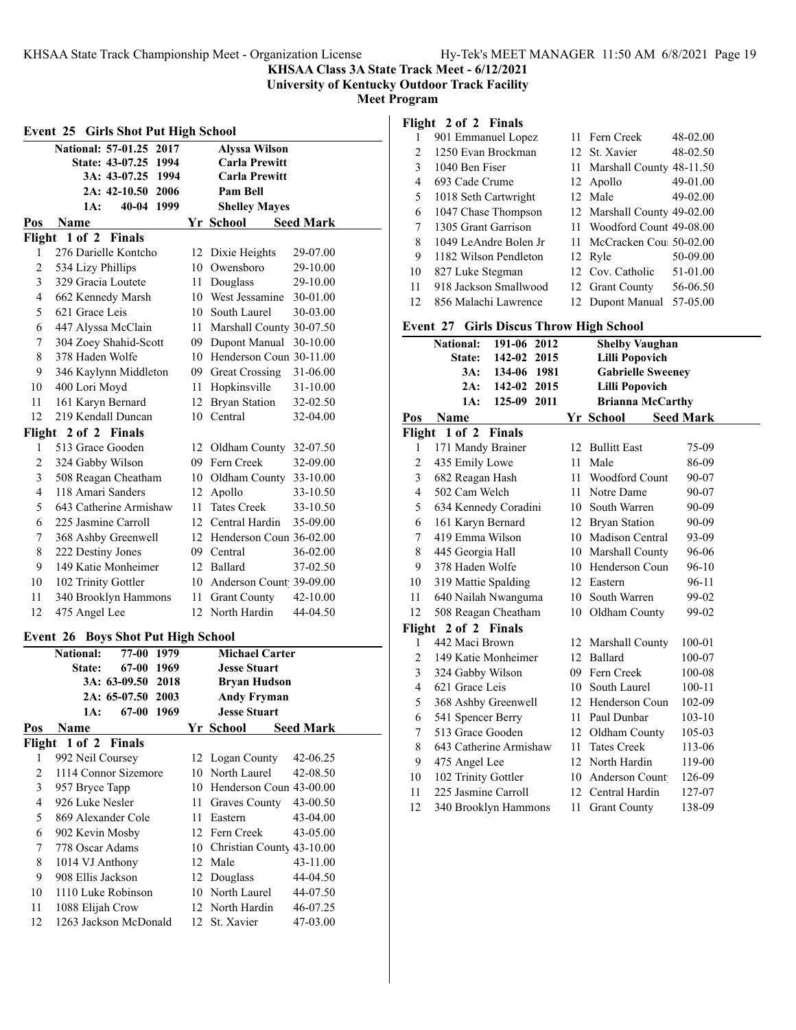**KHSAA Class 3A State Track Meet - 6/12/2021**
**University of Kentucky Outdoor Track Facility**
**Meet Program**

## Event 25 Girls Shot Put High School

| Record | Mark | Year | Name |
|---|---|---|---|
| National: | 57-01.25 | 2017 | Alyssa Wilson |
| State: | 43-07.25 | 1994 | Carla Prewitt |
| 3A: | 43-07.25 | 1994 | Carla Prewitt |
| 2A: | 42-10.50 | 2006 | Pam Bell |
| 1A: | 40-04 | 1999 | Shelley Mayes |

| Pos | Name | Yr | School | Seed Mark |
|---|---|---|---|---|
| **Flight 1 of 2 Finals** | | | | |
| 1 | 276 Darielle Kontcho | 12 | Dixie Heights | 29-07.00 |
| 2 | 534 Lizy Phillips | 10 | Owensboro | 29-10.00 |
| 3 | 329 Gracia Loutete | 11 | Douglass | 29-10.00 |
| 4 | 662 Kennedy Marsh | 10 | West Jessamine | 30-01.00 |
| 5 | 621 Grace Leis | 10 | South Laurel | 30-03.00 |
| 6 | 447 Alyssa McClain | 11 | Marshall County | 30-07.50 |
| 7 | 304 Zoey Shahid-Scott | 09 | Dupont Manual | 30-10.00 |
| 8 | 378 Haden Wolfe | 10 | Henderson Coun | 30-11.00 |
| 9 | 346 Kaylynn Middleton | 09 | Great Crossing | 31-06.00 |
| 10 | 400 Lori Moyd | 11 | Hopkinsville | 31-10.00 |
| 11 | 161 Karyn Bernard | 12 | Bryan Station | 32-02.50 |
| 12 | 219 Kendall Duncan | 10 | Central | 32-04.00 |
| **Flight 2 of 2 Finals** | | | | |
| 1 | 513 Grace Gooden | 12 | Oldham County | 32-07.50 |
| 2 | 324 Gabby Wilson | 09 | Fern Creek | 32-09.00 |
| 3 | 508 Reagan Cheatham | 10 | Oldham County | 33-10.00 |
| 4 | 118 Amari Sanders | 12 | Apollo | 33-10.50 |
| 5 | 643 Catherine Armishaw | 11 | Tates Creek | 33-10.50 |
| 6 | 225 Jasmine Carroll | 12 | Central Hardin | 35-09.00 |
| 7 | 368 Ashby Greenwell | 12 | Henderson Coun | 36-02.00 |
| 8 | 222 Destiny Jones | 09 | Central | 36-02.00 |
| 9 | 149 Katie Monheimer | 12 | Ballard | 37-02.50 |
| 10 | 102 Trinity Gottler | 10 | Anderson Count | 39-09.00 |
| 11 | 340 Brooklyn Hammons | 11 | Grant County | 42-10.00 |
| 12 | 475 Angel Lee | 12 | North Hardin | 44-04.50 |

## Event 26 Boys Shot Put High School

| Record | Mark | Year | Name |
|---|---|---|---|
| National: | 77-00 | 1979 | Michael Carter |
| State: | 67-00 | 1969 | Jesse Stuart |
| 3A: | 63-09.50 | 2018 | Bryan Hudson |
| 2A: | 65-07.50 | 2003 | Andy Fryman |
| 1A: | 67-00 | 1969 | Jesse Stuart |

| Pos | Name | Yr | School | Seed Mark |
|---|---|---|---|---|
| **Flight 1 of 2 Finals** | | | | |
| 1 | 992 Neil Coursey | 12 | Logan County | 42-06.25 |
| 2 | 1114 Connor Sizemore | 10 | North Laurel | 42-08.50 |
| 3 | 957 Bryce Tapp | 10 | Henderson Coun | 43-00.00 |
| 4 | 926 Luke Nesler | 11 | Graves County | 43-00.50 |
| 5 | 869 Alexander Cole | 11 | Eastern | 43-04.00 |
| 6 | 902 Kevin Mosby | 12 | Fern Creek | 43-05.00 |
| 7 | 778 Oscar Adams | 10 | Christian County | 43-10.00 |
| 8 | 1014 VJ Anthony | 12 | Male | 43-11.00 |
| 9 | 908 Ellis Jackson | 12 | Douglass | 44-04.50 |
| 10 | 1110 Luke Robinson | 10 | North Laurel | 44-07.50 |
| 11 | 1088 Elijah Crow | 12 | North Hardin | 46-07.25 |
| 12 | 1263 Jackson McDonald | 12 | St. Xavier | 47-03.00 |
| **Flight 2 of 2 Finals** | | | | |
| 1 | 901 Emmanuel Lopez | 11 | Fern Creek | 48-02.00 |
| 2 | 1250 Evan Brockman | 12 | St. Xavier | 48-02.50 |
| 3 | 1040 Ben Fiser | 11 | Marshall County | 48-11.50 |
| 4 | 693 Cade Crume | 12 | Apollo | 49-01.00 |
| 5 | 1018 Seth Cartwright | 12 | Male | 49-02.00 |
| 6 | 1047 Chase Thompson | 12 | Marshall County | 49-02.00 |
| 7 | 1305 Grant Garrison | 11 | Woodford Count | 49-08.00 |
| 8 | 1049 LeAndre Bolen Jr | 11 | McCracken Cou | 50-02.00 |
| 9 | 1182 Wilson Pendleton | 12 | Ryle | 50-09.00 |
| 10 | 827 Luke Stegman | 12 | Cov. Catholic | 51-01.00 |
| 11 | 918 Jackson Smallwood | 12 | Grant County | 56-06.50 |
| 12 | 856 Malachi Lawrence | 12 | Dupont Manual | 57-05.00 |

## Event 27 Girls Discus Throw High School

| Record | Mark | Year | Name |
|---|---|---|---|
| National: | 191-06 | 2012 | Shelby Vaughan |
| State: | 142-02 | 2015 | Lilli Popovich |
| 3A: | 134-06 | 1981 | Gabrielle Sweeney |
| 2A: | 142-02 | 2015 | Lilli Popovich |
| 1A: | 125-09 | 2011 | Brianna McCarthy |

| Pos | Name | Yr | School | Seed Mark |
|---|---|---|---|---|
| **Flight 1 of 2 Finals** | | | | |
| 1 | 171 Mandy Brainer | 12 | Bullitt East | 75-09 |
| 2 | 435 Emily Lowe | 11 | Male | 86-09 |
| 3 | 682 Reagan Hash | 11 | Woodford Count | 90-07 |
| 4 | 502 Cam Welch | 11 | Notre Dame | 90-07 |
| 5 | 634 Kennedy Coradini | 10 | South Warren | 90-09 |
| 6 | 161 Karyn Bernard | 12 | Bryan Station | 90-09 |
| 7 | 419 Emma Wilson | 10 | Madison Central | 93-09 |
| 8 | 445 Georgia Hall | 10 | Marshall County | 96-06 |
| 9 | 378 Haden Wolfe | 10 | Henderson Coun | 96-10 |
| 10 | 319 Mattie Spalding | 12 | Eastern | 96-11 |
| 11 | 640 Nailah Nwanguma | 10 | South Warren | 99-02 |
| 12 | 508 Reagan Cheatham | 10 | Oldham County | 99-02 |
| **Flight 2 of 2 Finals** | | | | |
| 1 | 442 Maci Brown | 12 | Marshall County | 100-01 |
| 2 | 149 Katie Monheimer | 12 | Ballard | 100-07 |
| 3 | 324 Gabby Wilson | 09 | Fern Creek | 100-08 |
| 4 | 621 Grace Leis | 10 | South Laurel | 100-11 |
| 5 | 368 Ashby Greenwell | 12 | Henderson Coun | 102-09 |
| 6 | 541 Spencer Berry | 11 | Paul Dunbar | 103-10 |
| 7 | 513 Grace Gooden | 12 | Oldham County | 105-03 |
| 8 | 643 Catherine Armishaw | 11 | Tates Creek | 113-06 |
| 9 | 475 Angel Lee | 12 | North Hardin | 119-00 |
| 10 | 102 Trinity Gottler | 10 | Anderson Count | 126-09 |
| 11 | 225 Jasmine Carroll | 12 | Central Hardin | 127-07 |
| 12 | 340 Brooklyn Hammons | 11 | Grant County | 138-09 |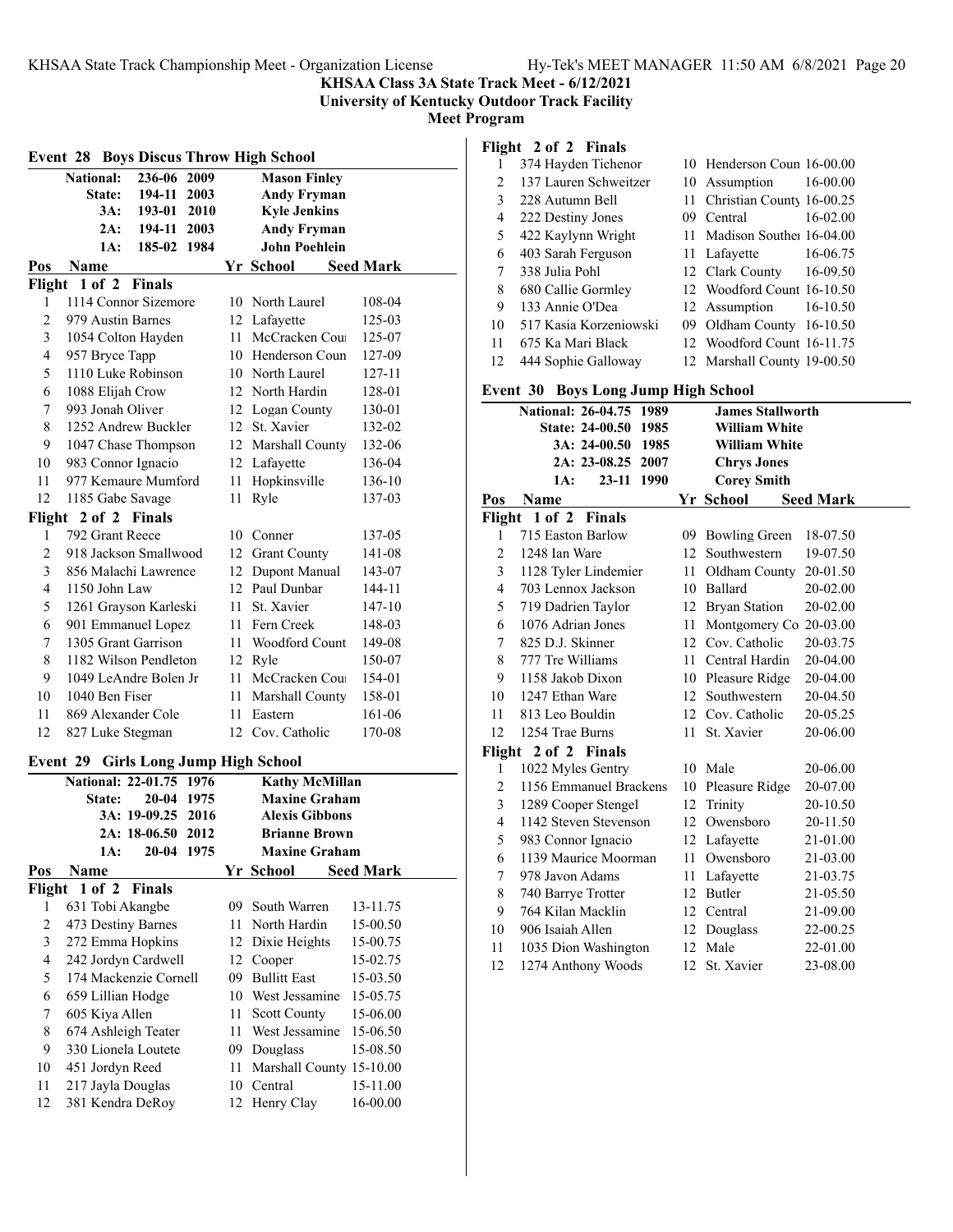**KHSAA Class 3A State Track Meet - 6/12/2021**
**University of Kentucky Outdoor Track Facility**
**Meet Program**

## Event 28 Boys Discus Throw High School

| | | | |
|---|---|---|---|
| National: | 236-06 | 2009 | Mason Finley |
| State: | 194-11 | 2003 | Andy Fryman |
| 3A: | 193-01 | 2010 | Kyle Jenkins |
| 2A: | 194-11 | 2003 | Andy Fryman |
| 1A: | 185-02 | 1984 | John Poehlein |

| Pos | Name | Yr | School | Seed Mark |
|---|---|---|---|---|
| **Flight 1 of 2 Finals** | | | | |
| 1 | 1114 Connor Sizemore | 10 | North Laurel | 108-04 |
| 2 | 979 Austin Barnes | 12 | Lafayette | 125-03 |
| 3 | 1054 Colton Hayden | 11 | McCracken Cou | 125-07 |
| 4 | 957 Bryce Tapp | 10 | Henderson Coun | 127-09 |
| 5 | 1110 Luke Robinson | 10 | North Laurel | 127-11 |
| 6 | 1088 Elijah Crow | 12 | North Hardin | 128-01 |
| 7 | 993 Jonah Oliver | 12 | Logan County | 130-01 |
| 8 | 1252 Andrew Buckler | 12 | St. Xavier | 132-02 |
| 9 | 1047 Chase Thompson | 12 | Marshall County | 132-06 |
| 10 | 983 Connor Ignacio | 12 | Lafayette | 136-04 |
| 11 | 977 Kemaure Mumford | 11 | Hopkinsville | 136-10 |
| 12 | 1185 Gabe Savage | 11 | Ryle | 137-03 |
| **Flight 2 of 2 Finals** | | | | |
| 1 | 792 Grant Reece | 10 | Conner | 137-05 |
| 2 | 918 Jackson Smallwood | 12 | Grant County | 141-08 |
| 3 | 856 Malachi Lawrence | 12 | Dupont Manual | 143-07 |
| 4 | 1150 John Law | 12 | Paul Dunbar | 144-11 |
| 5 | 1261 Grayson Karleski | 11 | St. Xavier | 147-10 |
| 6 | 901 Emmanuel Lopez | 11 | Fern Creek | 148-03 |
| 7 | 1305 Grant Garrison | 11 | Woodford Count | 149-08 |
| 8 | 1182 Wilson Pendleton | 12 | Ryle | 150-07 |
| 9 | 1049 LeAndre Bolen Jr | 11 | McCracken Cou | 154-01 |
| 10 | 1040 Ben Fiser | 11 | Marshall County | 158-01 |
| 11 | 869 Alexander Cole | 11 | Eastern | 161-06 |
| 12 | 827 Luke Stegman | 12 | Cov. Catholic | 170-08 |

## Event 29 Girls Long Jump High School

| | | | |
|---|---|---|---|
| National: | 22-01.75 | 1976 | Kathy McMillan |
| State: | 20-04 | 1975 | Maxine Graham |
| 3A: | 19-09.25 | 2016 | Alexis Gibbons |
| 2A: | 18-06.50 | 2012 | Brianne Brown |
| 1A: | 20-04 | 1975 | Maxine Graham |

| Pos | Name | Yr | School | Seed Mark |
|---|---|---|---|---|
| **Flight 1 of 2 Finals** | | | | |
| 1 | 631 Tobi Akangbe | 09 | South Warren | 13-11.75 |
| 2 | 473 Destiny Barnes | 11 | North Hardin | 15-00.50 |
| 3 | 272 Emma Hopkins | 12 | Dixie Heights | 15-00.75 |
| 4 | 242 Jordyn Cardwell | 12 | Cooper | 15-02.75 |
| 5 | 174 Mackenzie Cornell | 09 | Bullitt East | 15-03.50 |
| 6 | 659 Lillian Hodge | 10 | West Jessamine | 15-05.75 |
| 7 | 605 Kiya Allen | 11 | Scott County | 15-06.00 |
| 8 | 674 Ashleigh Teater | 11 | West Jessamine | 15-06.50 |
| 9 | 330 Lionela Loutete | 09 | Douglass | 15-08.50 |
| 10 | 451 Jordyn Reed | 11 | Marshall County | 15-10.00 |
| 11 | 217 Jayla Douglas | 10 | Central | 15-11.00 |
| 12 | 381 Kendra DeRoy | 12 | Henry Clay | 16-00.00 |
| **Flight 2 of 2 Finals** | | | | |
| 1 | 374 Hayden Tichenor | 10 | Henderson Coun | 16-00.00 |
| 2 | 137 Lauren Schweitzer | 10 | Assumption | 16-00.00 |
| 3 | 228 Autumn Bell | 11 | Christian County | 16-00.25 |
| 4 | 222 Destiny Jones | 09 | Central | 16-02.00 |
| 5 | 422 Kaylynn Wright | 11 | Madison Souther | 16-04.00 |
| 6 | 403 Sarah Ferguson | 11 | Lafayette | 16-06.75 |
| 7 | 338 Julia Pohl | 12 | Clark County | 16-09.50 |
| 8 | 680 Callie Gormley | 12 | Woodford Count | 16-10.50 |
| 9 | 133 Annie O'Dea | 12 | Assumption | 16-10.50 |
| 10 | 517 Kasia Korzeniowski | 09 | Oldham County | 16-10.50 |
| 11 | 675 Ka Mari Black | 12 | Woodford Count | 16-11.75 |
| 12 | 444 Sophie Galloway | 12 | Marshall County | 19-00.50 |

## Event 30 Boys Long Jump High School

| | | | |
|---|---|---|---|
| National: | 26-04.75 | 1989 | James Stallworth |
| State: | 24-00.50 | 1985 | William White |
| 3A: | 24-00.50 | 1985 | William White |
| 2A: | 23-08.25 | 2007 | Chrys Jones |
| 1A: | 23-11 | 1990 | Corey Smith |

| Pos | Name | Yr | School | Seed Mark |
|---|---|---|---|---|
| **Flight 1 of 2 Finals** | | | | |
| 1 | 715 Easton Barlow | 09 | Bowling Green | 18-07.50 |
| 2 | 1248 Ian Ware | 12 | Southwestern | 19-07.50 |
| 3 | 1128 Tyler Lindemier | 11 | Oldham County | 20-01.50 |
| 4 | 703 Lennox Jackson | 10 | Ballard | 20-02.00 |
| 5 | 719 Dadrien Taylor | 12 | Bryan Station | 20-02.00 |
| 6 | 1076 Adrian Jones | 11 | Montgomery Co | 20-03.00 |
| 7 | 825 D.J. Skinner | 12 | Cov. Catholic | 20-03.75 |
| 8 | 777 Tre Williams | 11 | Central Hardin | 20-04.00 |
| 9 | 1158 Jakob Dixon | 10 | Pleasure Ridge | 20-04.00 |
| 10 | 1247 Ethan Ware | 12 | Southwestern | 20-04.50 |
| 11 | 813 Leo Bouldin | 12 | Cov. Catholic | 20-05.25 |
| 12 | 1254 Trae Burns | 11 | St. Xavier | 20-06.00 |
| **Flight 2 of 2 Finals** | | | | |
| 1 | 1022 Myles Gentry | 10 | Male | 20-06.00 |
| 2 | 1156 Emmanuel Brackens | 10 | Pleasure Ridge | 20-07.00 |
| 3 | 1289 Cooper Stengel | 12 | Trinity | 20-10.50 |
| 4 | 1142 Steven Stevenson | 12 | Owensboro | 20-11.50 |
| 5 | 983 Connor Ignacio | 12 | Lafayette | 21-01.00 |
| 6 | 1139 Maurice Moorman | 11 | Owensboro | 21-03.00 |
| 7 | 978 Javon Adams | 11 | Lafayette | 21-03.75 |
| 8 | 740 Barrye Trotter | 12 | Butler | 21-05.50 |
| 9 | 764 Kilan Macklin | 12 | Central | 21-09.00 |
| 10 | 906 Isaiah Allen | 12 | Douglass | 22-00.25 |
| 11 | 1035 Dion Washington | 12 | Male | 22-01.00 |
| 12 | 1274 Anthony Woods | 12 | St. Xavier | 23-08.00 |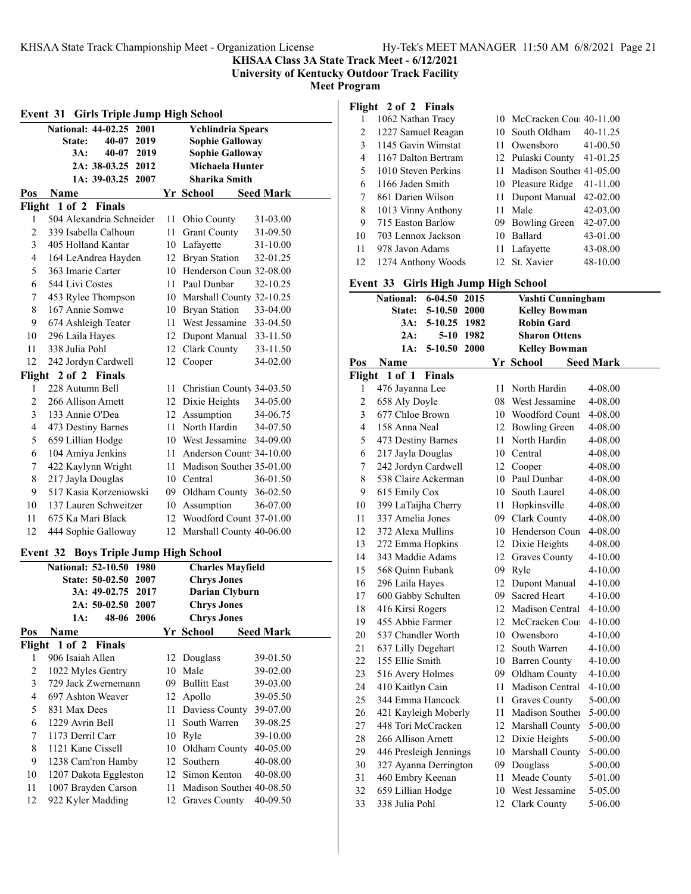**KHSAA Class 3A State Track Meet - 6/12/2021**
**University of Kentucky Outdoor Track Facility**
**Meet Program**

## Event 31 Girls Triple Jump High School

| | | | |
|---|---|---|---|
| National: | 44-02.25 | 2001 | Ychlindria Spears |
| State: | 40-07 | 2019 | Sophie Galloway |
| 3A: | 40-07 | 2019 | Sophie Galloway |
| 2A: | 38-03.25 | 2012 | Michaela Hunter |
| 1A: | 39-03.25 | 2007 | Sharika Smith |

| Pos | Name | Yr | School | Seed Mark |
|---|---|---|---|---|
| **Flight 1 of 2 Finals** | | | | |
| 1 | 504 Alexandria Schneider | 11 | Ohio County | 31-03.00 |
| 2 | 339 Isabella Calhoun | 11 | Grant County | 31-09.50 |
| 3 | 405 Holland Kantar | 10 | Lafayette | 31-10.00 |
| 4 | 164 LeAndrea Hayden | 12 | Bryan Station | 32-01.25 |
| 5 | 363 Imarie Carter | 10 | Henderson Coun | 32-08.00 |
| 6 | 544 Livi Costes | 11 | Paul Dunbar | 32-10.25 |
| 7 | 453 Rylee Thompson | 10 | Marshall County | 32-10.25 |
| 8 | 167 Annie Somwe | 10 | Bryan Station | 33-04.00 |
| 9 | 674 Ashleigh Teater | 11 | West Jessamine | 33-04.50 |
| 10 | 296 Laila Hayes | 12 | Dupont Manual | 33-11.50 |
| 11 | 338 Julia Pohl | 12 | Clark County | 33-11.50 |
| 12 | 242 Jordyn Cardwell | 12 | Cooper | 34-02.00 |
| **Flight 2 of 2 Finals** | | | | |
| 1 | 228 Autumn Bell | 11 | Christian County | 34-03.50 |
| 2 | 266 Allison Arnett | 12 | Dixie Heights | 34-05.00 |
| 3 | 133 Annie O'Dea | 12 | Assumption | 34-06.75 |
| 4 | 473 Destiny Barnes | 11 | North Hardin | 34-07.50 |
| 5 | 659 Lillian Hodge | 10 | West Jessamine | 34-09.00 |
| 6 | 104 Amiya Jenkins | 11 | Anderson Count | 34-10.00 |
| 7 | 422 Kaylynn Wright | 11 | Madison Souther | 35-01.00 |
| 8 | 217 Jayla Douglas | 10 | Central | 36-01.50 |
| 9 | 517 Kasia Korzeniowski | 09 | Oldham County | 36-02.50 |
| 10 | 137 Lauren Schweitzer | 10 | Assumption | 36-07.00 |
| 11 | 675 Ka Mari Black | 12 | Woodford Count | 37-01.00 |
| 12 | 444 Sophie Galloway | 12 | Marshall County | 40-06.00 |

## Event 32 Boys Triple Jump High School

| | | | |
|---|---|---|---|
| National: | 52-10.50 | 1980 | Charles Mayfield |
| State: | 50-02.50 | 2007 | Chrys Jones |
| 3A: | 49-02.75 | 2017 | Darian Clyburn |
| 2A: | 50-02.50 | 2007 | Chrys Jones |
| 1A: | 48-06 | 2006 | Chrys Jones |

| Pos | Name | Yr | School | Seed Mark |
|---|---|---|---|---|
| **Flight 1 of 2 Finals** | | | | |
| 1 | 906 Isaiah Allen | 12 | Douglass | 39-01.50 |
| 2 | 1022 Myles Gentry | 10 | Male | 39-02.00 |
| 3 | 729 Jack Zwernemann | 09 | Bullitt East | 39-03.00 |
| 4 | 697 Ashton Weaver | 12 | Apollo | 39-05.50 |
| 5 | 831 Max Dees | 11 | Daviess County | 39-07.00 |
| 6 | 1229 Avrin Bell | 11 | South Warren | 39-08.25 |
| 7 | 1173 Derril Carr | 10 | Ryle | 39-10.00 |
| 8 | 1121 Kane Cissell | 10 | Oldham County | 40-05.00 |
| 9 | 1238 Cam'ron Hamby | 12 | Southern | 40-08.00 |
| 10 | 1207 Dakota Eggleston | 12 | Simon Kenton | 40-08.00 |
| 11 | 1007 Brayden Carson | 11 | Madison Souther | 40-08.50 |
| 12 | 922 Kyler Madding | 12 | Graves County | 40-09.50 |
| **Flight 2 of 2 Finals** | | | | |
| 1 | 1062 Nathan Tracy | 10 | McCracken Cou | 40-11.00 |
| 2 | 1227 Samuel Reagan | 10 | South Oldham | 40-11.25 |
| 3 | 1145 Gavin Wimstat | 11 | Owensboro | 41-00.50 |
| 4 | 1167 Dalton Bertram | 12 | Pulaski County | 41-01.25 |
| 5 | 1010 Steven Perkins | 11 | Madison Souther | 41-05.00 |
| 6 | 1166 Jaden Smith | 10 | Pleasure Ridge | 41-11.00 |
| 7 | 861 Darien Wilson | 11 | Dupont Manual | 42-02.00 |
| 8 | 1013 Vinny Anthony | 11 | Male | 42-03.00 |
| 9 | 715 Easton Barlow | 09 | Bowling Green | 42-07.00 |
| 10 | 703 Lennox Jackson | 10 | Ballard | 43-01.00 |
| 11 | 978 Javon Adams | 11 | Lafayette | 43-08.00 |
| 12 | 1274 Anthony Woods | 12 | St. Xavier | 48-10.00 |

## Event 33 Girls High Jump High School

| | | | |
|---|---|---|---|
| National: | 6-04.50 | 2015 | Vashti Cunningham |
| State: | 5-10.50 | 2000 | Kelley Bowman |
| 3A: | 5-10.25 | 1982 | Robin Gard |
| 2A: | 5-10 | 1982 | Sharon Ottens |
| 1A: | 5-10.50 | 2000 | Kelley Bowman |

| Pos | Name | Yr | School | Seed Mark |
|---|---|---|---|---|
| **Flight 1 of 1 Finals** | | | | |
| 1 | 476 Jayanna Lee | 11 | North Hardin | 4-08.00 |
| 2 | 658 Aly Doyle | 08 | West Jessamine | 4-08.00 |
| 3 | 677 Chloe Brown | 10 | Woodford Count | 4-08.00 |
| 4 | 158 Anna Neal | 12 | Bowling Green | 4-08.00 |
| 5 | 473 Destiny Barnes | 11 | North Hardin | 4-08.00 |
| 6 | 217 Jayla Douglas | 10 | Central | 4-08.00 |
| 7 | 242 Jordyn Cardwell | 12 | Cooper | 4-08.00 |
| 8 | 538 Claire Ackerman | 10 | Paul Dunbar | 4-08.00 |
| 9 | 615 Emily Cox | 10 | South Laurel | 4-08.00 |
| 10 | 399 LaTaijha Cherry | 11 | Hopkinsville | 4-08.00 |
| 11 | 337 Amelia Jones | 09 | Clark County | 4-08.00 |
| 12 | 372 Alexa Mullins | 10 | Henderson Coun | 4-08.00 |
| 13 | 272 Emma Hopkins | 12 | Dixie Heights | 4-08.00 |
| 14 | 343 Maddie Adams | 12 | Graves County | 4-10.00 |
| 15 | 568 Quinn Eubank | 09 | Ryle | 4-10.00 |
| 16 | 296 Laila Hayes | 12 | Dupont Manual | 4-10.00 |
| 17 | 600 Gabby Schulten | 09 | Sacred Heart | 4-10.00 |
| 18 | 416 Kirsi Rogers | 12 | Madison Central | 4-10.00 |
| 19 | 455 Abbie Farmer | 12 | McCracken Cou | 4-10.00 |
| 20 | 537 Chandler Worth | 10 | Owensboro | 4-10.00 |
| 21 | 637 Lilly Degehart | 12 | South Warren | 4-10.00 |
| 22 | 155 Ellie Smith | 10 | Barren County | 4-10.00 |
| 23 | 516 Avery Holmes | 09 | Oldham County | 4-10.00 |
| 24 | 410 Kaitlyn Cain | 11 | Madison Central | 4-10.00 |
| 25 | 344 Emma Hancock | 11 | Graves County | 5-00.00 |
| 26 | 421 Kayleigh Moberly | 11 | Madison Souther | 5-00.00 |
| 27 | 448 Tori McCracken | 12 | Marshall County | 5-00.00 |
| 28 | 266 Allison Arnett | 12 | Dixie Heights | 5-00.00 |
| 29 | 446 Presleigh Jennings | 10 | Marshall County | 5-00.00 |
| 30 | 327 Ayanna Derrington | 09 | Douglass | 5-00.00 |
| 31 | 460 Embry Keenan | 11 | Meade County | 5-01.00 |
| 32 | 659 Lillian Hodge | 10 | West Jessamine | 5-05.00 |
| 33 | 338 Julia Pohl | 12 | Clark County | 5-06.00 |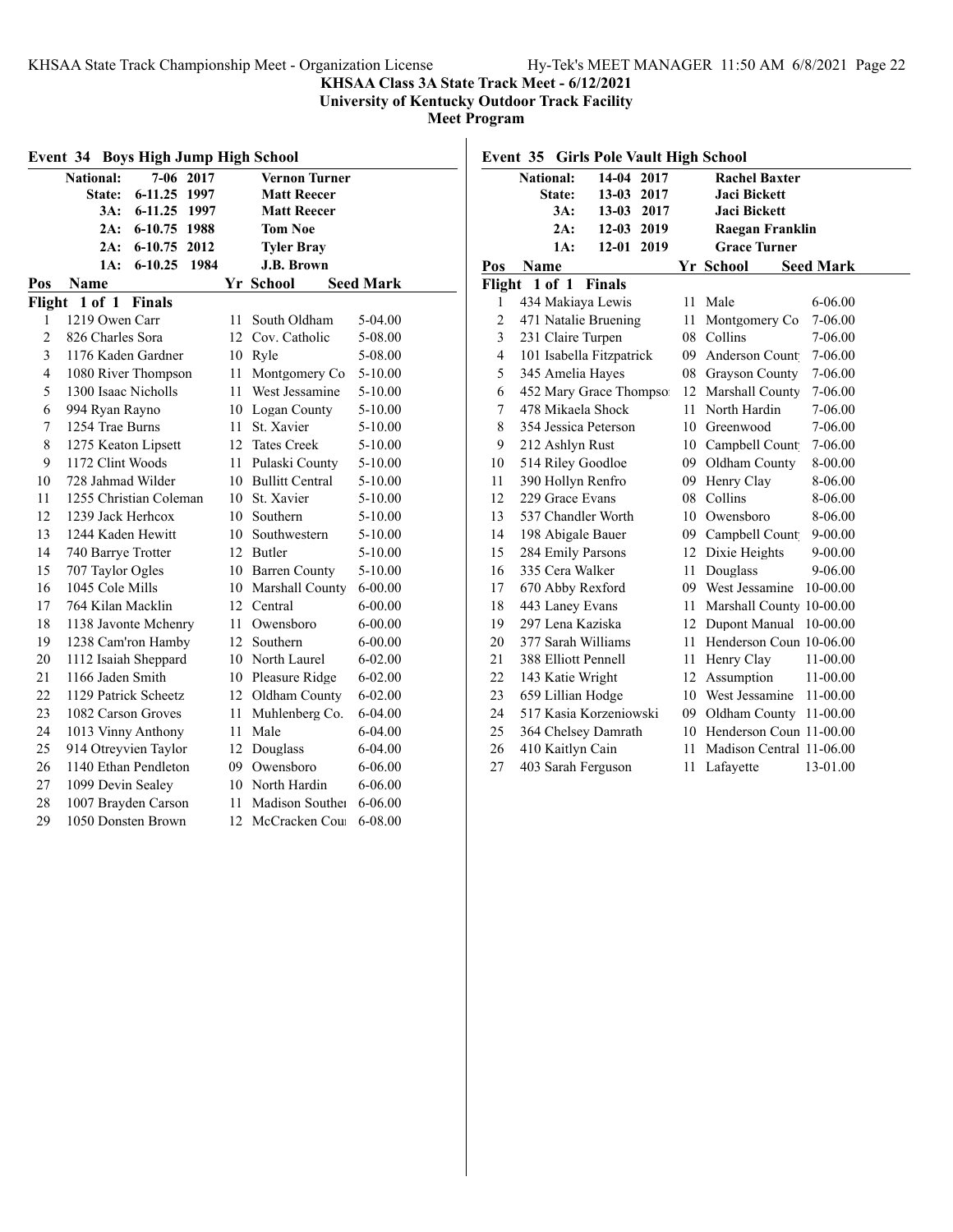**KHSAA Class 3A State Track Meet - 6/12/2021**
**University of Kentucky Outdoor Track Facility**
**Meet Program**

## Event 34 Boys High Jump High School

| Record | Mark | Year | Name |
|---|---|---|---|
| National: | 7-06 | 2017 | Vernon Turner |
| State: | 6-11.25 | 1997 | Matt Reecer |
| 3A: | 6-11.25 | 1997 | Matt Reecer |
| 2A: | 6-10.75 | 1988 | Tom Noe |
| 2A: | 6-10.75 | 2012 | Tyler Bray |
| 1A: | 6-10.25 | 1984 | J.B. Brown |

**Flight 1 of 1 Finals**

| Pos | Name | Yr | School | Seed Mark |
|---|---|---|---|---|
| 1 | 1219 Owen Carr | 11 | South Oldham | 5-04.00 |
| 2 | 826 Charles Sora | 12 | Cov. Catholic | 5-08.00 |
| 3 | 1176 Kaden Gardner | 10 | Ryle | 5-08.00 |
| 4 | 1080 River Thompson | 11 | Montgomery Co | 5-10.00 |
| 5 | 1300 Isaac Nicholls | 11 | West Jessamine | 5-10.00 |
| 6 | 994 Ryan Rayno | 10 | Logan County | 5-10.00 |
| 7 | 1254 Trae Burns | 11 | St. Xavier | 5-10.00 |
| 8 | 1275 Keaton Lipsett | 12 | Tates Creek | 5-10.00 |
| 9 | 1172 Clint Woods | 11 | Pulaski County | 5-10.00 |
| 10 | 728 Jahmad Wilder | 10 | Bullitt Central | 5-10.00 |
| 11 | 1255 Christian Coleman | 10 | St. Xavier | 5-10.00 |
| 12 | 1239 Jack Herhcox | 10 | Southern | 5-10.00 |
| 13 | 1244 Kaden Hewitt | 10 | Southwestern | 5-10.00 |
| 14 | 740 Barrye Trotter | 12 | Butler | 5-10.00 |
| 15 | 707 Taylor Ogles | 10 | Barren County | 5-10.00 |
| 16 | 1045 Cole Mills | 10 | Marshall County | 6-00.00 |
| 17 | 764 Kilan Macklin | 12 | Central | 6-00.00 |
| 18 | 1138 Javonte Mchenry | 11 | Owensboro | 6-00.00 |
| 19 | 1238 Cam'ron Hamby | 12 | Southern | 6-00.00 |
| 20 | 1112 Isaiah Sheppard | 10 | North Laurel | 6-02.00 |
| 21 | 1166 Jaden Smith | 10 | Pleasure Ridge | 6-02.00 |
| 22 | 1129 Patrick Scheetz | 12 | Oldham County | 6-02.00 |
| 23 | 1082 Carson Groves | 11 | Muhlenberg Co. | 6-04.00 |
| 24 | 1013 Vinny Anthony | 11 | Male | 6-04.00 |
| 25 | 914 Otreyvien Taylor | 12 | Douglass | 6-04.00 |
| 26 | 1140 Ethan Pendleton | 09 | Owensboro | 6-06.00 |
| 27 | 1099 Devin Sealey | 10 | North Hardin | 6-06.00 |
| 28 | 1007 Brayden Carson | 11 | Madison Souther | 6-06.00 |
| 29 | 1050 Donsten Brown | 12 | McCracken Cou | 6-08.00 |

## Event 35 Girls Pole Vault High School

| Record | Mark | Year | Name |
|---|---|---|---|
| National: | 14-04 | 2017 | Rachel Baxter |
| State: | 13-03 | 2017 | Jaci Bickett |
| 3A: | 13-03 | 2017 | Jaci Bickett |
| 2A: | 12-03 | 2019 | Raegan Franklin |
| 1A: | 12-01 | 2019 | Grace Turner |

**Flight 1 of 1 Finals**

| Pos | Name | Yr | School | Seed Mark |
|---|---|---|---|---|
| 1 | 434 Makiaya Lewis | 11 | Male | 6-06.00 |
| 2 | 471 Natalie Bruening | 11 | Montgomery Co | 7-06.00 |
| 3 | 231 Claire Turpen | 08 | Collins | 7-06.00 |
| 4 | 101 Isabella Fitzpatrick | 09 | Anderson Count | 7-06.00 |
| 5 | 345 Amelia Hayes | 08 | Grayson County | 7-06.00 |
| 6 | 452 Mary Grace Thompso | 12 | Marshall County | 7-06.00 |
| 7 | 478 Mikaela Shock | 11 | North Hardin | 7-06.00 |
| 8 | 354 Jessica Peterson | 10 | Greenwood | 7-06.00 |
| 9 | 212 Ashlyn Rust | 10 | Campbell Count | 7-06.00 |
| 10 | 514 Riley Goodloe | 09 | Oldham County | 8-00.00 |
| 11 | 390 Hollyn Renfro | 09 | Henry Clay | 8-06.00 |
| 12 | 229 Grace Evans | 08 | Collins | 8-06.00 |
| 13 | 537 Chandler Worth | 10 | Owensboro | 8-06.00 |
| 14 | 198 Abigale Bauer | 09 | Campbell Count | 9-00.00 |
| 15 | 284 Emily Parsons | 12 | Dixie Heights | 9-00.00 |
| 16 | 335 Cera Walker | 11 | Douglass | 9-06.00 |
| 17 | 670 Abby Rexford | 09 | West Jessamine | 10-00.00 |
| 18 | 443 Laney Evans | 11 | Marshall County | 10-00.00 |
| 19 | 297 Lena Kaziska | 12 | Dupont Manual | 10-00.00 |
| 20 | 377 Sarah Williams | 11 | Henderson Coun | 10-06.00 |
| 21 | 388 Elliott Pennell | 11 | Henry Clay | 11-00.00 |
| 22 | 143 Katie Wright | 12 | Assumption | 11-00.00 |
| 23 | 659 Lillian Hodge | 10 | West Jessamine | 11-00.00 |
| 24 | 517 Kasia Korzeniowski | 09 | Oldham County | 11-00.00 |
| 25 | 364 Chelsey Damrath | 10 | Henderson Coun | 11-00.00 |
| 26 | 410 Kaitlyn Cain | 11 | Madison Central | 11-06.00 |
| 27 | 403 Sarah Ferguson | 11 | Lafayette | 13-01.00 |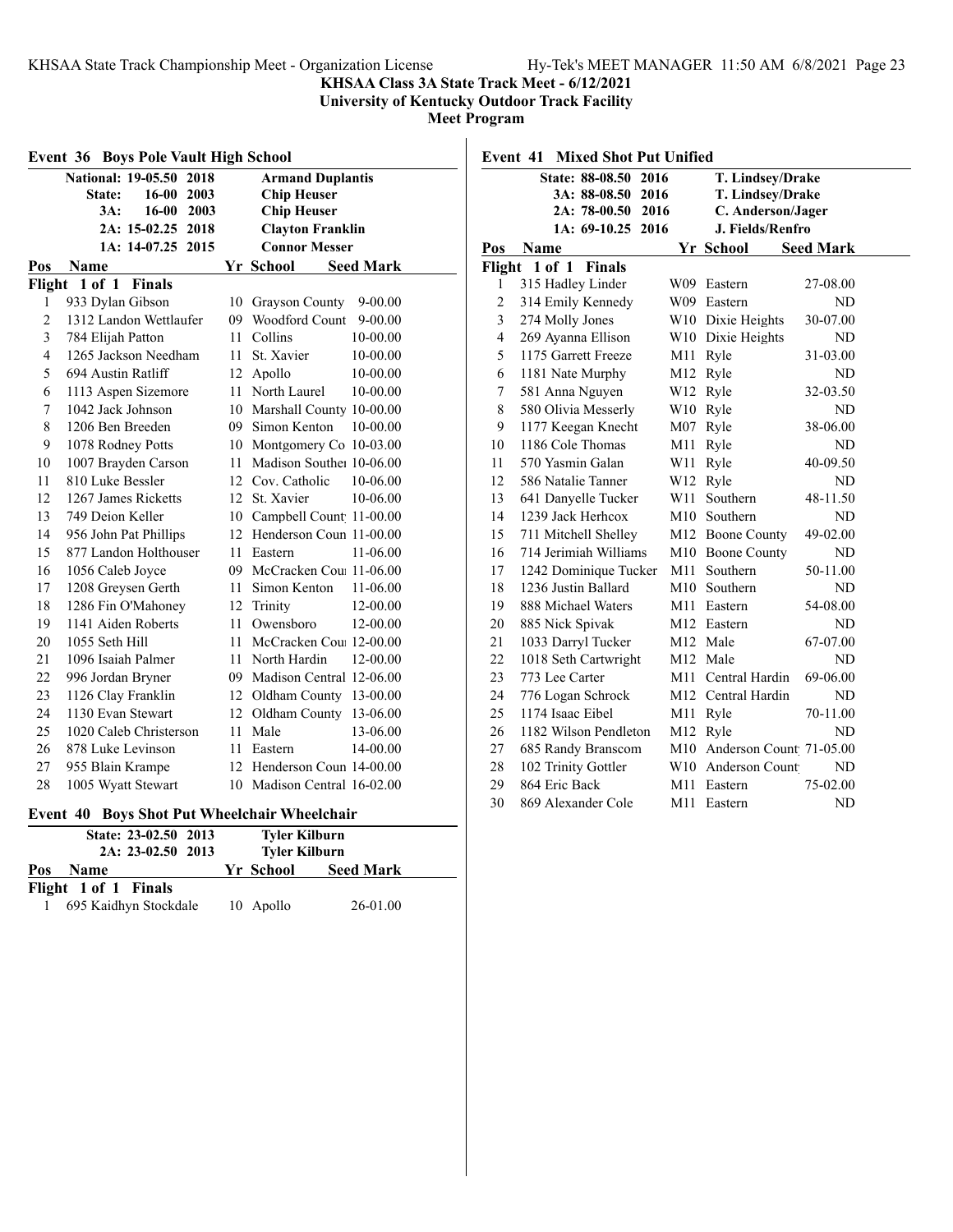# KHSAA Class 3A State Track Meet - 6/12/2021

**University of Kentucky Outdoor Track Facility**

**Meet Program**

## Event 36 Boys Pole Vault High School

| Record | Mark | Year | Holder |
|---|---|---|---|
| National: | 19-05.50 | 2018 | Armand Duplantis |
| State: | 16-00 | 2003 | Chip Heuser |
| 3A: | 16-00 | 2003 | Chip Heuser |
| 2A: | 15-02.25 | 2018 | Clayton Franklin |
| 1A: | 14-07.25 | 2015 | Connor Messer |

**Flight 1 of 1 Finals**

| Pos | Name | Yr | School | Seed Mark |
|---|---|---|---|---|
| 1 | 933 Dylan Gibson | 10 | Grayson County | 9-00.00 |
| 2 | 1312 Landon Wettlaufer | 09 | Woodford Count | 9-00.00 |
| 3 | 784 Elijah Patton | 11 | Collins | 10-00.00 |
| 4 | 1265 Jackson Needham | 11 | St. Xavier | 10-00.00 |
| 5 | 694 Austin Ratliff | 12 | Apollo | 10-00.00 |
| 6 | 1113 Aspen Sizemore | 11 | North Laurel | 10-00.00 |
| 7 | 1042 Jack Johnson | 10 | Marshall County | 10-00.00 |
| 8 | 1206 Ben Breeden | 09 | Simon Kenton | 10-00.00 |
| 9 | 1078 Rodney Potts | 10 | Montgomery Co | 10-03.00 |
| 10 | 1007 Brayden Carson | 11 | Madison Souther | 10-06.00 |
| 11 | 810 Luke Bessler | 12 | Cov. Catholic | 10-06.00 |
| 12 | 1267 James Ricketts | 12 | St. Xavier | 10-06.00 |
| 13 | 749 Deion Keller | 10 | Campbell Count | 11-00.00 |
| 14 | 956 John Pat Phillips | 12 | Henderson Coun | 11-00.00 |
| 15 | 877 Landon Holthouser | 11 | Eastern | 11-06.00 |
| 16 | 1056 Caleb Joyce | 09 | McCracken Cou | 11-06.00 |
| 17 | 1208 Greysen Gerth | 11 | Simon Kenton | 11-06.00 |
| 18 | 1286 Fin O'Mahoney | 12 | Trinity | 12-00.00 |
| 19 | 1141 Aiden Roberts | 11 | Owensboro | 12-00.00 |
| 20 | 1055 Seth Hill | 11 | McCracken Cou | 12-00.00 |
| 21 | 1096 Isaiah Palmer | 11 | North Hardin | 12-00.00 |
| 22 | 996 Jordan Bryner | 09 | Madison Central | 12-06.00 |
| 23 | 1126 Clay Franklin | 12 | Oldham County | 13-00.00 |
| 24 | 1130 Evan Stewart | 12 | Oldham County | 13-06.00 |
| 25 | 1020 Caleb Christerson | 11 | Male | 13-06.00 |
| 26 | 878 Luke Levinson | 11 | Eastern | 14-00.00 |
| 27 | 955 Blain Krampe | 12 | Henderson Coun | 14-00.00 |
| 28 | 1005 Wyatt Stewart | 10 | Madison Central | 16-02.00 |

## Event 40 Boys Shot Put Wheelchair Wheelchair

| Record | Mark | Year | Holder |
|---|---|---|---|
| State: | 23-02.50 | 2013 | Tyler Kilburn |
| 2A: | 23-02.50 | 2013 | Tyler Kilburn |

**Flight 1 of 1 Finals**

| Pos | Name | Yr | School | Seed Mark |
|---|---|---|---|---|
| 1 | 695 Kaidhyn Stockdale | 10 | Apollo | 26-01.00 |

## Event 41 Mixed Shot Put Unified

| Record | Mark | Year | Holder |
|---|---|---|---|
| State: | 88-08.50 | 2016 | T. Lindsey/Drake |
| 3A: | 88-08.50 | 2016 | T. Lindsey/Drake |
| 2A: | 78-00.50 | 2016 | C. Anderson/Jager |
| 1A: | 69-10.25 | 2016 | J. Fields/Renfro |

**Flight 1 of 1 Finals**

| Pos | Name | Yr | School | Seed Mark |
|---|---|---|---|---|
| 1 | 315 Hadley Linder | W09 | Eastern | 27-08.00 |
| 2 | 314 Emily Kennedy | W09 | Eastern | ND |
| 3 | 274 Molly Jones | W10 | Dixie Heights | 30-07.00 |
| 4 | 269 Ayanna Ellison | W10 | Dixie Heights | ND |
| 5 | 1175 Garrett Freeze | M11 | Ryle | 31-03.00 |
| 6 | 1181 Nate Murphy | M12 | Ryle | ND |
| 7 | 581 Anna Nguyen | W12 | Ryle | 32-03.50 |
| 8 | 580 Olivia Messerly | W10 | Ryle | ND |
| 9 | 1177 Keegan Knecht | M07 | Ryle | 38-06.00 |
| 10 | 1186 Cole Thomas | M11 | Ryle | ND |
| 11 | 570 Yasmin Galan | W11 | Ryle | 40-09.50 |
| 12 | 586 Natalie Tanner | W12 | Ryle | ND |
| 13 | 641 Danyelle Tucker | W11 | Southern | 48-11.50 |
| 14 | 1239 Jack Herhcox | M10 | Southern | ND |
| 15 | 711 Mitchell Shelley | M12 | Boone County | 49-02.00 |
| 16 | 714 Jerimiah Williams | M10 | Boone County | ND |
| 17 | 1242 Dominique Tucker | M11 | Southern | 50-11.00 |
| 18 | 1236 Justin Ballard | M10 | Southern | ND |
| 19 | 888 Michael Waters | M11 | Eastern | 54-08.00 |
| 20 | 885 Nick Spivak | M12 | Eastern | ND |
| 21 | 1033 Darryl Tucker | M12 | Male | 67-07.00 |
| 22 | 1018 Seth Cartwright | M12 | Male | ND |
| 23 | 773 Lee Carter | M11 | Central Hardin | 69-06.00 |
| 24 | 776 Logan Schrock | M12 | Central Hardin | ND |
| 25 | 1174 Isaac Eibel | M11 | Ryle | 70-11.00 |
| 26 | 1182 Wilson Pendleton | M12 | Ryle | ND |
| 27 | 685 Randy Branscom | M10 | Anderson Count | 71-05.00 |
| 28 | 102 Trinity Gottler | W10 | Anderson Count | ND |
| 29 | 864 Eric Back | M11 | Eastern | 75-02.00 |
| 30 | 869 Alexander Cole | M11 | Eastern | ND |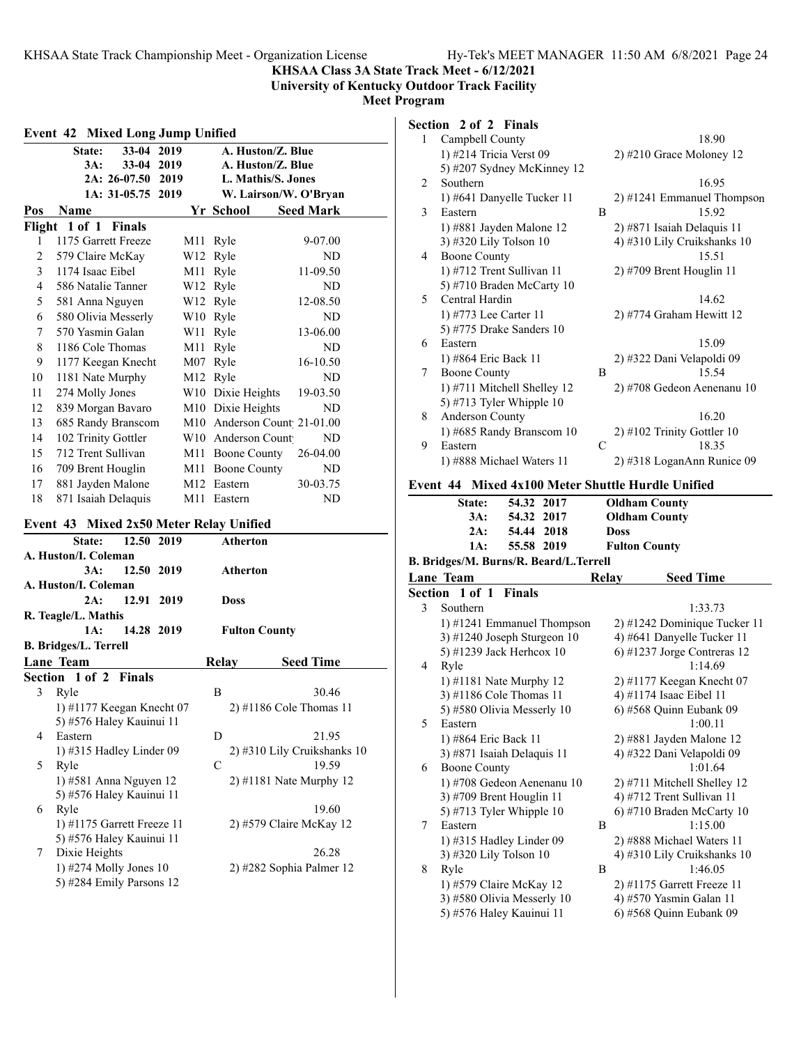## Event 42 Mixed Long Jump Unified

| | | | | |
|---|---|---|---|---|
| State: | 33-04 | 2019 | A. Huston/Z. Blue | |
| 3A: | 33-04 | 2019 | A. Huston/Z. Blue | |
| 2A: | 26-07.50 | 2019 | L. Mathis/S. Jones | |
| 1A: | 31-05.75 | 2019 | W. Lairson/W. O'Bryan | |

| Pos | Name | Yr | School | Seed Mark |
|---|---|---|---|---|
| **Flight 1 of 1 Finals** | | | | |
| 1 | 1175 Garrett Freeze | M11 | Ryle | 9-07.00 |
| 2 | 579 Claire McKay | W12 | Ryle | ND |
| 3 | 1174 Isaac Eibel | M11 | Ryle | 11-09.50 |
| 4 | 586 Natalie Tanner | W12 | Ryle | ND |
| 5 | 581 Anna Nguyen | W12 | Ryle | 12-08.50 |
| 6 | 580 Olivia Messerly | W10 | Ryle | ND |
| 7 | 570 Yasmin Galan | W11 | Ryle | 13-06.00 |
| 8 | 1186 Cole Thomas | M11 | Ryle | ND |
| 9 | 1177 Keegan Knecht | M07 | Ryle | 16-10.50 |
| 10 | 1181 Nate Murphy | M12 | Ryle | ND |
| 11 | 274 Molly Jones | W10 | Dixie Heights | 19-03.50 |
| 12 | 839 Morgan Bavaro | M10 | Dixie Heights | ND |
| 13 | 685 Randy Branscom | M10 | Anderson Count | 21-01.00 |
| 14 | 102 Trinity Gottler | W10 | Anderson Count | ND |
| 15 | 712 Trent Sullivan | M11 | Boone County | 26-04.00 |
| 16 | 709 Brent Houglin | M11 | Boone County | ND |
| 17 | 881 Jayden Malone | M12 | Eastern | 30-03.75 |
| 18 | 871 Isaiah Delaquis | M11 | Eastern | ND |

## Event 43 Mixed 2x50 Meter Relay Unified

| | | | |
|---|---|---|---|
| State: | 12.50 | 2019 | Atherton |
| A. Huston/I. Coleman | | | |
| 3A: | 12.50 | 2019 | Atherton |
| A. Huston/I. Coleman | | | |
| 2A: | 12.91 | 2019 | Doss |
| R. Teagle/L. Mathis | | | |
| 1A: | 14.28 | 2019 | Fulton County |
| B. Bridges/L. Terrell | | | |

| Lane | Team | Relay | Seed Time |
|---|---|---|---|
| **Section 1 of 2 Finals** | | | |
| 3 | Ryle | B | 30.46 |
| | 1) #1177 Keegan Knecht 07; 2) #1186 Cole Thomas 11; 5) #576 Haley Kauinui 11 | | |
| 4 | Eastern | D | 21.95 |
| | 1) #315 Hadley Linder 09; 2) #310 Lily Cruikshanks 10 | | |
| 5 | Ryle | C | 19.59 |
| | 1) #581 Anna Nguyen 12; 2) #1181 Nate Murphy 12; 5) #576 Haley Kauinui 11 | | |
| 6 | Ryle | | 19.60 |
| | 1) #1175 Garrett Freeze 11; 2) #579 Claire McKay 12; 5) #576 Haley Kauinui 11 | | |
| 7 | Dixie Heights | | 26.28 |
| | 1) #274 Molly Jones 10; 2) #282 Sophia Palmer 12; 5) #284 Emily Parsons 12 | | |
| **Section 2 of 2 Finals** | | | |
| 1 | Campbell County | | 18.90 |
| | 1) #214 Tricia Verst 09; 2) #210 Grace Moloney 12; 5) #207 Sydney McKinney 12 | | |
| 2 | Southern | | 16.95 |
| | 1) #641 Danyelle Tucker 11; 2) #1241 Emmanuel Thompson | | |
| 3 | Eastern | B | 15.92 |
| | 1) #881 Jayden Malone 12; 2) #871 Isaiah Delaquis 11; 3) #320 Lily Tolson 10; 4) #310 Lily Cruikshanks 10 | | |
| 4 | Boone County | | 15.51 |
| | 1) #712 Trent Sullivan 11; 2) #709 Brent Houglin 11; 5) #710 Braden McCarty 10 | | |
| 5 | Central Hardin | | 14.62 |
| | 1) #773 Lee Carter 11; 2) #774 Graham Hewitt 12; 5) #775 Drake Sanders 10 | | |
| 6 | Eastern | | 15.09 |
| | 1) #864 Eric Back 11; 2) #322 Dani Velapoldi 09 | | |
| 7 | Boone County | B | 15.54 |
| | 1) #711 Mitchell Shelley 12; 2) #708 Gedeon Aenenanu 10; 5) #713 Tyler Whipple 10 | | |
| 8 | Anderson County | | 16.20 |
| | 1) #685 Randy Branscom 10; 2) #102 Trinity Gottler 10 | | |
| 9 | Eastern | C | 18.35 |
| | 1) #888 Michael Waters 11; 2) #318 LoganAnn Runice 09 | | |

## Event 44 Mixed 4x100 Meter Shuttle Hurdle Unified

| | | | |
|---|---|---|---|
| State: | 54.32 | 2017 | Oldham County |
| 3A: | 54.32 | 2017 | Oldham County |
| 2A: | 54.44 | 2018 | Doss |
| 1A: | 55.58 | 2019 | Fulton County |
| B. Bridges/M. Burns/R. Beard/L.Terrell | | | |

| Lane | Team | Relay | Seed Time |
|---|---|---|---|
| **Section 1 of 1 Finals** | | | |
| 3 | Southern | | 1:33.73 |
| | 1) #1241 Emmanuel Thompson; 2) #1242 Dominique Tucker 11; 3) #1240 Joseph Sturgeon 10; 4) #641 Danyelle Tucker 11; 5) #1239 Jack Herhcox 10; 6) #1237 Jorge Contreras 12 | | |
| 4 | Ryle | | 1:14.69 |
| | 1) #1181 Nate Murphy 12; 2) #1177 Keegan Knecht 07; 3) #1186 Cole Thomas 11; 4) #1174 Isaac Eibel 11; 5) #580 Olivia Messerly 10; 6) #568 Quinn Eubank 09 | | |
| 5 | Eastern | | 1:00.11 |
| | 1) #864 Eric Back 11; 2) #881 Jayden Malone 12; 3) #871 Isaiah Delaquis 11; 4) #322 Dani Velapoldi 09 | | |
| 6 | Boone County | | 1:01.64 |
| | 1) #708 Gedeon Aenenanu 10; 2) #711 Mitchell Shelley 12; 3) #709 Brent Houglin 11; 4) #712 Trent Sullivan 11; 5) #713 Tyler Whipple 10; 6) #710 Braden McCarty 10 | | |
| 7 | Eastern | B | 1:15.00 |
| | 1) #315 Hadley Linder 09; 2) #888 Michael Waters 11; 3) #320 Lily Tolson 10; 4) #310 Lily Cruikshanks 10 | | |
| 8 | Ryle | B | 1:46.05 |
| | 1) #579 Claire McKay 12; 2) #1175 Garrett Freeze 11; 3) #580 Olivia Messerly 10; 4) #570 Yasmin Galan 11; 5) #576 Haley Kauinui 11; 6) #568 Quinn Eubank 09 | | |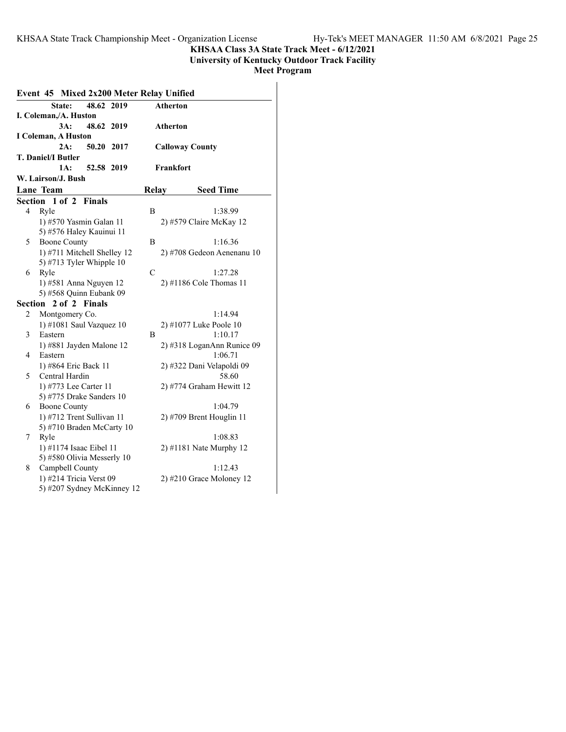**KHSAA Class 3A State Track Meet - 6/12/2021**
**University of Kentucky Outdoor Track Facility**
**Meet Program**

## Event 45 Mixed 2x200 Meter Relay Unified

| | | | |
|---|---|---|---|
| State: | 48.62 | 2019 | Atherton |
| | I. Coleman,/A. Huston | | |
| 3A: | 48.62 | 2019 | Atherton |
| | I Coleman, A Huston | | |
| 2A: | 50.20 | 2017 | Calloway County |
| | T. Daniel/I Butler | | |
| 1A: | 52.58 | 2019 | Frankfort |
| | W. Lairson/J. Bush | | |

| Lane | Team | Relay | Seed Time |
|---|---|---|---|
| **Section 1 of 2 Finals** | | | |
| 4 | Ryle | B | 1:38.99 |
| | 1) #570 Yasmin Galan 11; 2) #579 Claire McKay 12; 5) #576 Haley Kauinui 11 | | |
| 5 | Boone County | B | 1:16.36 |
| | 1) #711 Mitchell Shelley 12; 2) #708 Gedeon Aenenanu 10; 5) #713 Tyler Whipple 10 | | |
| 6 | Ryle | C | 1:27.28 |
| | 1) #581 Anna Nguyen 12; 2) #1186 Cole Thomas 11; 5) #568 Quinn Eubank 09 | | |
| **Section 2 of 2 Finals** | | | |
| 2 | Montgomery Co. | | 1:14.94 |
| | 1) #1081 Saul Vazquez 10; 2) #1077 Luke Poole 10 | | |
| 3 | Eastern | B | 1:10.17 |
| | 1) #881 Jayden Malone 12; 2) #318 LoganAnn Runice 09 | | |
| 4 | Eastern | | 1:06.71 |
| | 1) #864 Eric Back 11; 2) #322 Dani Velapoldi 09 | | |
| 5 | Central Hardin | | 58.60 |
| | 1) #773 Lee Carter 11; 2) #774 Graham Hewitt 12; 5) #775 Drake Sanders 10 | | |
| 6 | Boone County | | 1:04.79 |
| | 1) #712 Trent Sullivan 11; 2) #709 Brent Houglin 11; 5) #710 Braden McCarty 10 | | |
| 7 | Ryle | | 1:08.83 |
| | 1) #1174 Isaac Eibel 11; 2) #1181 Nate Murphy 12; 5) #580 Olivia Messerly 10 | | |
| 8 | Campbell County | | 1:12.43 |
| | 1) #214 Tricia Verst 09; 2) #210 Grace Moloney 12; 5) #207 Sydney McKinney 12 | | |